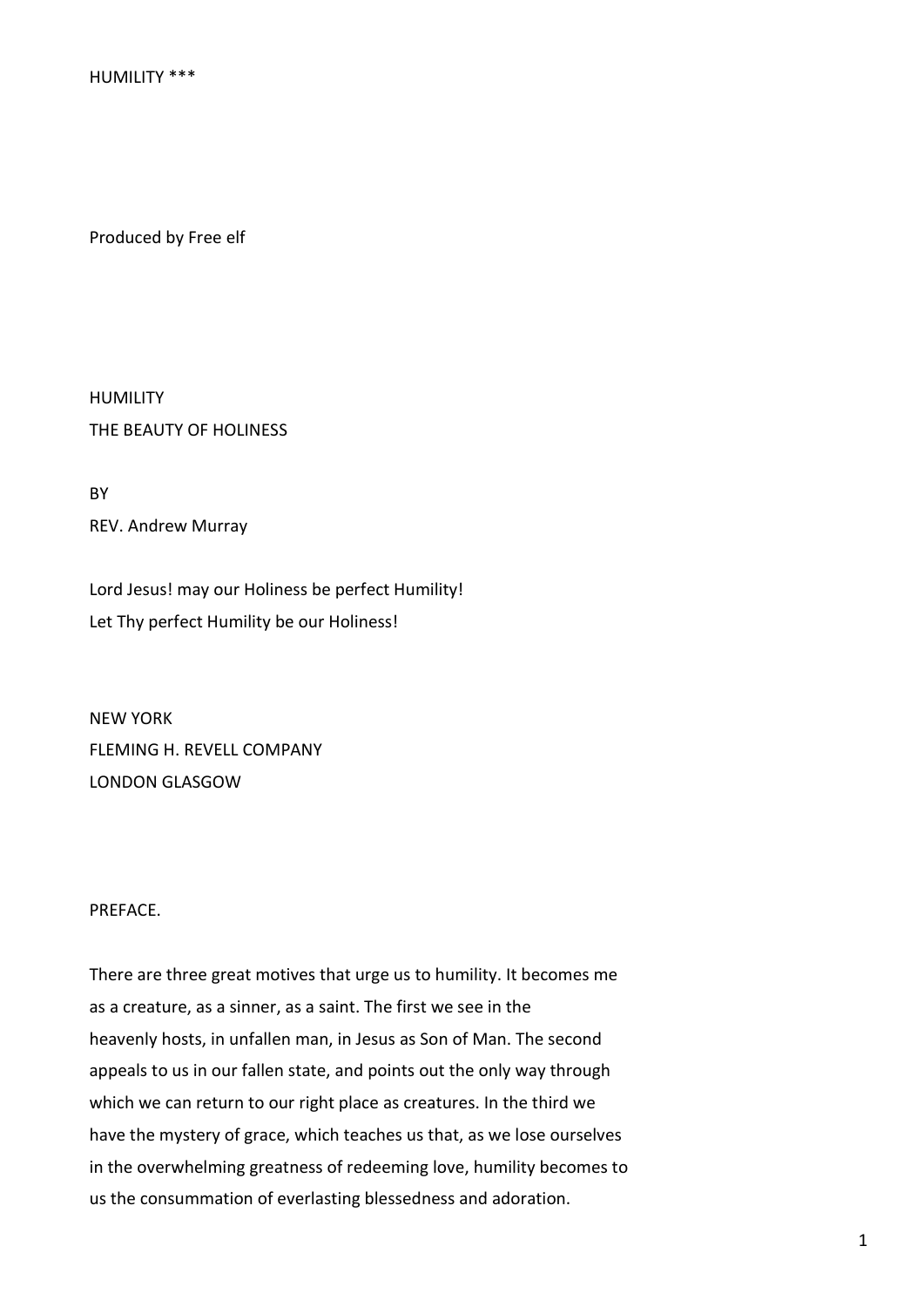HUMILITY ***

Produced by Free elf

# HUMILITY
## THE BEAUTY OF HOLINESS

BY

REV. Andrew Murray

Lord Jesus! may our Holiness be perfect Humility!
Let Thy perfect Humility be our Holiness!

NEW YORK
FLEMING H. REVELL COMPANY
LONDON GLASGOW

## PREFACE.

There are three great motives that urge us to humility. It becomes me as a creature, as a sinner, as a saint. The first we see in the heavenly hosts, in unfallen man, in Jesus as Son of Man. The second appeals to us in our fallen state, and points out the only way through which we can return to our right place as creatures. In the third we have the mystery of grace, which teaches us that, as we lose ourselves in the overwhelming greatness of redeeming love, humility becomes to us the consummation of everlasting blessedness and adoration.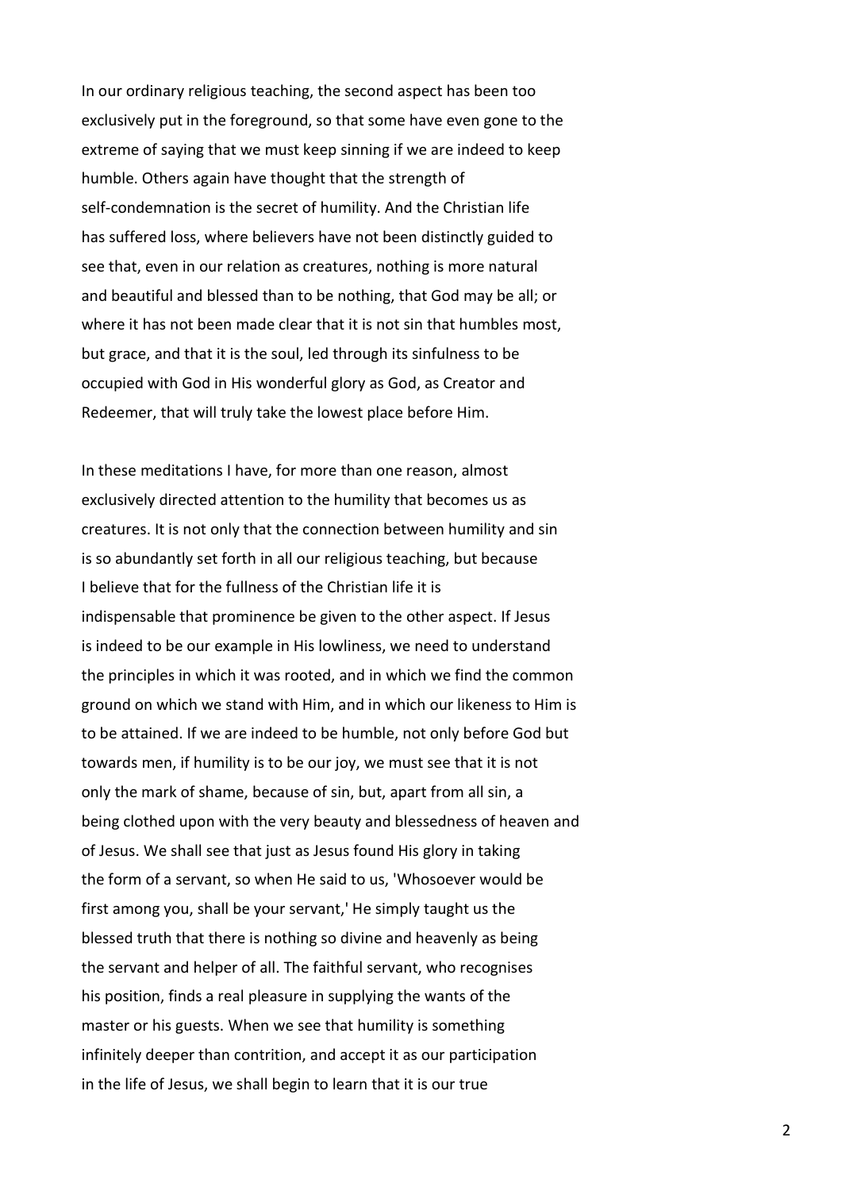In our ordinary religious teaching, the second aspect has been too exclusively put in the foreground, so that some have even gone to the extreme of saying that we must keep sinning if we are indeed to keep humble. Others again have thought that the strength of self-condemnation is the secret of humility. And the Christian life has suffered loss, where believers have not been distinctly guided to see that, even in our relation as creatures, nothing is more natural and beautiful and blessed than to be nothing, that God may be all; or where it has not been made clear that it is not sin that humbles most, but grace, and that it is the soul, led through its sinfulness to be occupied with God in His wonderful glory as God, as Creator and Redeemer, that will truly take the lowest place before Him.

In these meditations I have, for more than one reason, almost exclusively directed attention to the humility that becomes us as creatures. It is not only that the connection between humility and sin is so abundantly set forth in all our religious teaching, but because I believe that for the fullness of the Christian life it is indispensable that prominence be given to the other aspect. If Jesus is indeed to be our example in His lowliness, we need to understand the principles in which it was rooted, and in which we find the common ground on which we stand with Him, and in which our likeness to Him is to be attained. If we are indeed to be humble, not only before God but towards men, if humility is to be our joy, we must see that it is not only the mark of shame, because of sin, but, apart from all sin, a being clothed upon with the very beauty and blessedness of heaven and of Jesus. We shall see that just as Jesus found His glory in taking the form of a servant, so when He said to us, 'Whosoever would be first among you, shall be your servant,' He simply taught us the blessed truth that there is nothing so divine and heavenly as being the servant and helper of all. The faithful servant, who recognises his position, finds a real pleasure in supplying the wants of the master or his guests. When we see that humility is something infinitely deeper than contrition, and accept it as our participation in the life of Jesus, we shall begin to learn that it is our true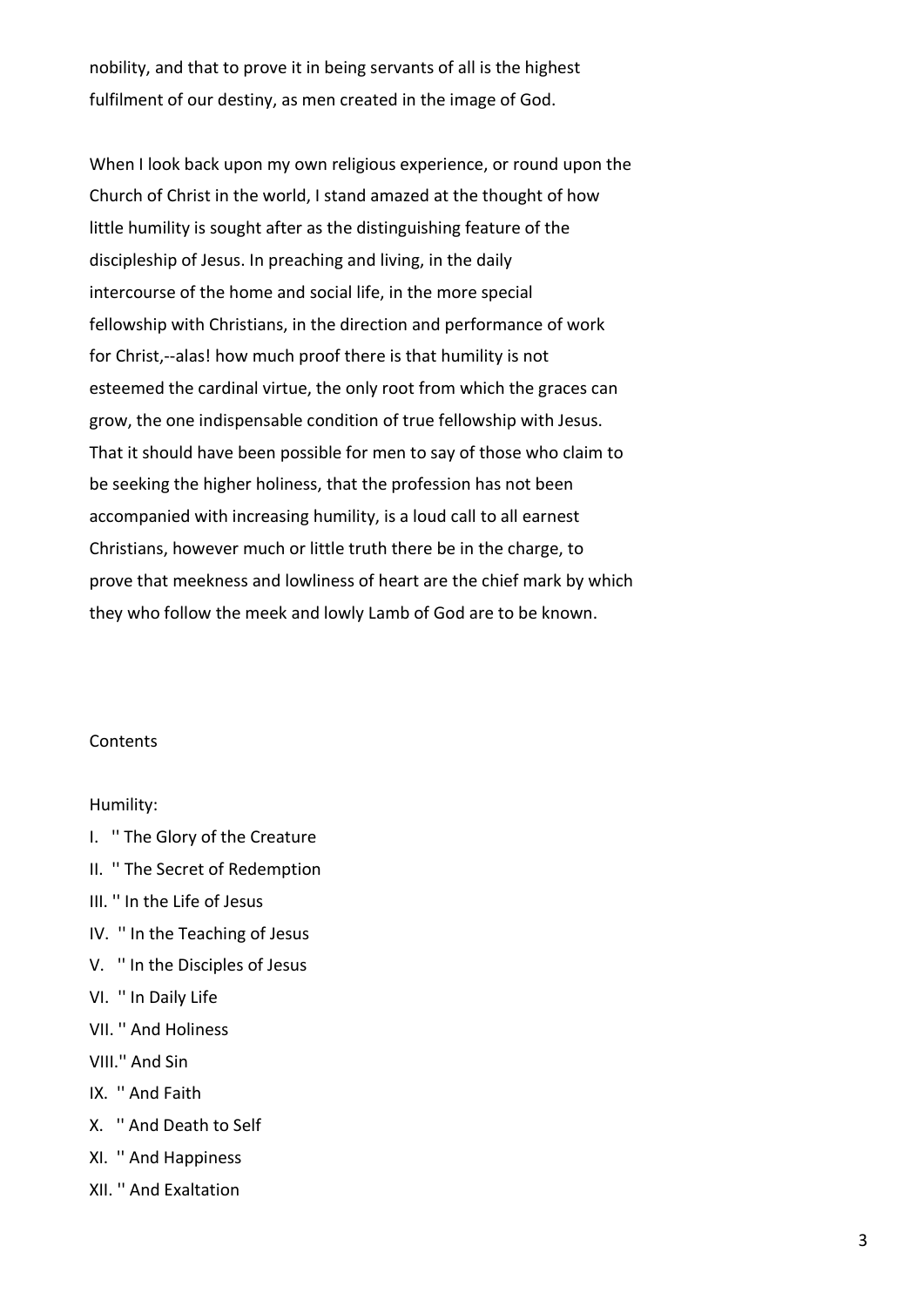nobility, and that to prove it in being servants of all is the highest fulfilment of our destiny, as men created in the image of God.

When I look back upon my own religious experience, or round upon the Church of Christ in the world, I stand amazed at the thought of how little humility is sought after as the distinguishing feature of the discipleship of Jesus. In preaching and living, in the daily intercourse of the home and social life, in the more special fellowship with Christians, in the direction and performance of work for Christ,--alas! how much proof there is that humility is not esteemed the cardinal virtue, the only root from which the graces can grow, the one indispensable condition of true fellowship with Jesus. That it should have been possible for men to say of those who claim to be seeking the higher holiness, that the profession has not been accompanied with increasing humility, is a loud call to all earnest Christians, however much or little truth there be in the charge, to prove that meekness and lowliness of heart are the chief mark by which they who follow the meek and lowly Lamb of God are to be known.

## Contents

Humility:

I. '' The Glory of the Creature

II. '' The Secret of Redemption

III. '' In the Life of Jesus

IV. '' In the Teaching of Jesus

V. '' In the Disciples of Jesus

VI. '' In Daily Life

VII. '' And Holiness

VIII.'' And Sin

IX. '' And Faith

X. '' And Death to Self

XI. '' And Happiness

XII. '' And Exaltation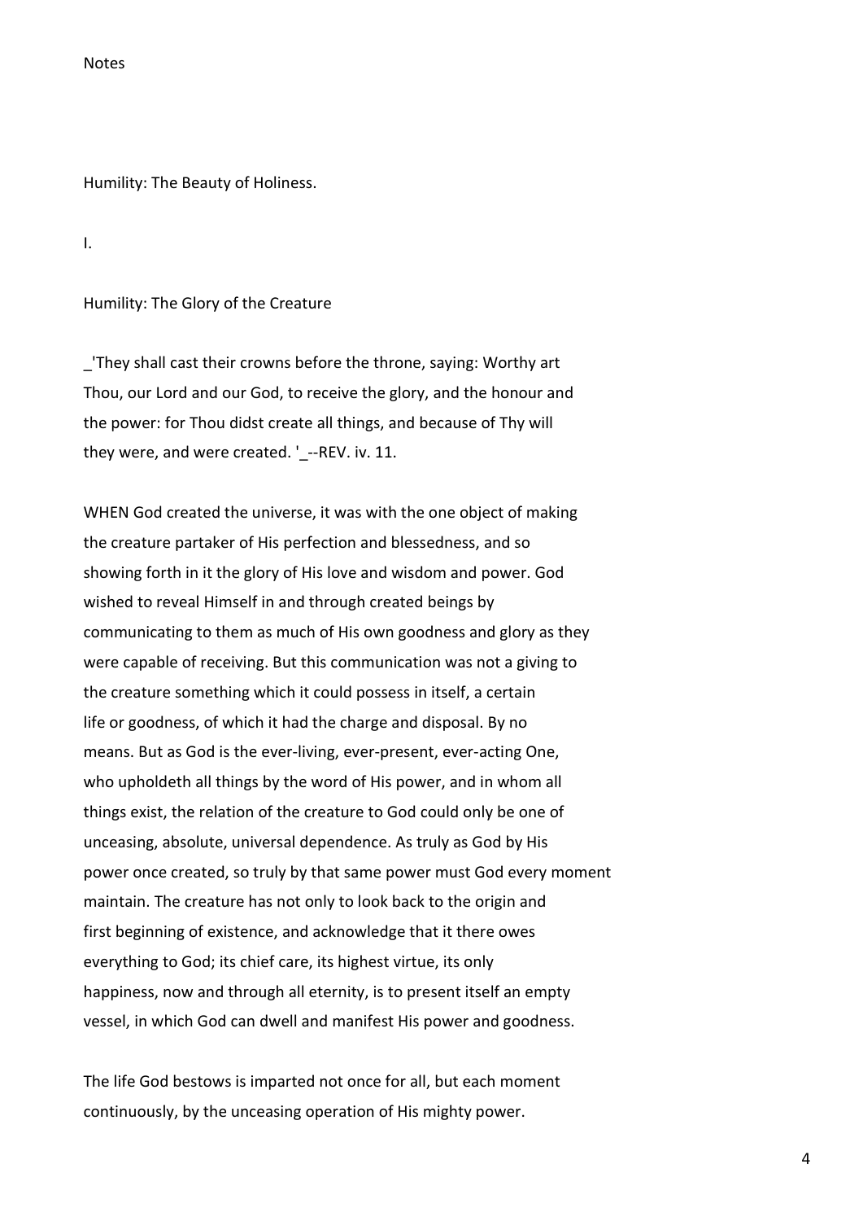Notes

# Humility: The Beauty of Holiness.

## I.

## Humility: The Glory of the Creature

_'They shall cast their crowns before the throne, saying: Worthy art Thou, our Lord and our God, to receive the glory, and the honour and the power: for Thou didst create all things, and because of Thy will they were, and were created. '_--REV. iv. 11.

WHEN God created the universe, it was with the one object of making the creature partaker of His perfection and blessedness, and so showing forth in it the glory of His love and wisdom and power. God wished to reveal Himself in and through created beings by communicating to them as much of His own goodness and glory as they were capable of receiving. But this communication was not a giving to the creature something which it could possess in itself, a certain life or goodness, of which it had the charge and disposal. By no means. But as God is the ever-living, ever-present, ever-acting One, who upholdeth all things by the word of His power, and in whom all things exist, the relation of the creature to God could only be one of unceasing, absolute, universal dependence. As truly as God by His power once created, so truly by that same power must God every moment maintain. The creature has not only to look back to the origin and first beginning of existence, and acknowledge that it there owes everything to God; its chief care, its highest virtue, its only happiness, now and through all eternity, is to present itself an empty vessel, in which God can dwell and manifest His power and goodness.

The life God bestows is imparted not once for all, but each moment continuously, by the unceasing operation of His mighty power.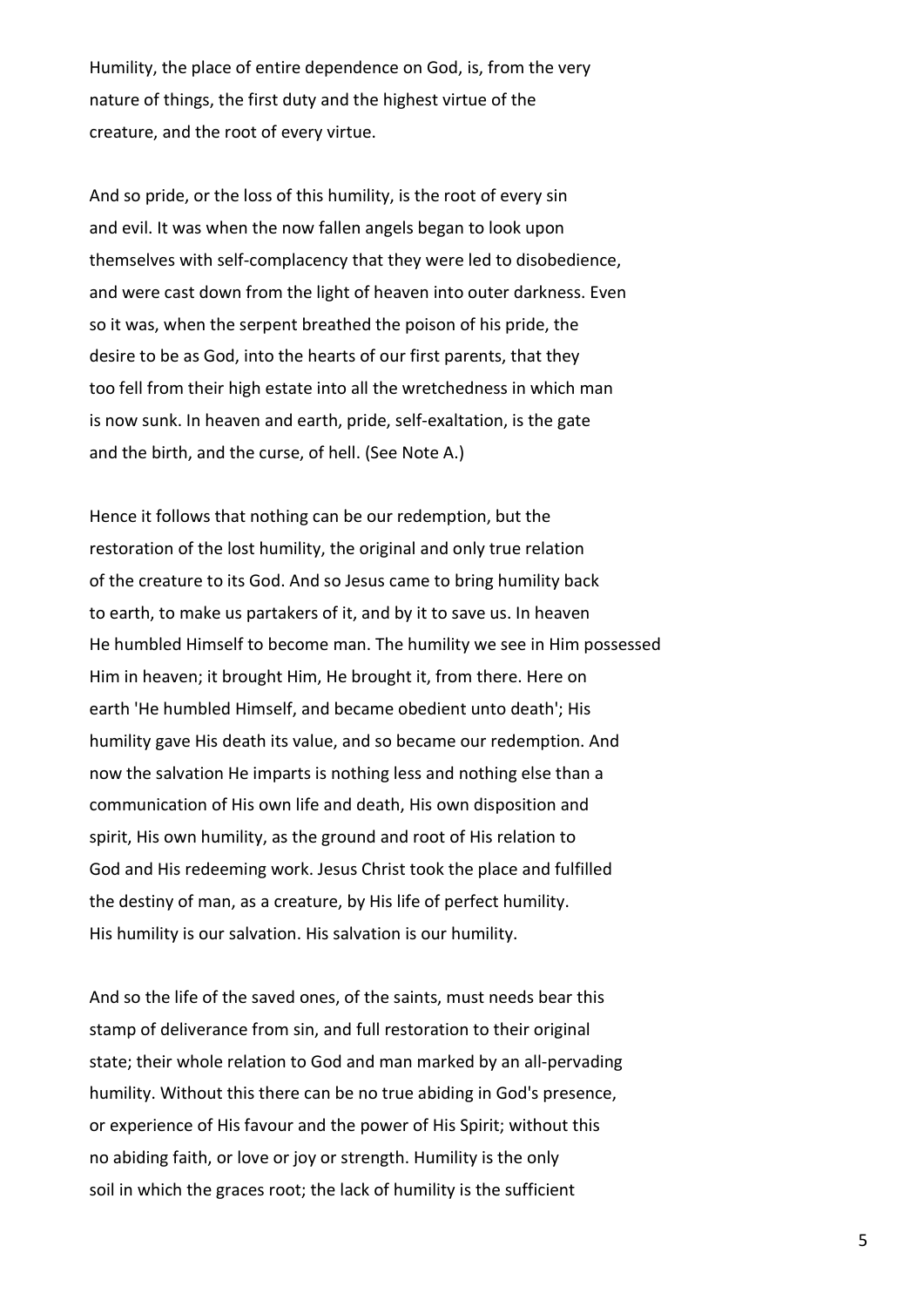Humility, the place of entire dependence on God, is, from the very nature of things, the first duty and the highest virtue of the creature, and the root of every virtue.

And so pride, or the loss of this humility, is the root of every sin and evil. It was when the now fallen angels began to look upon themselves with self-complacency that they were led to disobedience, and were cast down from the light of heaven into outer darkness. Even so it was, when the serpent breathed the poison of his pride, the desire to be as God, into the hearts of our first parents, that they too fell from their high estate into all the wretchedness in which man is now sunk. In heaven and earth, pride, self-exaltation, is the gate and the birth, and the curse, of hell. (See Note A.)

Hence it follows that nothing can be our redemption, but the restoration of the lost humility, the original and only true relation of the creature to its God. And so Jesus came to bring humility back to earth, to make us partakers of it, and by it to save us. In heaven He humbled Himself to become man. The humility we see in Him possessed Him in heaven; it brought Him, He brought it, from there. Here on earth 'He humbled Himself, and became obedient unto death'; His humility gave His death its value, and so became our redemption. And now the salvation He imparts is nothing less and nothing else than a communication of His own life and death, His own disposition and spirit, His own humility, as the ground and root of His relation to God and His redeeming work. Jesus Christ took the place and fulfilled the destiny of man, as a creature, by His life of perfect humility. His humility is our salvation. His salvation is our humility.

And so the life of the saved ones, of the saints, must needs bear this stamp of deliverance from sin, and full restoration to their original state; their whole relation to God and man marked by an all-pervading humility. Without this there can be no true abiding in God's presence, or experience of His favour and the power of His Spirit; without this no abiding faith, or love or joy or strength. Humility is the only soil in which the graces root; the lack of humility is the sufficient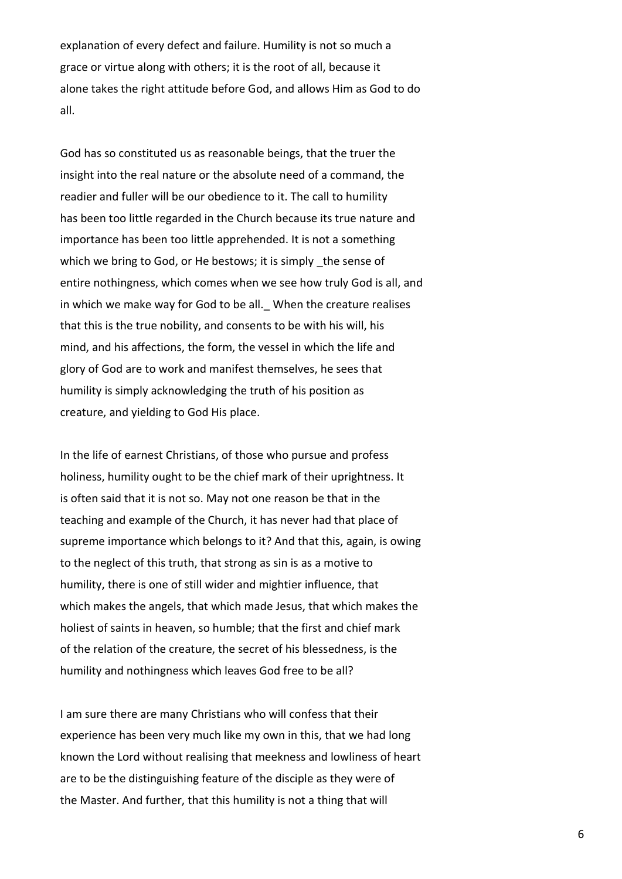explanation of every defect and failure. Humility is not so much a grace or virtue along with others; it is the root of all, because it alone takes the right attitude before God, and allows Him as God to do all.

God has so constituted us as reasonable beings, that the truer the insight into the real nature or the absolute need of a command, the readier and fuller will be our obedience to it. The call to humility has been too little regarded in the Church because its true nature and importance has been too little apprehended. It is not a something which we bring to God, or He bestows; it is simply _the sense of entire nothingness, which comes when we see how truly God is all, and in which we make way for God to be all._ When the creature realises that this is the true nobility, and consents to be with his will, his mind, and his affections, the form, the vessel in which the life and glory of God are to work and manifest themselves, he sees that humility is simply acknowledging the truth of his position as creature, and yielding to God His place.

In the life of earnest Christians, of those who pursue and profess holiness, humility ought to be the chief mark of their uprightness. It is often said that it is not so. May not one reason be that in the teaching and example of the Church, it has never had that place of supreme importance which belongs to it? And that this, again, is owing to the neglect of this truth, that strong as sin is as a motive to humility, there is one of still wider and mightier influence, that which makes the angels, that which made Jesus, that which makes the holiest of saints in heaven, so humble; that the first and chief mark of the relation of the creature, the secret of his blessedness, is the humility and nothingness which leaves God free to be all?

I am sure there are many Christians who will confess that their experience has been very much like my own in this, that we had long known the Lord without realising that meekness and lowliness of heart are to be the distinguishing feature of the disciple as they were of the Master. And further, that this humility is not a thing that will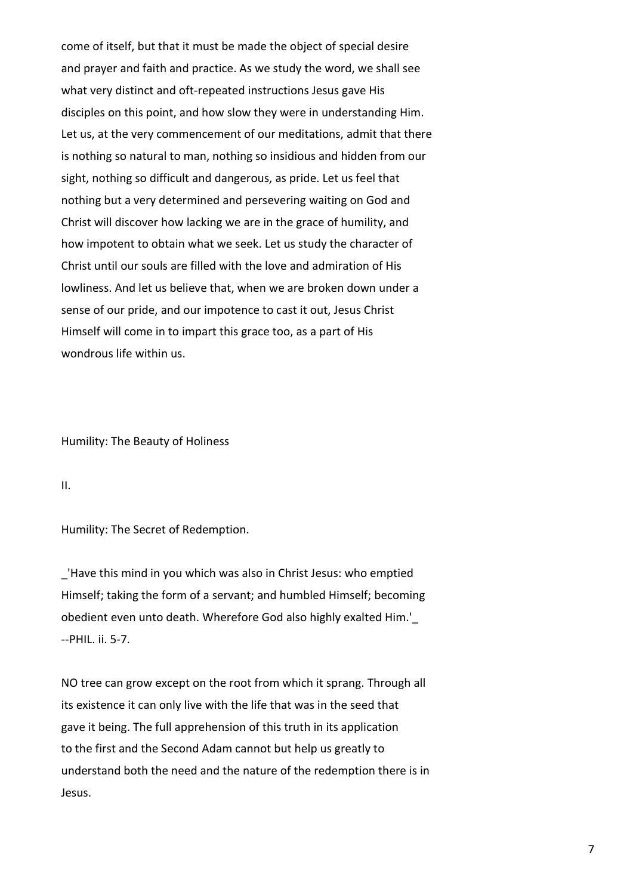come of itself, but that it must be made the object of special desire and prayer and faith and practice. As we study the word, we shall see what very distinct and oft-repeated instructions Jesus gave His disciples on this point, and how slow they were in understanding Him. Let us, at the very commencement of our meditations, admit that there is nothing so natural to man, nothing so insidious and hidden from our sight, nothing so difficult and dangerous, as pride. Let us feel that nothing but a very determined and persevering waiting on God and Christ will discover how lacking we are in the grace of humility, and how impotent to obtain what we seek. Let us study the character of Christ until our souls are filled with the love and admiration of His lowliness. And let us believe that, when we are broken down under a sense of our pride, and our impotence to cast it out, Jesus Christ Himself will come in to impart this grace too, as a part of His wondrous life within us.

Humility: The Beauty of Holiness

## II.

## Humility: The Secret of Redemption.

_'Have this mind in you which was also in Christ Jesus: who emptied Himself; taking the form of a servant; and humbled Himself; becoming obedient even unto death. Wherefore God also highly exalted Him.'_ --PHIL. ii. 5-7.

NO tree can grow except on the root from which it sprang. Through all its existence it can only live with the life that was in the seed that gave it being. The full apprehension of this truth in its application to the first and the Second Adam cannot but help us greatly to understand both the need and the nature of the redemption there is in Jesus.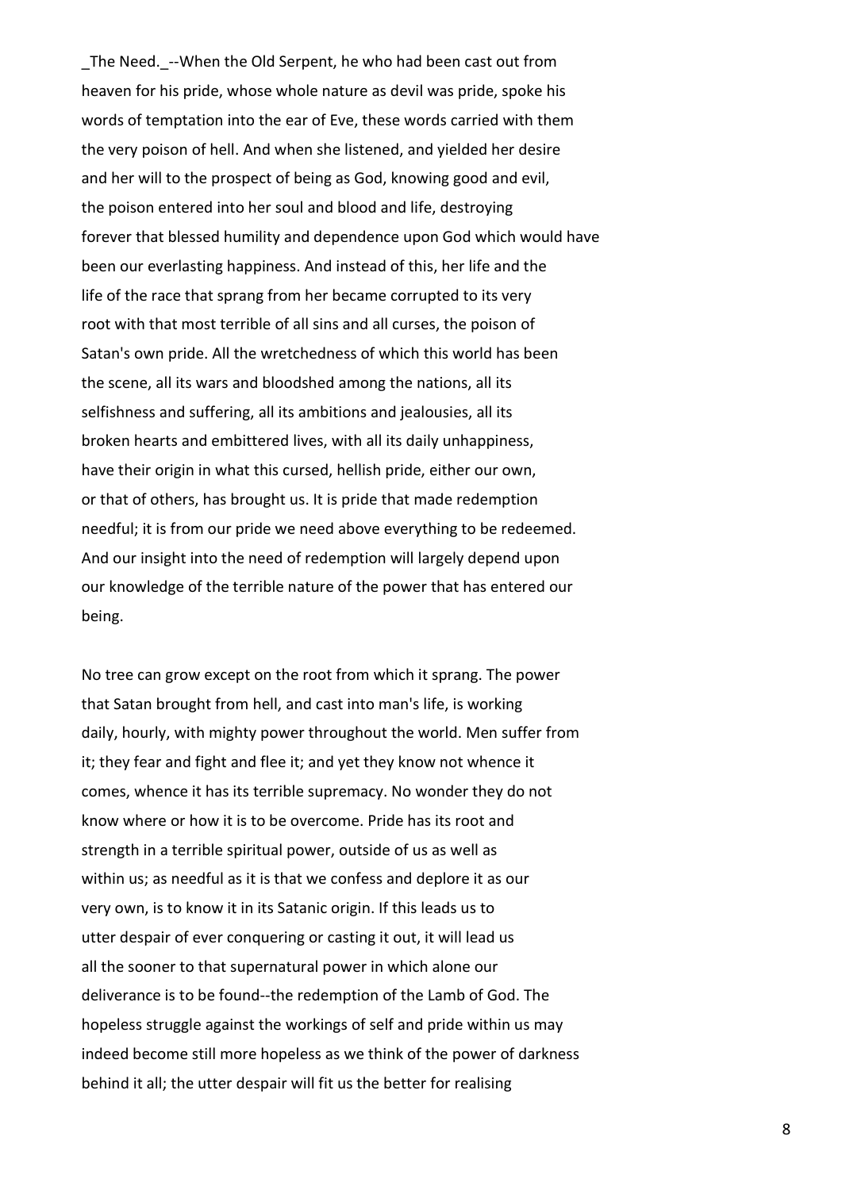_The Need._--When the Old Serpent, he who had been cast out from heaven for his pride, whose whole nature as devil was pride, spoke his words of temptation into the ear of Eve, these words carried with them the very poison of hell. And when she listened, and yielded her desire and her will to the prospect of being as God, knowing good and evil, the poison entered into her soul and blood and life, destroying forever that blessed humility and dependence upon God which would have been our everlasting happiness. And instead of this, her life and the life of the race that sprang from her became corrupted to its very root with that most terrible of all sins and all curses, the poison of Satan's own pride. All the wretchedness of which this world has been the scene, all its wars and bloodshed among the nations, all its selfishness and suffering, all its ambitions and jealousies, all its broken hearts and embittered lives, with all its daily unhappiness, have their origin in what this cursed, hellish pride, either our own, or that of others, has brought us. It is pride that made redemption needful; it is from our pride we need above everything to be redeemed. And our insight into the need of redemption will largely depend upon our knowledge of the terrible nature of the power that has entered our being.

No tree can grow except on the root from which it sprang. The power that Satan brought from hell, and cast into man's life, is working daily, hourly, with mighty power throughout the world. Men suffer from it; they fear and fight and flee it; and yet they know not whence it comes, whence it has its terrible supremacy. No wonder they do not know where or how it is to be overcome. Pride has its root and strength in a terrible spiritual power, outside of us as well as within us; as needful as it is that we confess and deplore it as our very own, is to know it in its Satanic origin. If this leads us to utter despair of ever conquering or casting it out, it will lead us all the sooner to that supernatural power in which alone our deliverance is to be found--the redemption of the Lamb of God. The hopeless struggle against the workings of self and pride within us may indeed become still more hopeless as we think of the power of darkness behind it all; the utter despair will fit us the better for realising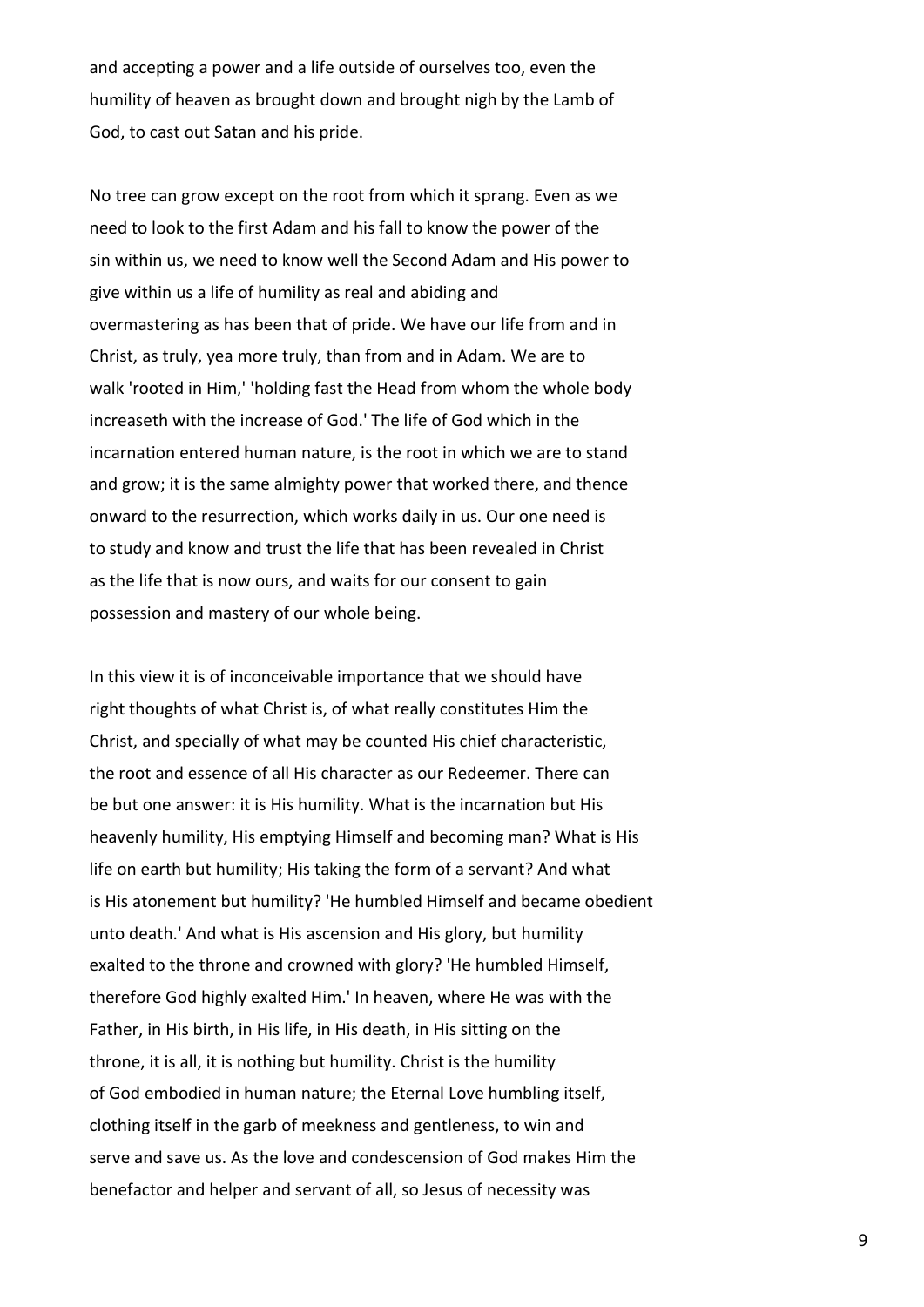and accepting a power and a life outside of ourselves too, even the humility of heaven as brought down and brought nigh by the Lamb of God, to cast out Satan and his pride.

No tree can grow except on the root from which it sprang. Even as we need to look to the first Adam and his fall to know the power of the sin within us, we need to know well the Second Adam and His power to give within us a life of humility as real and abiding and overmastering as has been that of pride. We have our life from and in Christ, as truly, yea more truly, than from and in Adam. We are to walk 'rooted in Him,' 'holding fast the Head from whom the whole body increaseth with the increase of God.' The life of God which in the incarnation entered human nature, is the root in which we are to stand and grow; it is the same almighty power that worked there, and thence onward to the resurrection, which works daily in us. Our one need is to study and know and trust the life that has been revealed in Christ as the life that is now ours, and waits for our consent to gain possession and mastery of our whole being.

In this view it is of inconceivable importance that we should have right thoughts of what Christ is, of what really constitutes Him the Christ, and specially of what may be counted His chief characteristic, the root and essence of all His character as our Redeemer. There can be but one answer: it is His humility. What is the incarnation but His heavenly humility, His emptying Himself and becoming man? What is His life on earth but humility; His taking the form of a servant? And what is His atonement but humility? 'He humbled Himself and became obedient unto death.' And what is His ascension and His glory, but humility exalted to the throne and crowned with glory? 'He humbled Himself, therefore God highly exalted Him.' In heaven, where He was with the Father, in His birth, in His life, in His death, in His sitting on the throne, it is all, it is nothing but humility. Christ is the humility of God embodied in human nature; the Eternal Love humbling itself, clothing itself in the garb of meekness and gentleness, to win and serve and save us. As the love and condescension of God makes Him the benefactor and helper and servant of all, so Jesus of necessity was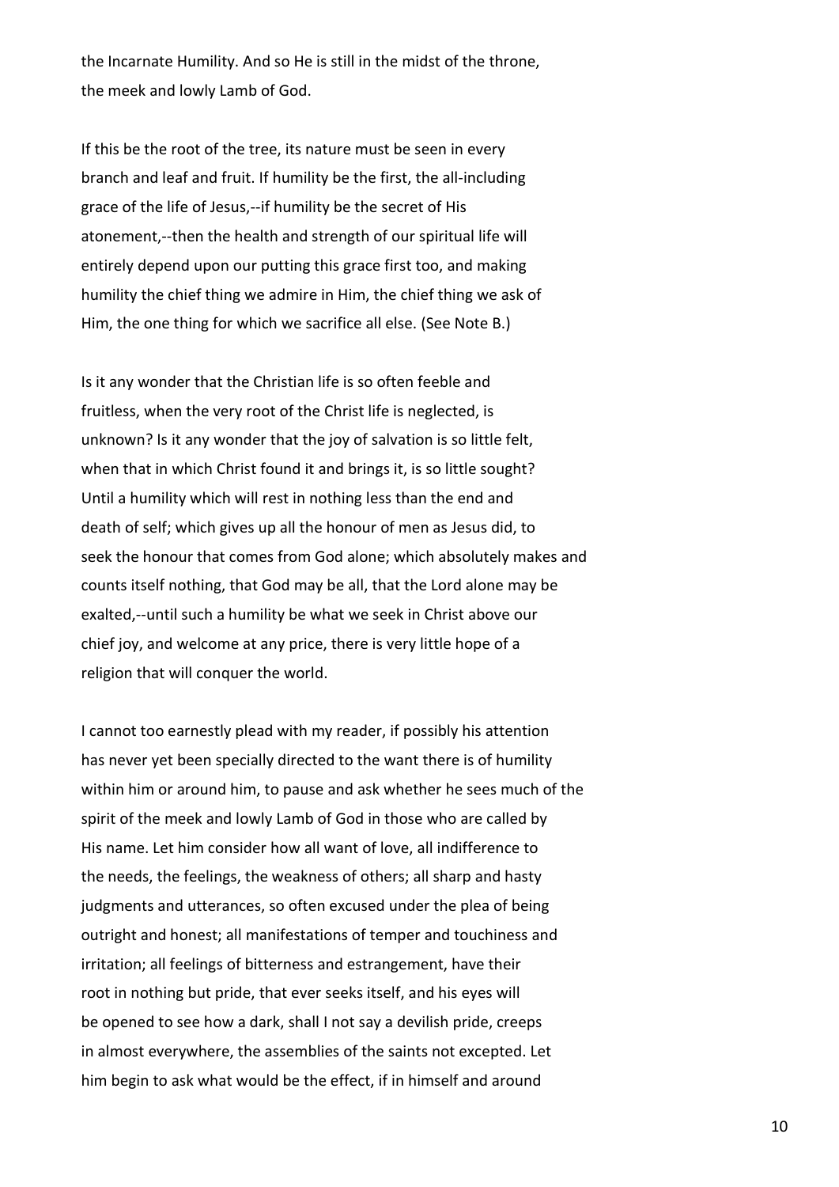the Incarnate Humility. And so He is still in the midst of the throne, the meek and lowly Lamb of God.

If this be the root of the tree, its nature must be seen in every branch and leaf and fruit. If humility be the first, the all-including grace of the life of Jesus,--if humility be the secret of His atonement,--then the health and strength of our spiritual life will entirely depend upon our putting this grace first too, and making humility the chief thing we admire in Him, the chief thing we ask of Him, the one thing for which we sacrifice all else. (See Note B.)

Is it any wonder that the Christian life is so often feeble and fruitless, when the very root of the Christ life is neglected, is unknown? Is it any wonder that the joy of salvation is so little felt, when that in which Christ found it and brings it, is so little sought? Until a humility which will rest in nothing less than the end and death of self; which gives up all the honour of men as Jesus did, to seek the honour that comes from God alone; which absolutely makes and counts itself nothing, that God may be all, that the Lord alone may be exalted,--until such a humility be what we seek in Christ above our chief joy, and welcome at any price, there is very little hope of a religion that will conquer the world.

I cannot too earnestly plead with my reader, if possibly his attention has never yet been specially directed to the want there is of humility within him or around him, to pause and ask whether he sees much of the spirit of the meek and lowly Lamb of God in those who are called by His name. Let him consider how all want of love, all indifference to the needs, the feelings, the weakness of others; all sharp and hasty judgments and utterances, so often excused under the plea of being outright and honest; all manifestations of temper and touchiness and irritation; all feelings of bitterness and estrangement, have their root in nothing but pride, that ever seeks itself, and his eyes will be opened to see how a dark, shall I not say a devilish pride, creeps in almost everywhere, the assemblies of the saints not excepted. Let him begin to ask what would be the effect, if in himself and around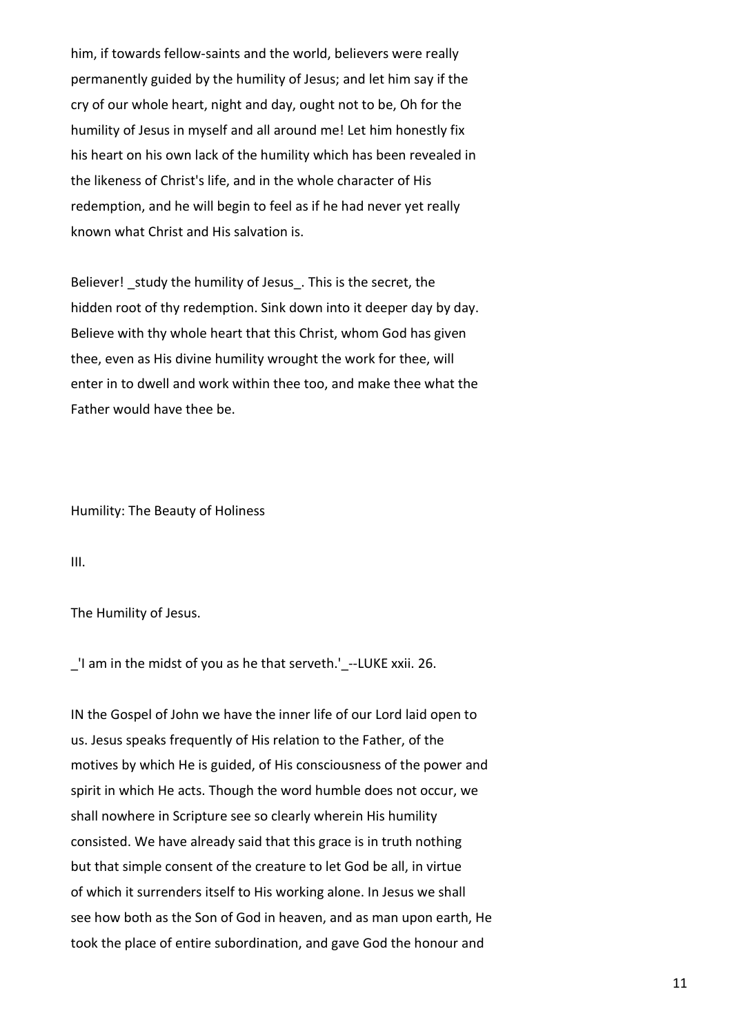him, if towards fellow-saints and the world, believers were really permanently guided by the humility of Jesus; and let him say if the cry of our whole heart, night and day, ought not to be, Oh for the humility of Jesus in myself and all around me! Let him honestly fix his heart on his own lack of the humility which has been revealed in the likeness of Christ's life, and in the whole character of His redemption, and he will begin to feel as if he had never yet really known what Christ and His salvation is.

Believer! _study the humility of Jesus_. This is the secret, the hidden root of thy redemption. Sink down into it deeper day by day. Believe with thy whole heart that this Christ, whom God has given thee, even as His divine humility wrought the work for thee, will enter in to dwell and work within thee too, and make thee what the Father would have thee be.

Humility: The Beauty of Holiness

## III.

## The Humility of Jesus.

_'I am in the midst of you as he that serveth.'_--LUKE xxii. 26.

IN the Gospel of John we have the inner life of our Lord laid open to us. Jesus speaks frequently of His relation to the Father, of the motives by which He is guided, of His consciousness of the power and spirit in which He acts. Though the word humble does not occur, we shall nowhere in Scripture see so clearly wherein His humility consisted. We have already said that this grace is in truth nothing but that simple consent of the creature to let God be all, in virtue of which it surrenders itself to His working alone. In Jesus we shall see how both as the Son of God in heaven, and as man upon earth, He took the place of entire subordination, and gave God the honour and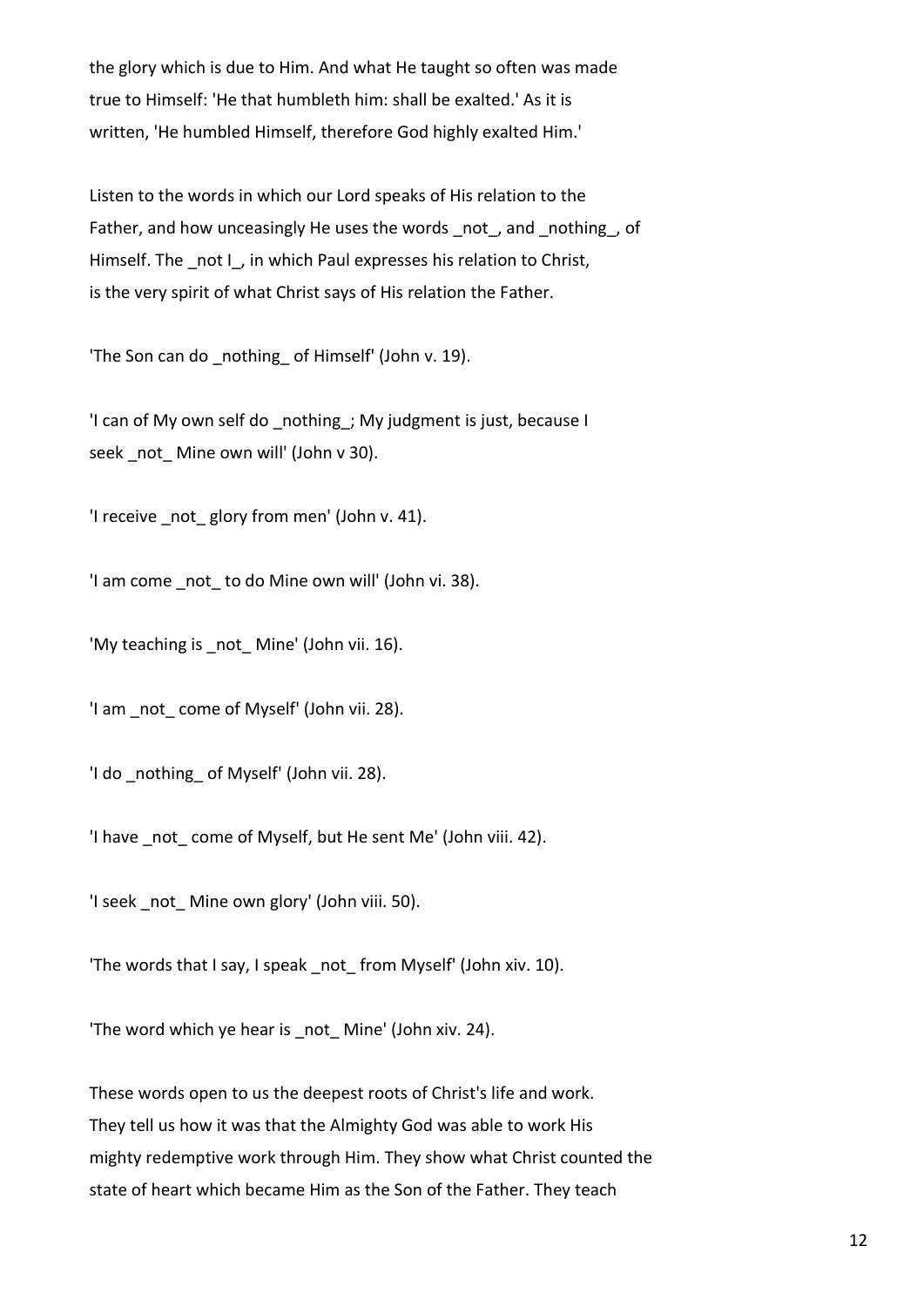the glory which is due to Him. And what He taught so often was made true to Himself: 'He that humbleth him: shall be exalted.' As it is written, 'He humbled Himself, therefore God highly exalted Him.'

Listen to the words in which our Lord speaks of His relation to the Father, and how unceasingly He uses the words _not_, and _nothing_, of Himself. The _not I_, in which Paul expresses his relation to Christ, is the very spirit of what Christ says of His relation the Father.

'The Son can do _nothing_ of Himself' (John v. 19).

'I can of My own self do _nothing_; My judgment is just, because I seek _not_ Mine own will' (John v 30).

'I receive _not_ glory from men' (John v. 41).

'I am come _not_ to do Mine own will' (John vi. 38).

'My teaching is _not_ Mine' (John vii. 16).

'I am _not_ come of Myself' (John vii. 28).

'I do _nothing_ of Myself' (John vii. 28).

'I have _not_ come of Myself, but He sent Me' (John viii. 42).

'I seek _not_ Mine own glory' (John viii. 50).

'The words that I say, I speak _not_ from Myself' (John xiv. 10).

'The word which ye hear is _not_ Mine' (John xiv. 24).

These words open to us the deepest roots of Christ's life and work. They tell us how it was that the Almighty God was able to work His mighty redemptive work through Him. They show what Christ counted the state of heart which became Him as the Son of the Father. They teach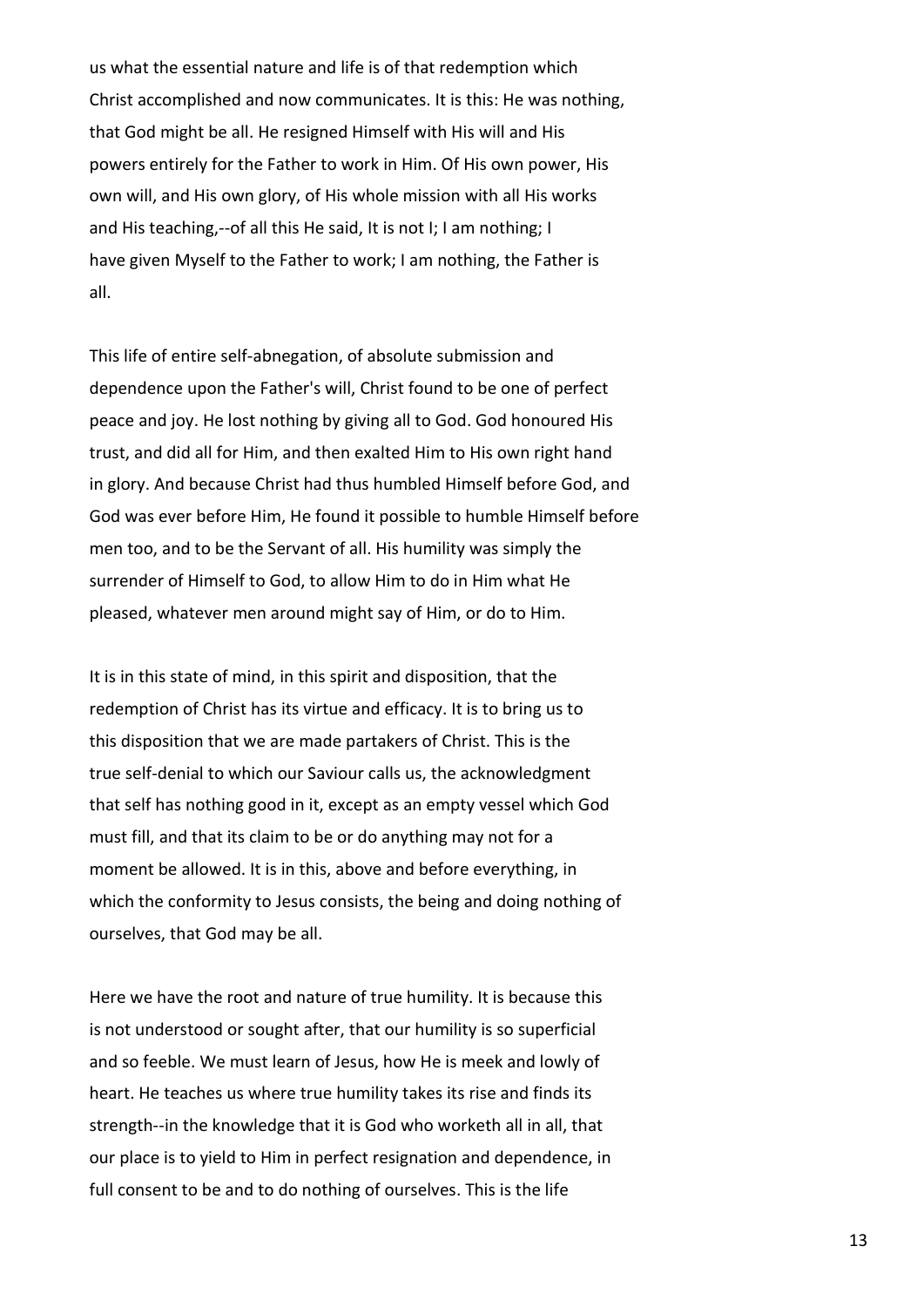us what the essential nature and life is of that redemption which Christ accomplished and now communicates. It is this: He was nothing, that God might be all. He resigned Himself with His will and His powers entirely for the Father to work in Him. Of His own power, His own will, and His own glory, of His whole mission with all His works and His teaching,--of all this He said, It is not I; I am nothing; I have given Myself to the Father to work; I am nothing, the Father is all.

This life of entire self-abnegation, of absolute submission and dependence upon the Father's will, Christ found to be one of perfect peace and joy. He lost nothing by giving all to God. God honoured His trust, and did all for Him, and then exalted Him to His own right hand in glory. And because Christ had thus humbled Himself before God, and God was ever before Him, He found it possible to humble Himself before men too, and to be the Servant of all. His humility was simply the surrender of Himself to God, to allow Him to do in Him what He pleased, whatever men around might say of Him, or do to Him.

It is in this state of mind, in this spirit and disposition, that the redemption of Christ has its virtue and efficacy. It is to bring us to this disposition that we are made partakers of Christ. This is the true self-denial to which our Saviour calls us, the acknowledgment that self has nothing good in it, except as an empty vessel which God must fill, and that its claim to be or do anything may not for a moment be allowed. It is in this, above and before everything, in which the conformity to Jesus consists, the being and doing nothing of ourselves, that God may be all.

Here we have the root and nature of true humility. It is because this is not understood or sought after, that our humility is so superficial and so feeble. We must learn of Jesus, how He is meek and lowly of heart. He teaches us where true humility takes its rise and finds its strength--in the knowledge that it is God who worketh all in all, that our place is to yield to Him in perfect resignation and dependence, in full consent to be and to do nothing of ourselves. This is the life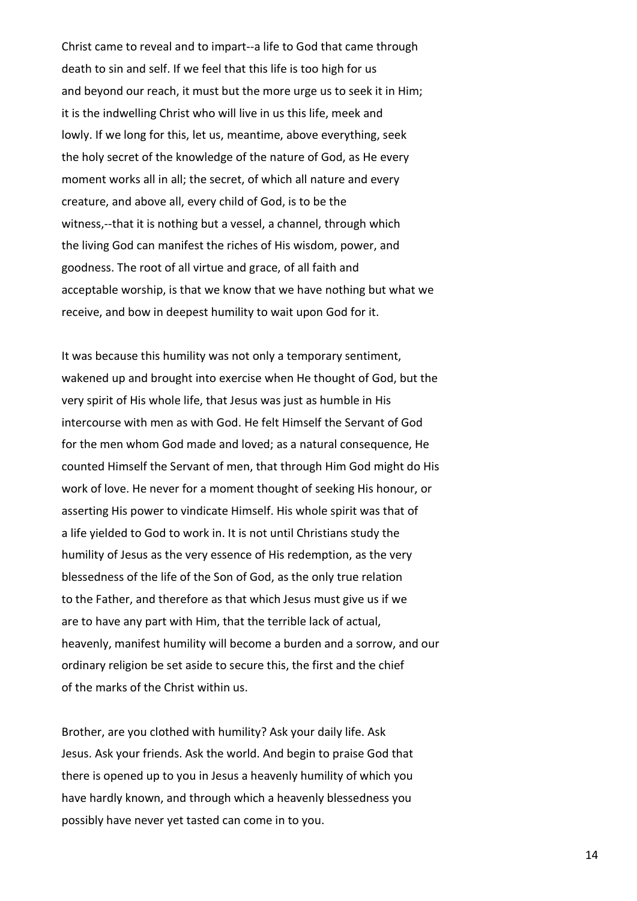Christ came to reveal and to impart--a life to God that came through death to sin and self. If we feel that this life is too high for us and beyond our reach, it must but the more urge us to seek it in Him; it is the indwelling Christ who will live in us this life, meek and lowly. If we long for this, let us, meantime, above everything, seek the holy secret of the knowledge of the nature of God, as He every moment works all in all; the secret, of which all nature and every creature, and above all, every child of God, is to be the witness,--that it is nothing but a vessel, a channel, through which the living God can manifest the riches of His wisdom, power, and goodness. The root of all virtue and grace, of all faith and acceptable worship, is that we know that we have nothing but what we receive, and bow in deepest humility to wait upon God for it.

It was because this humility was not only a temporary sentiment, wakened up and brought into exercise when He thought of God, but the very spirit of His whole life, that Jesus was just as humble in His intercourse with men as with God. He felt Himself the Servant of God for the men whom God made and loved; as a natural consequence, He counted Himself the Servant of men, that through Him God might do His work of love. He never for a moment thought of seeking His honour, or asserting His power to vindicate Himself. His whole spirit was that of a life yielded to God to work in. It is not until Christians study the humility of Jesus as the very essence of His redemption, as the very blessedness of the life of the Son of God, as the only true relation to the Father, and therefore as that which Jesus must give us if we are to have any part with Him, that the terrible lack of actual, heavenly, manifest humility will become a burden and a sorrow, and our ordinary religion be set aside to secure this, the first and the chief of the marks of the Christ within us.

Brother, are you clothed with humility? Ask your daily life. Ask Jesus. Ask your friends. Ask the world. And begin to praise God that there is opened up to you in Jesus a heavenly humility of which you have hardly known, and through which a heavenly blessedness you possibly have never yet tasted can come in to you.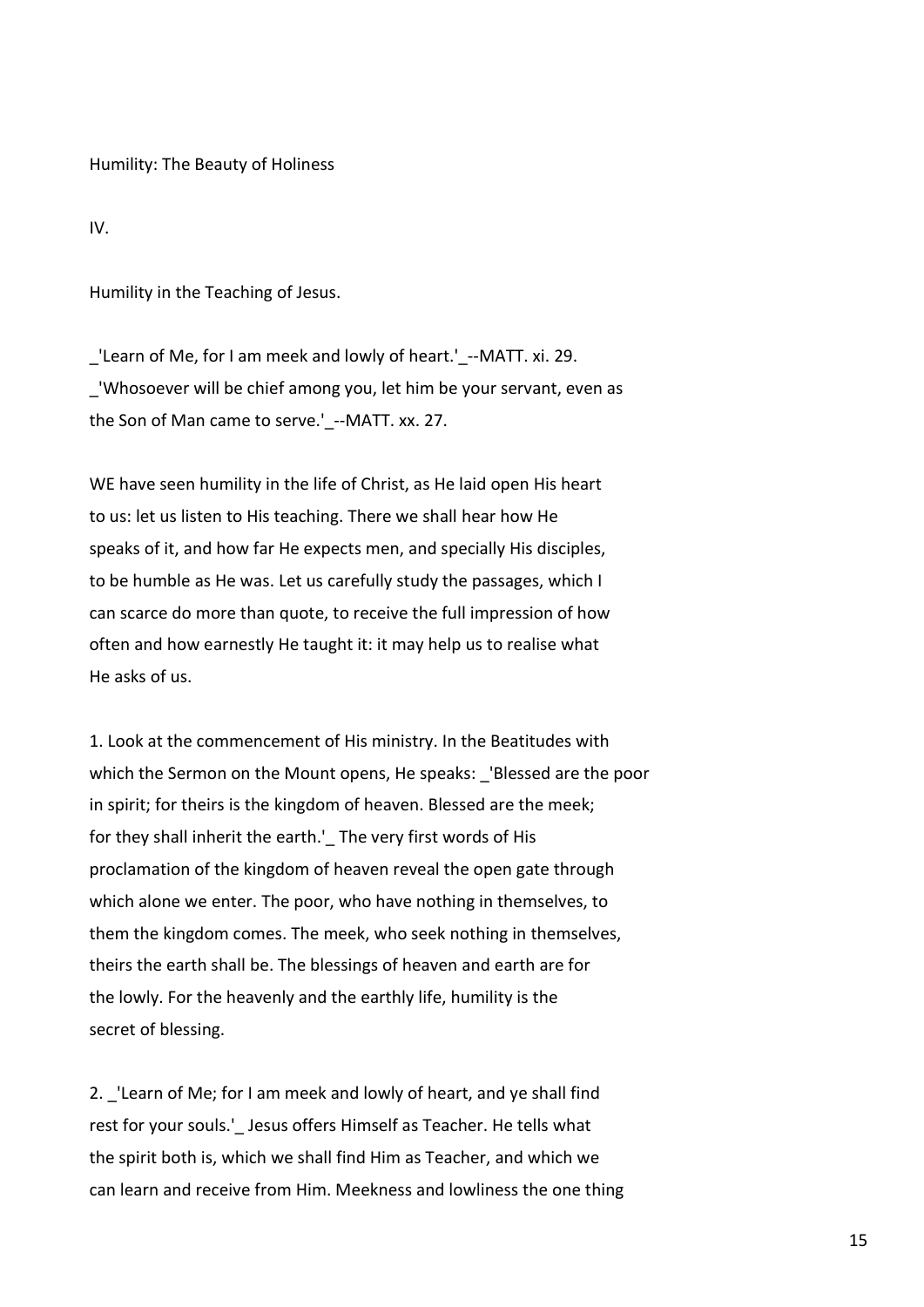Humility: The Beauty of Holiness

IV.

## Humility in the Teaching of Jesus.

_'Learn of Me, for I am meek and lowly of heart.'_--MATT. xi. 29.
_'Whosoever will be chief among you, let him be your servant, even as the Son of Man came to serve.'_--MATT. xx. 27.

WE have seen humility in the life of Christ, as He laid open His heart to us: let us listen to His teaching. There we shall hear how He speaks of it, and how far He expects men, and specially His disciples, to be humble as He was. Let us carefully study the passages, which I can scarce do more than quote, to receive the full impression of how often and how earnestly He taught it: it may help us to realise what He asks of us.

1. Look at the commencement of His ministry. In the Beatitudes with which the Sermon on the Mount opens, He speaks: _'Blessed are the poor in spirit; for theirs is the kingdom of heaven. Blessed are the meek; for they shall inherit the earth.'_ The very first words of His proclamation of the kingdom of heaven reveal the open gate through which alone we enter. The poor, who have nothing in themselves, to them the kingdom comes. The meek, who seek nothing in themselves, theirs the earth shall be. The blessings of heaven and earth are for the lowly. For the heavenly and the earthly life, humility is the secret of blessing.

2. _'Learn of Me; for I am meek and lowly of heart, and ye shall find rest for your souls.'_ Jesus offers Himself as Teacher. He tells what the spirit both is, which we shall find Him as Teacher, and which we can learn and receive from Him. Meekness and lowliness the one thing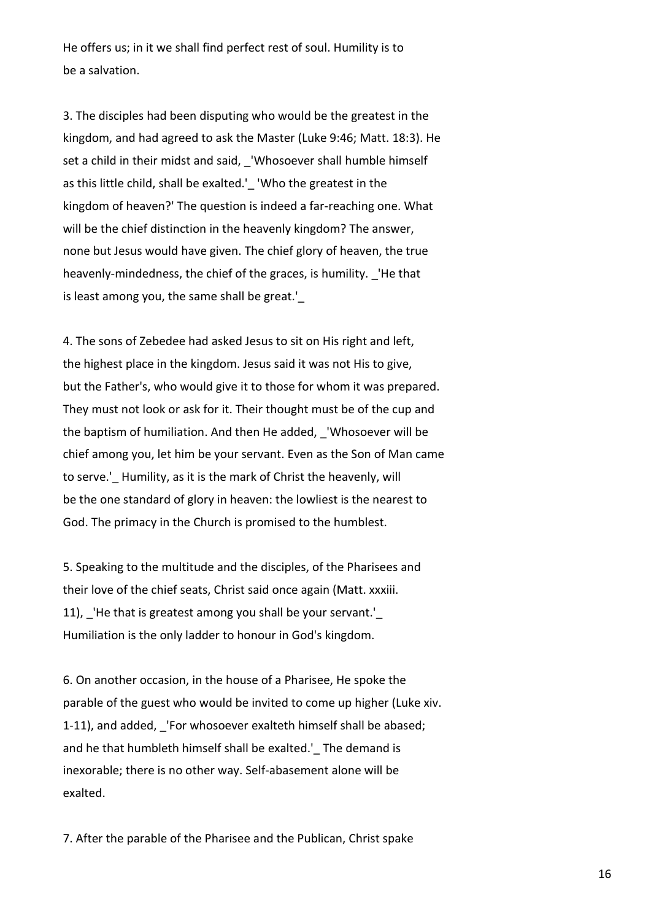He offers us; in it we shall find perfect rest of soul. Humility is to be a salvation.

3. The disciples had been disputing who would be the greatest in the kingdom, and had agreed to ask the Master (Luke 9:46; Matt. 18:3). He set a child in their midst and said, _'Whosoever shall humble himself as this little child, shall be exalted.'_ 'Who the greatest in the kingdom of heaven?' The question is indeed a far-reaching one. What will be the chief distinction in the heavenly kingdom? The answer, none but Jesus would have given. The chief glory of heaven, the true heavenly-mindedness, the chief of the graces, is humility. _'He that is least among you, the same shall be great.'_

4. The sons of Zebedee had asked Jesus to sit on His right and left, the highest place in the kingdom. Jesus said it was not His to give, but the Father's, who would give it to those for whom it was prepared. They must not look or ask for it. Their thought must be of the cup and the baptism of humiliation. And then He added, _'Whosoever will be chief among you, let him be your servant. Even as the Son of Man came to serve.'_ Humility, as it is the mark of Christ the heavenly, will be the one standard of glory in heaven: the lowliest is the nearest to God. The primacy in the Church is promised to the humblest.

5. Speaking to the multitude and the disciples, of the Pharisees and their love of the chief seats, Christ said once again (Matt. xxxiii. 11), _'He that is greatest among you shall be your servant.'_ Humiliation is the only ladder to honour in God's kingdom.

6. On another occasion, in the house of a Pharisee, He spoke the parable of the guest who would be invited to come up higher (Luke xiv. 1-11), and added, _'For whosoever exalteth himself shall be abased; and he that humbleth himself shall be exalted.'_ The demand is inexorable; there is no other way. Self-abasement alone will be exalted.

7. After the parable of the Pharisee and the Publican, Christ spake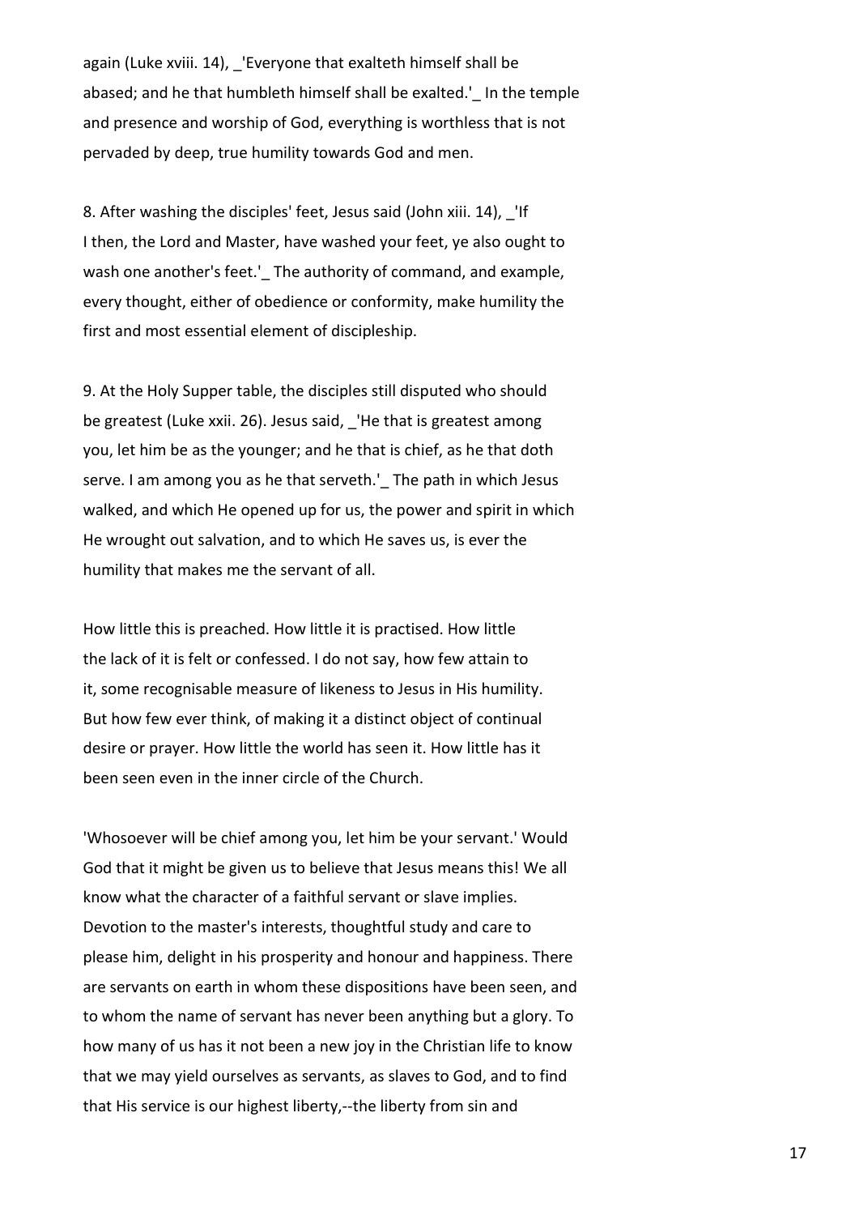again (Luke xviii. 14), _'Everyone that exalteth himself shall be abased; and he that humbleth himself shall be exalted.'_ In the temple and presence and worship of God, everything is worthless that is not pervaded by deep, true humility towards God and men.

8. After washing the disciples' feet, Jesus said (John xiii. 14), _'If I then, the Lord and Master, have washed your feet, ye also ought to wash one another's feet.'_ The authority of command, and example, every thought, either of obedience or conformity, make humility the first and most essential element of discipleship.

9. At the Holy Supper table, the disciples still disputed who should be greatest (Luke xxii. 26). Jesus said, _'He that is greatest among you, let him be as the younger; and he that is chief, as he that doth serve. I am among you as he that serveth.'_ The path in which Jesus walked, and which He opened up for us, the power and spirit in which He wrought out salvation, and to which He saves us, is ever the humility that makes me the servant of all.

How little this is preached. How little it is practised. How little the lack of it is felt or confessed. I do not say, how few attain to it, some recognisable measure of likeness to Jesus in His humility. But how few ever think, of making it a distinct object of continual desire or prayer. How little the world has seen it. How little has it been seen even in the inner circle of the Church.

'Whosoever will be chief among you, let him be your servant.' Would God that it might be given us to believe that Jesus means this! We all know what the character of a faithful servant or slave implies. Devotion to the master's interests, thoughtful study and care to please him, delight in his prosperity and honour and happiness. There are servants on earth in whom these dispositions have been seen, and to whom the name of servant has never been anything but a glory. To how many of us has it not been a new joy in the Christian life to know that we may yield ourselves as servants, as slaves to God, and to find that His service is our highest liberty,--the liberty from sin and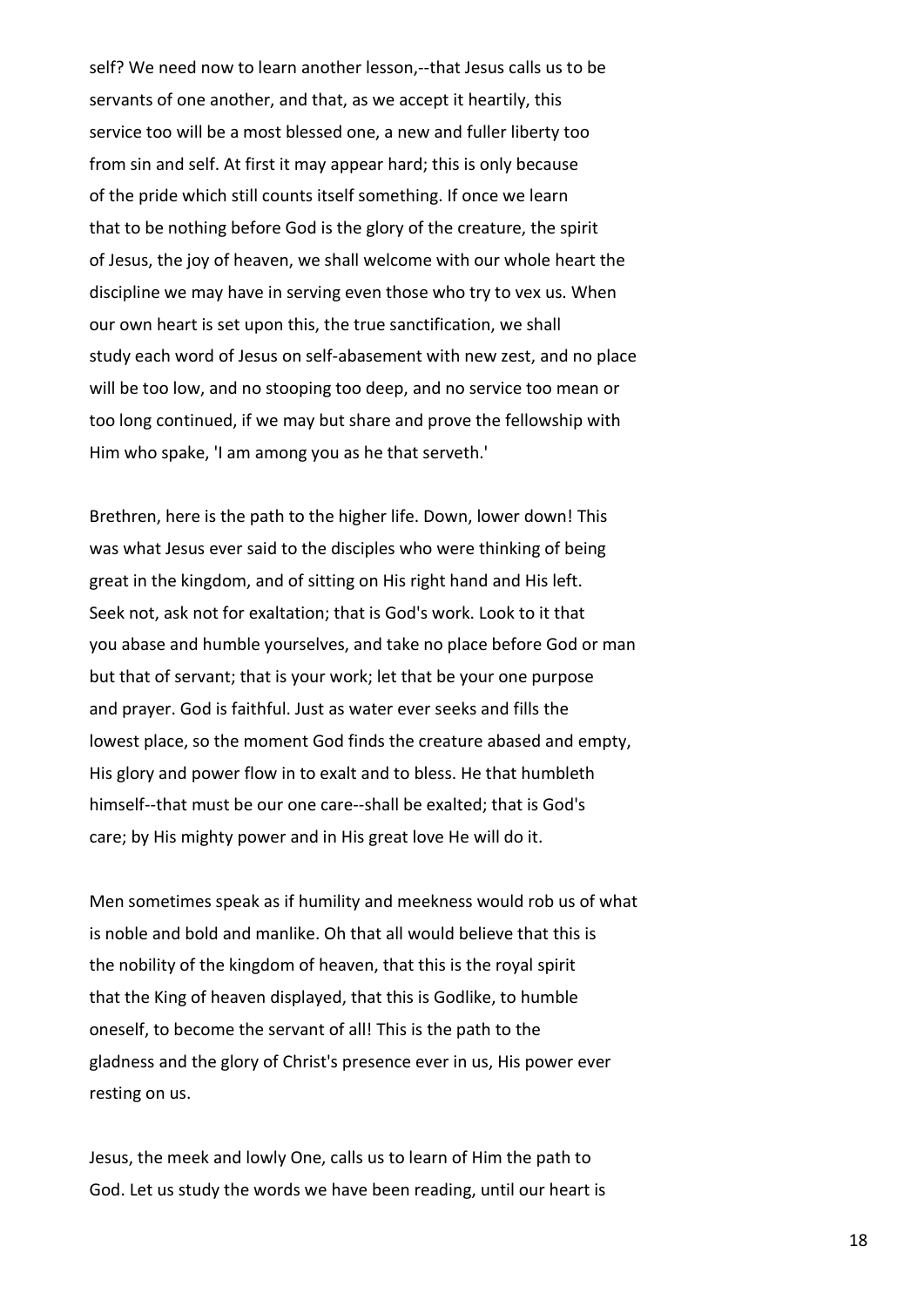self? We need now to learn another lesson,--that Jesus calls us to be servants of one another, and that, as we accept it heartily, this service too will be a most blessed one, a new and fuller liberty too from sin and self. At first it may appear hard; this is only because of the pride which still counts itself something. If once we learn that to be nothing before God is the glory of the creature, the spirit of Jesus, the joy of heaven, we shall welcome with our whole heart the discipline we may have in serving even those who try to vex us. When our own heart is set upon this, the true sanctification, we shall study each word of Jesus on self-abasement with new zest, and no place will be too low, and no stooping too deep, and no service too mean or too long continued, if we may but share and prove the fellowship with Him who spake, 'I am among you as he that serveth.'

Brethren, here is the path to the higher life. Down, lower down! This was what Jesus ever said to the disciples who were thinking of being great in the kingdom, and of sitting on His right hand and His left. Seek not, ask not for exaltation; that is God's work. Look to it that you abase and humble yourselves, and take no place before God or man but that of servant; that is your work; let that be your one purpose and prayer. God is faithful. Just as water ever seeks and fills the lowest place, so the moment God finds the creature abased and empty, His glory and power flow in to exalt and to bless. He that humbleth himself--that must be our one care--shall be exalted; that is God's care; by His mighty power and in His great love He will do it.

Men sometimes speak as if humility and meekness would rob us of what is noble and bold and manlike. Oh that all would believe that this is the nobility of the kingdom of heaven, that this is the royal spirit that the King of heaven displayed, that this is Godlike, to humble oneself, to become the servant of all! This is the path to the gladness and the glory of Christ's presence ever in us, His power ever resting on us.

Jesus, the meek and lowly One, calls us to learn of Him the path to God. Let us study the words we have been reading, until our heart is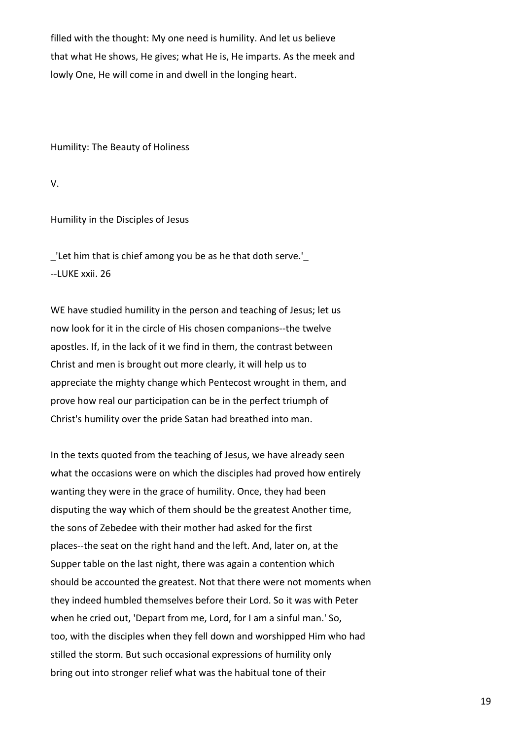filled with the thought: My one need is humility. And let us believe that what He shows, He gives; what He is, He imparts. As the meek and lowly One, He will come in and dwell in the longing heart.

Humility: The Beauty of Holiness

V.

## Humility in the Disciples of Jesus

_'Let him that is chief among you be as he that doth serve.'_
--LUKE xxii. 26

WE have studied humility in the person and teaching of Jesus; let us now look for it in the circle of His chosen companions--the twelve apostles. If, in the lack of it we find in them, the contrast between Christ and men is brought out more clearly, it will help us to appreciate the mighty change which Pentecost wrought in them, and prove how real our participation can be in the perfect triumph of Christ's humility over the pride Satan had breathed into man.

In the texts quoted from the teaching of Jesus, we have already seen what the occasions were on which the disciples had proved how entirely wanting they were in the grace of humility. Once, they had been disputing the way which of them should be the greatest Another time, the sons of Zebedee with their mother had asked for the first places--the seat on the right hand and the left. And, later on, at the Supper table on the last night, there was again a contention which should be accounted the greatest. Not that there were not moments when they indeed humbled themselves before their Lord. So it was with Peter when he cried out, 'Depart from me, Lord, for I am a sinful man.' So, too, with the disciples when they fell down and worshipped Him who had stilled the storm. But such occasional expressions of humility only bring out into stronger relief what was the habitual tone of their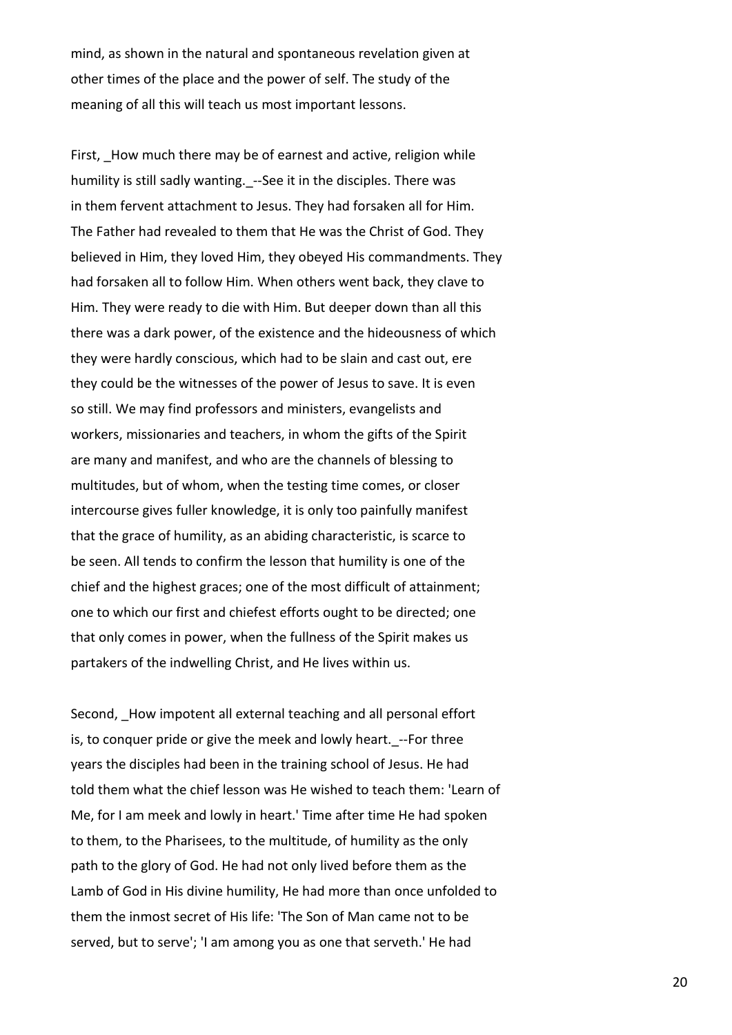mind, as shown in the natural and spontaneous revelation given at other times of the place and the power of self. The study of the meaning of all this will teach us most important lessons.

First, _How much there may be of earnest and active, religion while humility is still sadly wanting._--See it in the disciples. There was in them fervent attachment to Jesus. They had forsaken all for Him. The Father had revealed to them that He was the Christ of God. They believed in Him, they loved Him, they obeyed His commandments. They had forsaken all to follow Him. When others went back, they clave to Him. They were ready to die with Him. But deeper down than all this there was a dark power, of the existence and the hideousness of which they were hardly conscious, which had to be slain and cast out, ere they could be the witnesses of the power of Jesus to save. It is even so still. We may find professors and ministers, evangelists and workers, missionaries and teachers, in whom the gifts of the Spirit are many and manifest, and who are the channels of blessing to multitudes, but of whom, when the testing time comes, or closer intercourse gives fuller knowledge, it is only too painfully manifest that the grace of humility, as an abiding characteristic, is scarce to be seen. All tends to confirm the lesson that humility is one of the chief and the highest graces; one of the most difficult of attainment; one to which our first and chiefest efforts ought to be directed; one that only comes in power, when the fullness of the Spirit makes us partakers of the indwelling Christ, and He lives within us.

Second, _How impotent all external teaching and all personal effort is, to conquer pride or give the meek and lowly heart._--For three years the disciples had been in the training school of Jesus. He had told them what the chief lesson was He wished to teach them: 'Learn of Me, for I am meek and lowly in heart.' Time after time He had spoken to them, to the Pharisees, to the multitude, of humility as the only path to the glory of God. He had not only lived before them as the Lamb of God in His divine humility, He had more than once unfolded to them the inmost secret of His life: 'The Son of Man came not to be served, but to serve'; 'I am among you as one that serveth.' He had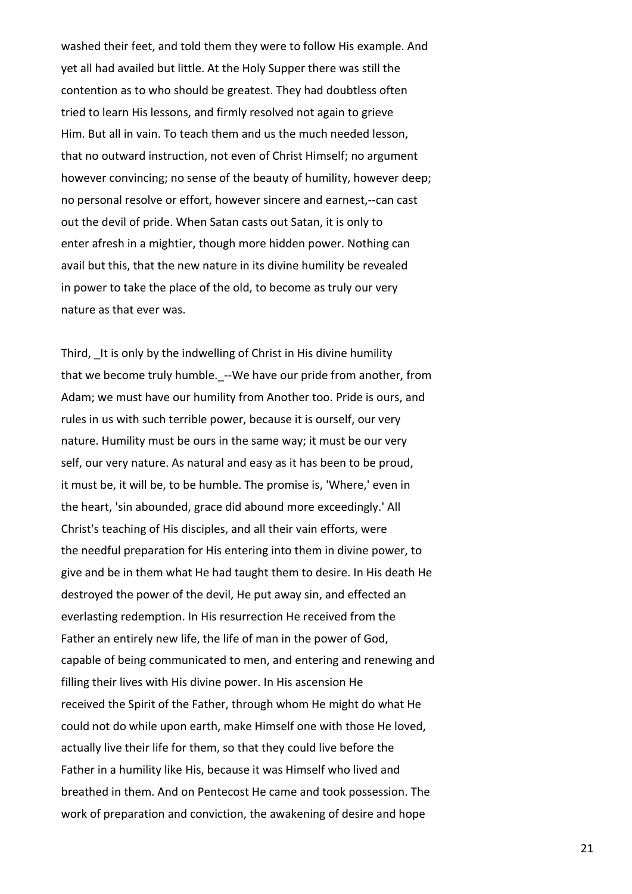washed their feet, and told them they were to follow His example. And yet all had availed but little. At the Holy Supper there was still the contention as to who should be greatest. They had doubtless often tried to learn His lessons, and firmly resolved not again to grieve Him. But all in vain. To teach them and us the much needed lesson, that no outward instruction, not even of Christ Himself; no argument however convincing; no sense of the beauty of humility, however deep; no personal resolve or effort, however sincere and earnest,--can cast out the devil of pride. When Satan casts out Satan, it is only to enter afresh in a mightier, though more hidden power. Nothing can avail but this, that the new nature in its divine humility be revealed in power to take the place of the old, to become as truly our very nature as that ever was.

Third, _It is only by the indwelling of Christ in His divine humility that we become truly humble._--We have our pride from another, from Adam; we must have our humility from Another too. Pride is ours, and rules in us with such terrible power, because it is ourself, our very nature. Humility must be ours in the same way; it must be our very self, our very nature. As natural and easy as it has been to be proud, it must be, it will be, to be humble. The promise is, 'Where,' even in the heart, 'sin abounded, grace did abound more exceedingly.' All Christ's teaching of His disciples, and all their vain efforts, were the needful preparation for His entering into them in divine power, to give and be in them what He had taught them to desire. In His death He destroyed the power of the devil, He put away sin, and effected an everlasting redemption. In His resurrection He received from the Father an entirely new life, the life of man in the power of God, capable of being communicated to men, and entering and renewing and filling their lives with His divine power. In His ascension He received the Spirit of the Father, through whom He might do what He could not do while upon earth, make Himself one with those He loved, actually live their life for them, so that they could live before the Father in a humility like His, because it was Himself who lived and breathed in them. And on Pentecost He came and took possession. The work of preparation and conviction, the awakening of desire and hope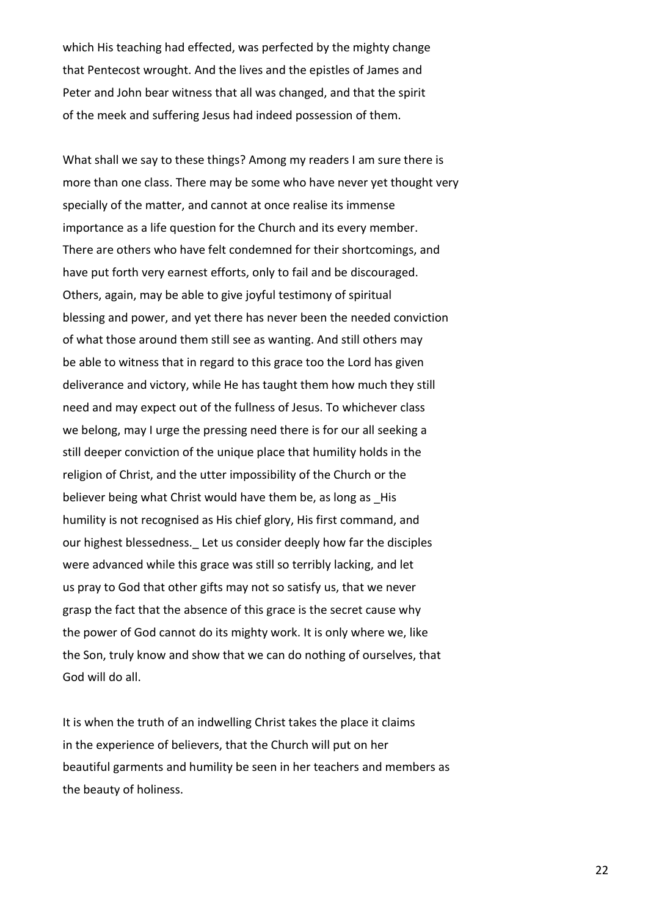which His teaching had effected, was perfected by the mighty change that Pentecost wrought. And the lives and the epistles of James and Peter and John bear witness that all was changed, and that the spirit of the meek and suffering Jesus had indeed possession of them.

What shall we say to these things? Among my readers I am sure there is more than one class. There may be some who have never yet thought very specially of the matter, and cannot at once realise its immense importance as a life question for the Church and its every member. There are others who have felt condemned for their shortcomings, and have put forth very earnest efforts, only to fail and be discouraged. Others, again, may be able to give joyful testimony of spiritual blessing and power, and yet there has never been the needed conviction of what those around them still see as wanting. And still others may be able to witness that in regard to this grace too the Lord has given deliverance and victory, while He has taught them how much they still need and may expect out of the fullness of Jesus. To whichever class we belong, may I urge the pressing need there is for our all seeking a still deeper conviction of the unique place that humility holds in the religion of Christ, and the utter impossibility of the Church or the believer being what Christ would have them be, as long as _His humility is not recognised as His chief glory, His first command, and our highest blessedness._ Let us consider deeply how far the disciples were advanced while this grace was still so terribly lacking, and let us pray to God that other gifts may not so satisfy us, that we never grasp the fact that the absence of this grace is the secret cause why the power of God cannot do its mighty work. It is only where we, like the Son, truly know and show that we can do nothing of ourselves, that God will do all.

It is when the truth of an indwelling Christ takes the place it claims in the experience of believers, that the Church will put on her beautiful garments and humility be seen in her teachers and members as the beauty of holiness.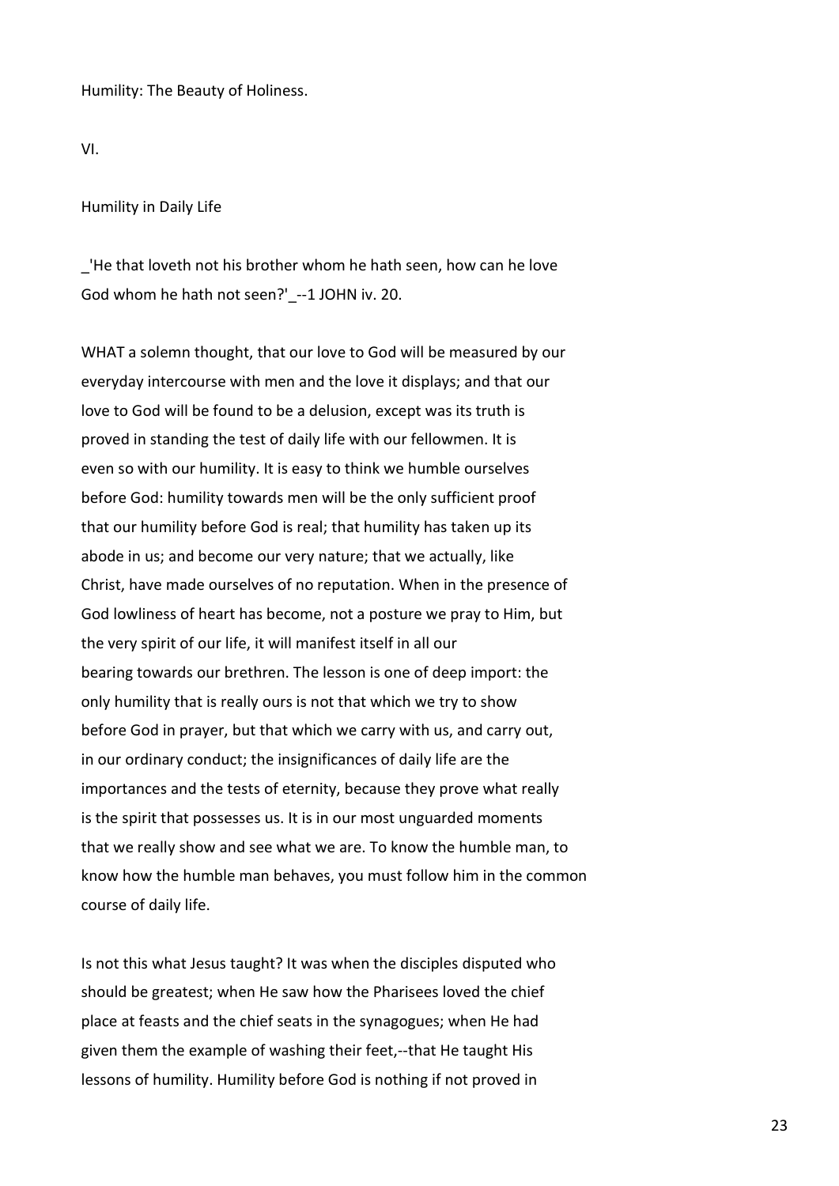Humility: The Beauty of Holiness.

VI.

## Humility in Daily Life

_'He that loveth not his brother whom he hath seen, how can he love God whom he hath not seen?'_--1 JOHN iv. 20.

WHAT a solemn thought, that our love to God will be measured by our everyday intercourse with men and the love it displays; and that our love to God will be found to be a delusion, except was its truth is proved in standing the test of daily life with our fellowmen. It is even so with our humility. It is easy to think we humble ourselves before God: humility towards men will be the only sufficient proof that our humility before God is real; that humility has taken up its abode in us; and become our very nature; that we actually, like Christ, have made ourselves of no reputation. When in the presence of God lowliness of heart has become, not a posture we pray to Him, but the very spirit of our life, it will manifest itself in all our bearing towards our brethren. The lesson is one of deep import: the only humility that is really ours is not that which we try to show before God in prayer, but that which we carry with us, and carry out, in our ordinary conduct; the insignificances of daily life are the importances and the tests of eternity, because they prove what really is the spirit that possesses us. It is in our most unguarded moments that we really show and see what we are. To know the humble man, to know how the humble man behaves, you must follow him in the common course of daily life.

Is not this what Jesus taught? It was when the disciples disputed who should be greatest; when He saw how the Pharisees loved the chief place at feasts and the chief seats in the synagogues; when He had given them the example of washing their feet,--that He taught His lessons of humility. Humility before God is nothing if not proved in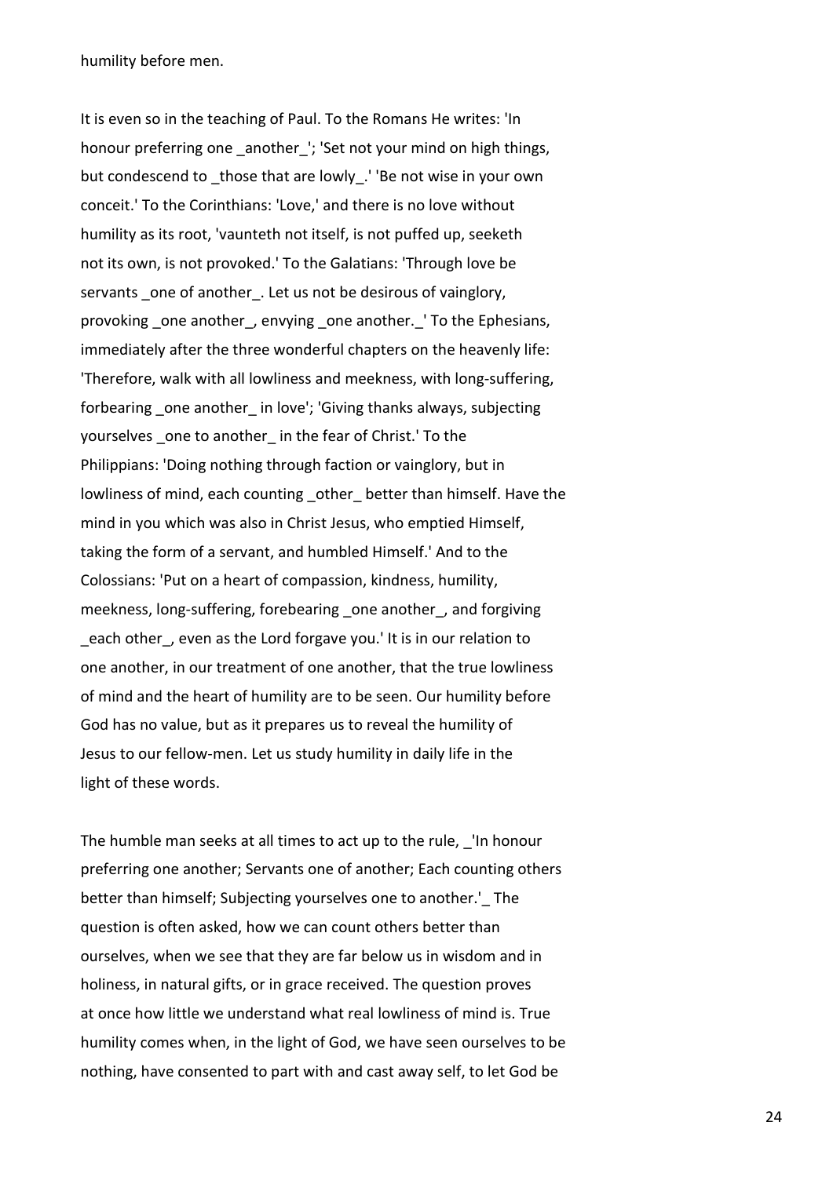humility before men.

It is even so in the teaching of Paul. To the Romans He writes: 'In honour preferring one _another_'; 'Set not your mind on high things, but condescend to _those that are lowly_.' 'Be not wise in your own conceit.' To the Corinthians: 'Love,' and there is no love without humility as its root, 'vaunteth not itself, is not puffed up, seeketh not its own, is not provoked.' To the Galatians: 'Through love be servants _one of another_. Let us not be desirous of vainglory, provoking _one another_, envying _one another._' To the Ephesians, immediately after the three wonderful chapters on the heavenly life: 'Therefore, walk with all lowliness and meekness, with long-suffering, forbearing _one another_ in love'; 'Giving thanks always, subjecting yourselves _one to another_ in the fear of Christ.' To the Philippians: 'Doing nothing through faction or vainglory, but in lowliness of mind, each counting _other_ better than himself. Have the mind in you which was also in Christ Jesus, who emptied Himself, taking the form of a servant, and humbled Himself.' And to the Colossians: 'Put on a heart of compassion, kindness, humility, meekness, long-suffering, forebearing _one another_, and forgiving _each other_, even as the Lord forgave you.' It is in our relation to one another, in our treatment of one another, that the true lowliness of mind and the heart of humility are to be seen. Our humility before God has no value, but as it prepares us to reveal the humility of Jesus to our fellow-men. Let us study humility in daily life in the light of these words.

The humble man seeks at all times to act up to the rule, _'In honour preferring one another; Servants one of another; Each counting others better than himself; Subjecting yourselves one to another.'_ The question is often asked, how we can count others better than ourselves, when we see that they are far below us in wisdom and in holiness, in natural gifts, or in grace received. The question proves at once how little we understand what real lowliness of mind is. True humility comes when, in the light of God, we have seen ourselves to be nothing, have consented to part with and cast away self, to let God be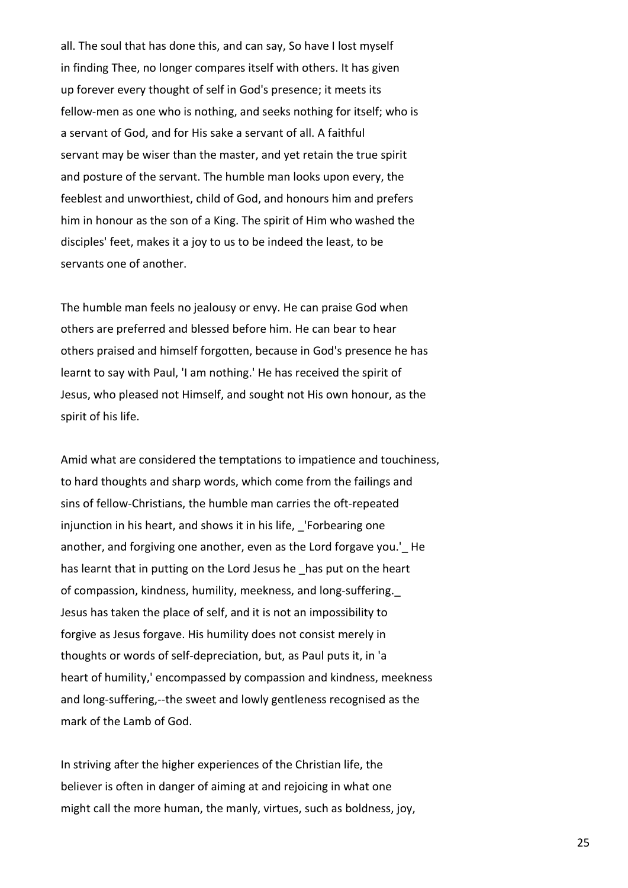all. The soul that has done this, and can say, So have I lost myself in finding Thee, no longer compares itself with others. It has given up forever every thought of self in God's presence; it meets its fellow-men as one who is nothing, and seeks nothing for itself; who is a servant of God, and for His sake a servant of all. A faithful servant may be wiser than the master, and yet retain the true spirit and posture of the servant. The humble man looks upon every, the feeblest and unworthiest, child of God, and honours him and prefers him in honour as the son of a King. The spirit of Him who washed the disciples' feet, makes it a joy to us to be indeed the least, to be servants one of another.

The humble man feels no jealousy or envy. He can praise God when others are preferred and blessed before him. He can bear to hear others praised and himself forgotten, because in God's presence he has learnt to say with Paul, 'I am nothing.' He has received the spirit of Jesus, who pleased not Himself, and sought not His own honour, as the spirit of his life.

Amid what are considered the temptations to impatience and touchiness, to hard thoughts and sharp words, which come from the failings and sins of fellow-Christians, the humble man carries the oft-repeated injunction in his heart, and shows it in his life, _'Forbearing one another, and forgiving one another, even as the Lord forgave you.'_ He has learnt that in putting on the Lord Jesus he _has put on the heart of compassion, kindness, humility, meekness, and long-suffering._ Jesus has taken the place of self, and it is not an impossibility to forgive as Jesus forgave. His humility does not consist merely in thoughts or words of self-depreciation, but, as Paul puts it, in 'a heart of humility,' encompassed by compassion and kindness, meekness and long-suffering,--the sweet and lowly gentleness recognised as the mark of the Lamb of God.

In striving after the higher experiences of the Christian life, the believer is often in danger of aiming at and rejoicing in what one might call the more human, the manly, virtues, such as boldness, joy,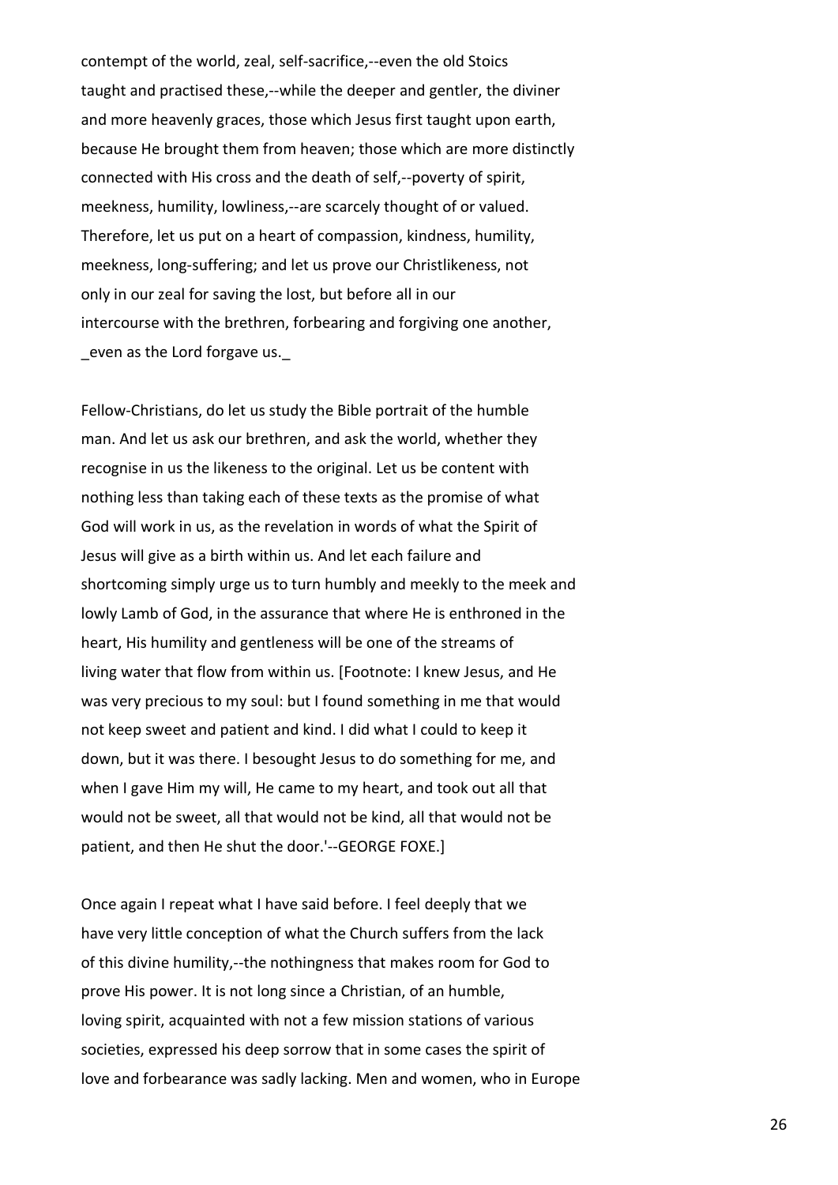contempt of the world, zeal, self-sacrifice,--even the old Stoics taught and practised these,--while the deeper and gentler, the diviner and more heavenly graces, those which Jesus first taught upon earth, because He brought them from heaven; those which are more distinctly connected with His cross and the death of self,--poverty of spirit, meekness, humility, lowliness,--are scarcely thought of or valued. Therefore, let us put on a heart of compassion, kindness, humility, meekness, long-suffering; and let us prove our Christlikeness, not only in our zeal for saving the lost, but before all in our intercourse with the brethren, forbearing and forgiving one another, _even as the Lord forgave us._

Fellow-Christians, do let us study the Bible portrait of the humble man. And let us ask our brethren, and ask the world, whether they recognise in us the likeness to the original. Let us be content with nothing less than taking each of these texts as the promise of what God will work in us, as the revelation in words of what the Spirit of Jesus will give as a birth within us. And let each failure and shortcoming simply urge us to turn humbly and meekly to the meek and lowly Lamb of God, in the assurance that where He is enthroned in the heart, His humility and gentleness will be one of the streams of living water that flow from within us. [Footnote: I knew Jesus, and He was very precious to my soul: but I found something in me that would not keep sweet and patient and kind. I did what I could to keep it down, but it was there. I besought Jesus to do something for me, and when I gave Him my will, He came to my heart, and took out all that would not be sweet, all that would not be kind, all that would not be patient, and then He shut the door.'--GEORGE FOXE.]

Once again I repeat what I have said before. I feel deeply that we have very little conception of what the Church suffers from the lack of this divine humility,--the nothingness that makes room for God to prove His power. It is not long since a Christian, of an humble, loving spirit, acquainted with not a few mission stations of various societies, expressed his deep sorrow that in some cases the spirit of love and forbearance was sadly lacking. Men and women, who in Europe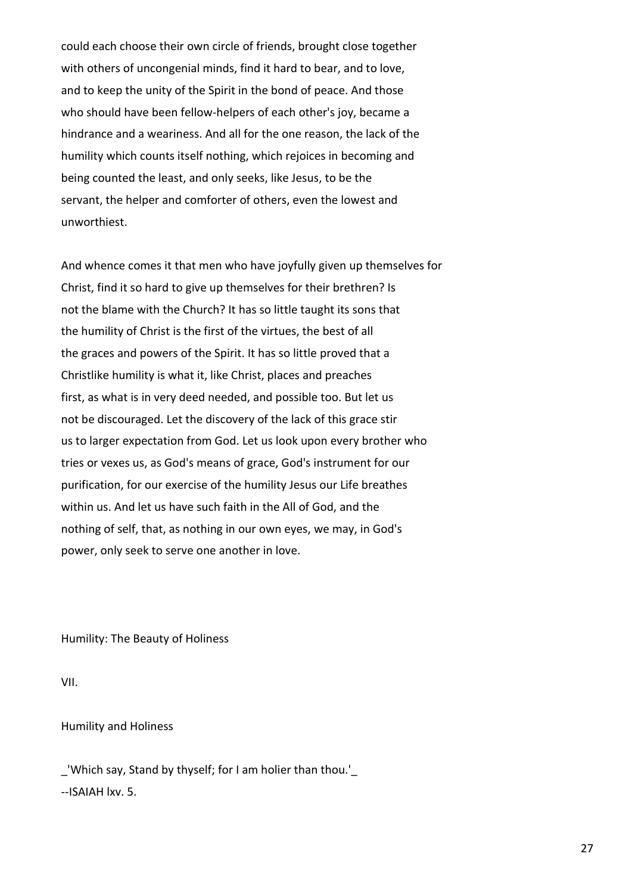could each choose their own circle of friends, brought close together with others of uncongenial minds, find it hard to bear, and to love, and to keep the unity of the Spirit in the bond of peace. And those who should have been fellow-helpers of each other's joy, became a hindrance and a weariness. And all for the one reason, the lack of the humility which counts itself nothing, which rejoices in becoming and being counted the least, and only seeks, like Jesus, to be the servant, the helper and comforter of others, even the lowest and unworthiest.

And whence comes it that men who have joyfully given up themselves for Christ, find it so hard to give up themselves for their brethren? Is not the blame with the Church? It has so little taught its sons that the humility of Christ is the first of the virtues, the best of all the graces and powers of the Spirit. It has so little proved that a Christlike humility is what it, like Christ, places and preaches first, as what is in very deed needed, and possible too. But let us not be discouraged. Let the discovery of the lack of this grace stir us to larger expectation from God. Let us look upon every brother who tries or vexes us, as God's means of grace, God's instrument for our purification, for our exercise of the humility Jesus our Life breathes within us. And let us have such faith in the All of God, and the nothing of self, that, as nothing in our own eyes, we may, in God's power, only seek to serve one another in love.

Humility: The Beauty of Holiness

## VII.

## Humility and Holiness

_'Which say, Stand by thyself; for I am holier than thou.'_
--ISAIAH lxv. 5.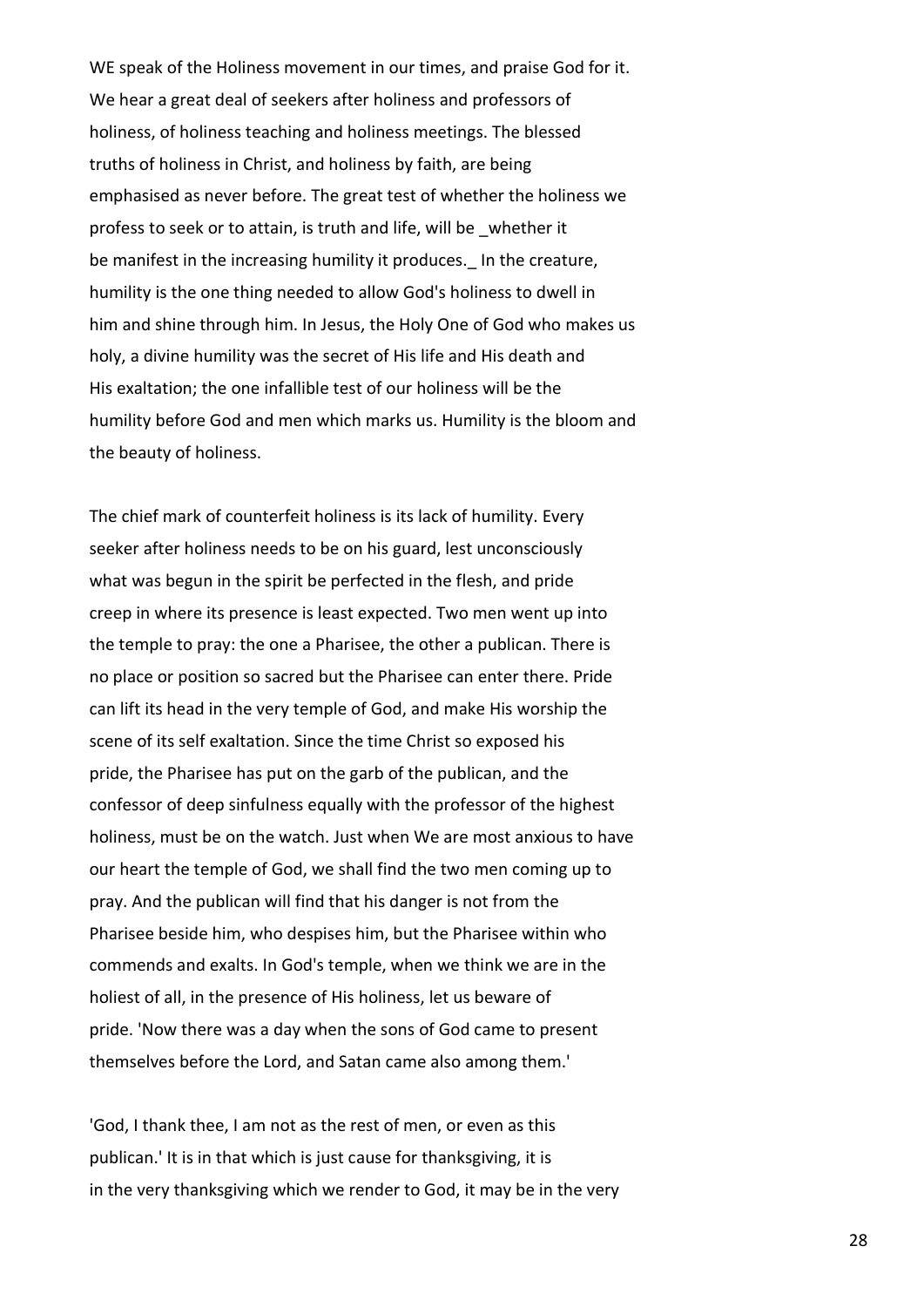WE speak of the Holiness movement in our times, and praise God for it. We hear a great deal of seekers after holiness and professors of holiness, of holiness teaching and holiness meetings. The blessed truths of holiness in Christ, and holiness by faith, are being emphasised as never before. The great test of whether the holiness we profess to seek or to attain, is truth and life, will be _whether it be manifest in the increasing humility it produces._ In the creature, humility is the one thing needed to allow God's holiness to dwell in him and shine through him. In Jesus, the Holy One of God who makes us holy, a divine humility was the secret of His life and His death and His exaltation; the one infallible test of our holiness will be the humility before God and men which marks us. Humility is the bloom and the beauty of holiness.

The chief mark of counterfeit holiness is its lack of humility. Every seeker after holiness needs to be on his guard, lest unconsciously what was begun in the spirit be perfected in the flesh, and pride creep in where its presence is least expected. Two men went up into the temple to pray: the one a Pharisee, the other a publican. There is no place or position so sacred but the Pharisee can enter there. Pride can lift its head in the very temple of God, and make His worship the scene of its self exaltation. Since the time Christ so exposed his pride, the Pharisee has put on the garb of the publican, and the confessor of deep sinfulness equally with the professor of the highest holiness, must be on the watch. Just when We are most anxious to have our heart the temple of God, we shall find the two men coming up to pray. And the publican will find that his danger is not from the Pharisee beside him, who despises him, but the Pharisee within who commends and exalts. In God's temple, when we think we are in the holiest of all, in the presence of His holiness, let us beware of pride. 'Now there was a day when the sons of God came to present themselves before the Lord, and Satan came also among them.'

'God, I thank thee, I am not as the rest of men, or even as this publican.' It is in that which is just cause for thanksgiving, it is in the very thanksgiving which we render to God, it may be in the very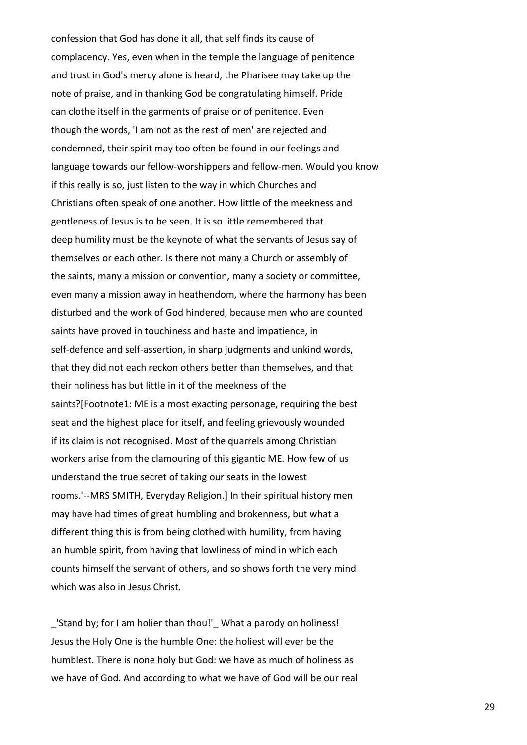confession that God has done it all, that self finds its cause of complacency. Yes, even when in the temple the language of penitence and trust in God's mercy alone is heard, the Pharisee may take up the note of praise, and in thanking God be congratulating himself. Pride can clothe itself in the garments of praise or of penitence. Even though the words, 'I am not as the rest of men' are rejected and condemned, their spirit may too often be found in our feelings and language towards our fellow-worshippers and fellow-men. Would you know if this really is so, just listen to the way in which Churches and Christians often speak of one another. How little of the meekness and gentleness of Jesus is to be seen. It is so little remembered that deep humility must be the keynote of what the servants of Jesus say of themselves or each other. Is there not many a Church or assembly of the saints, many a mission or convention, many a society or committee, even many a mission away in heathendom, where the harmony has been disturbed and the work of God hindered, because men who are counted saints have proved in touchiness and haste and impatience, in self-defence and self-assertion, in sharp judgments and unkind words, that they did not each reckon others better than themselves, and that their holiness has but little in it of the meekness of the saints?[Footnote1: ME is a most exacting personage, requiring the best seat and the highest place for itself, and feeling grievously wounded if its claim is not recognised. Most of the quarrels among Christian workers arise from the clamouring of this gigantic ME. How few of us understand the true secret of taking our seats in the lowest rooms.'--MRS SMITH, Everyday Religion.] In their spiritual history men may have had times of great humbling and brokenness, but what a different thing this is from being clothed with humility, from having an humble spirit, from having that lowliness of mind in which each counts himself the servant of others, and so shows forth the very mind which was also in Jesus Christ.

_'Stand by; for I am holier than thou!'_ What a parody on holiness! Jesus the Holy One is the humble One: the holiest will ever be the humblest. There is none holy but God: we have as much of holiness as we have of God. And according to what we have of God will be our real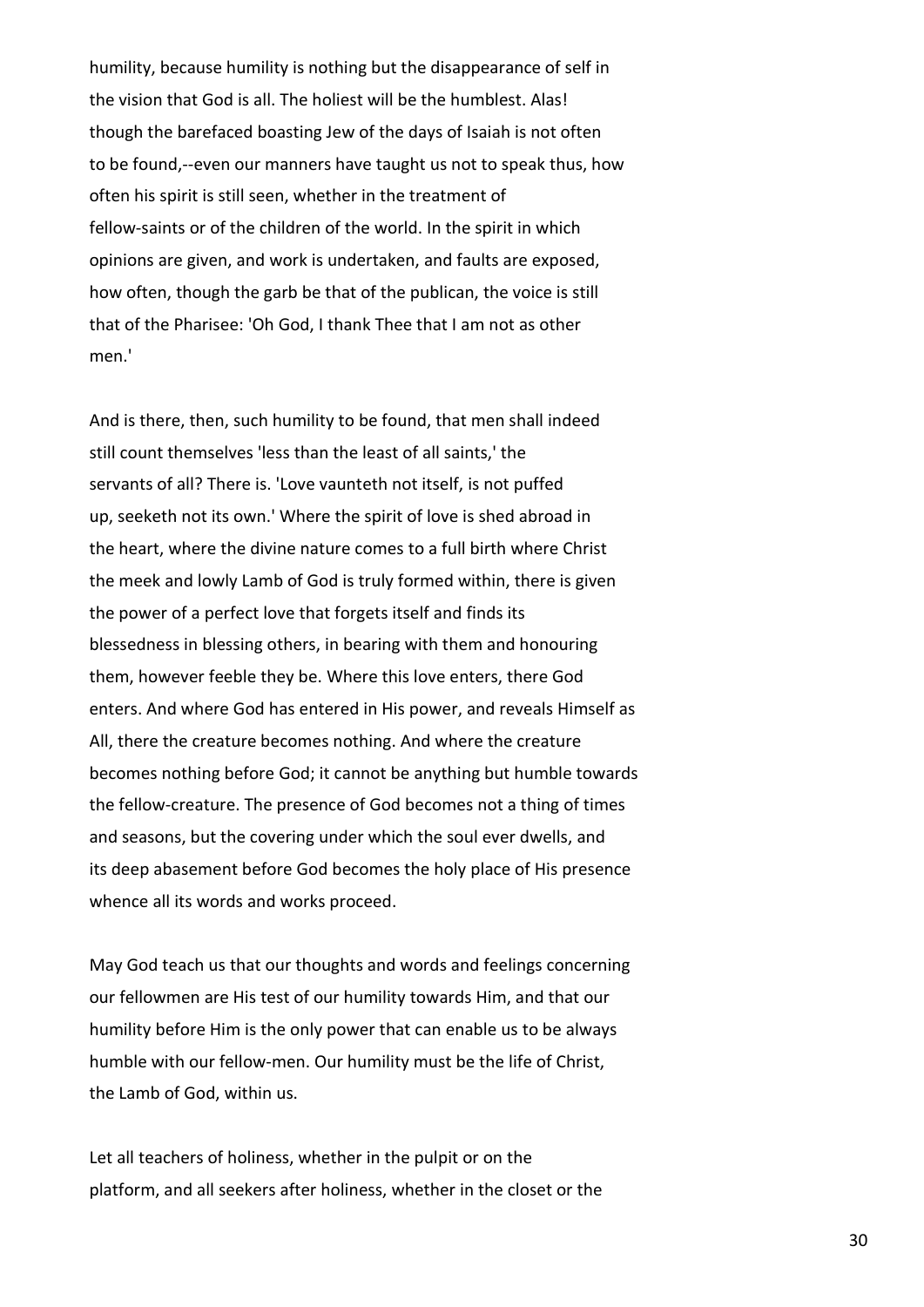humility, because humility is nothing but the disappearance of self in the vision that God is all. The holiest will be the humblest. Alas! though the barefaced boasting Jew of the days of Isaiah is not often to be found,--even our manners have taught us not to speak thus, how often his spirit is still seen, whether in the treatment of fellow-saints or of the children of the world. In the spirit in which opinions are given, and work is undertaken, and faults are exposed, how often, though the garb be that of the publican, the voice is still that of the Pharisee: 'Oh God, I thank Thee that I am not as other men.'

And is there, then, such humility to be found, that men shall indeed still count themselves 'less than the least of all saints,' the servants of all? There is. 'Love vaunteth not itself, is not puffed up, seeketh not its own.' Where the spirit of love is shed abroad in the heart, where the divine nature comes to a full birth where Christ the meek and lowly Lamb of God is truly formed within, there is given the power of a perfect love that forgets itself and finds its blessedness in blessing others, in bearing with them and honouring them, however feeble they be. Where this love enters, there God enters. And where God has entered in His power, and reveals Himself as All, there the creature becomes nothing. And where the creature becomes nothing before God; it cannot be anything but humble towards the fellow-creature. The presence of God becomes not a thing of times and seasons, but the covering under which the soul ever dwells, and its deep abasement before God becomes the holy place of His presence whence all its words and works proceed.

May God teach us that our thoughts and words and feelings concerning our fellowmen are His test of our humility towards Him, and that our humility before Him is the only power that can enable us to be always humble with our fellow-men. Our humility must be the life of Christ, the Lamb of God, within us.

Let all teachers of holiness, whether in the pulpit or on the platform, and all seekers after holiness, whether in the closet or the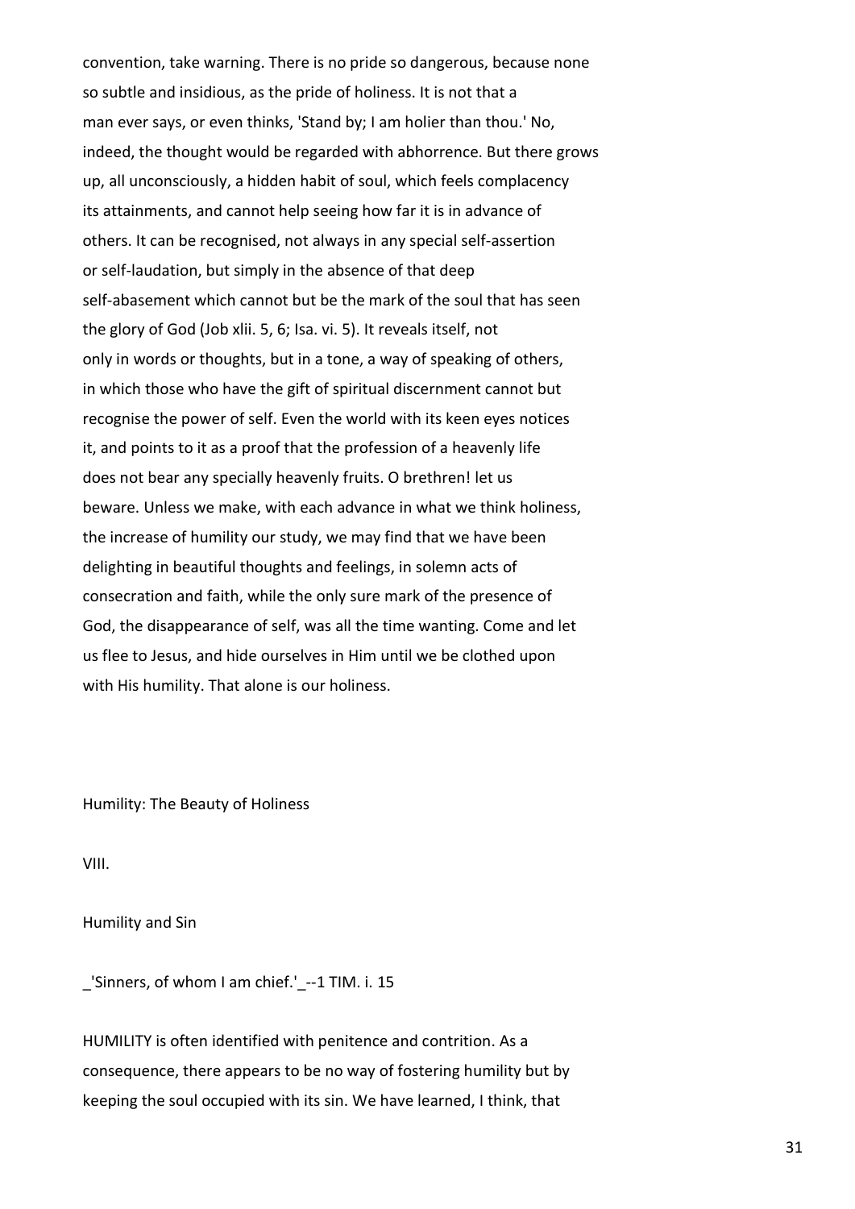convention, take warning. There is no pride so dangerous, because none so subtle and insidious, as the pride of holiness. It is not that a man ever says, or even thinks, 'Stand by; I am holier than thou.' No, indeed, the thought would be regarded with abhorrence. But there grows up, all unconsciously, a hidden habit of soul, which feels complacency its attainments, and cannot help seeing how far it is in advance of others. It can be recognised, not always in any special self-assertion or self-laudation, but simply in the absence of that deep self-abasement which cannot but be the mark of the soul that has seen the glory of God (Job xlii. 5, 6; Isa. vi. 5). It reveals itself, not only in words or thoughts, but in a tone, a way of speaking of others, in which those who have the gift of spiritual discernment cannot but recognise the power of self. Even the world with its keen eyes notices it, and points to it as a proof that the profession of a heavenly life does not bear any specially heavenly fruits. O brethren! let us beware. Unless we make, with each advance in what we think holiness, the increase of humility our study, we may find that we have been delighting in beautiful thoughts and feelings, in solemn acts of consecration and faith, while the only sure mark of the presence of God, the disappearance of self, was all the time wanting. Come and let us flee to Jesus, and hide ourselves in Him until we be clothed upon with His humility. That alone is our holiness.

Humility: The Beauty of Holiness

VIII.

## Humility and Sin

_'Sinners, of whom I am chief.'_--1 TIM. i. 15

HUMILITY is often identified with penitence and contrition. As a consequence, there appears to be no way of fostering humility but by keeping the soul occupied with its sin. We have learned, I think, that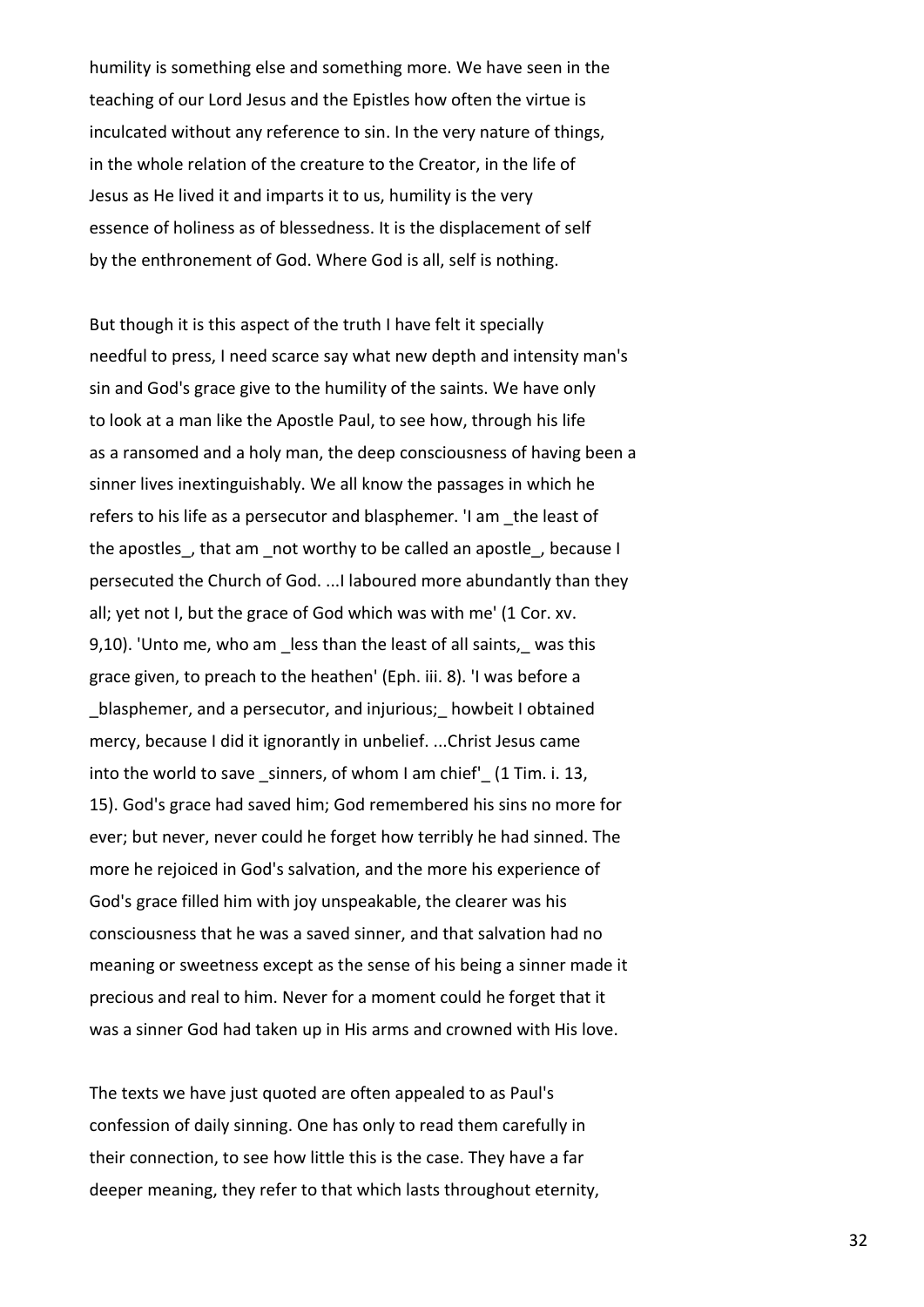humility is something else and something more. We have seen in the teaching of our Lord Jesus and the Epistles how often the virtue is inculcated without any reference to sin. In the very nature of things, in the whole relation of the creature to the Creator, in the life of Jesus as He lived it and imparts it to us, humility is the very essence of holiness as of blessedness. It is the displacement of self by the enthronement of God. Where God is all, self is nothing.

But though it is this aspect of the truth I have felt it specially needful to press, I need scarce say what new depth and intensity man's sin and God's grace give to the humility of the saints. We have only to look at a man like the Apostle Paul, to see how, through his life as a ransomed and a holy man, the deep consciousness of having been a sinner lives inextinguishably. We all know the passages in which he refers to his life as a persecutor and blasphemer. 'I am _the least of the apostles_, that am _not worthy to be called an apostle_, because I persecuted the Church of God. ...I laboured more abundantly than they all; yet not I, but the grace of God which was with me' (1 Cor. xv. 9,10). 'Unto me, who am _less than the least of all saints,_ was this grace given, to preach to the heathen' (Eph. iii. 8). 'I was before a _blasphemer, and a persecutor, and injurious;_ howbeit I obtained mercy, because I did it ignorantly in unbelief. ...Christ Jesus came into the world to save _sinners, of whom I am chief'_ (1 Tim. i. 13, 15). God's grace had saved him; God remembered his sins no more for ever; but never, never could he forget how terribly he had sinned. The more he rejoiced in God's salvation, and the more his experience of God's grace filled him with joy unspeakable, the clearer was his consciousness that he was a saved sinner, and that salvation had no meaning or sweetness except as the sense of his being a sinner made it precious and real to him. Never for a moment could he forget that it was a sinner God had taken up in His arms and crowned with His love.

The texts we have just quoted are often appealed to as Paul's confession of daily sinning. One has only to read them carefully in their connection, to see how little this is the case. They have a far deeper meaning, they refer to that which lasts throughout eternity,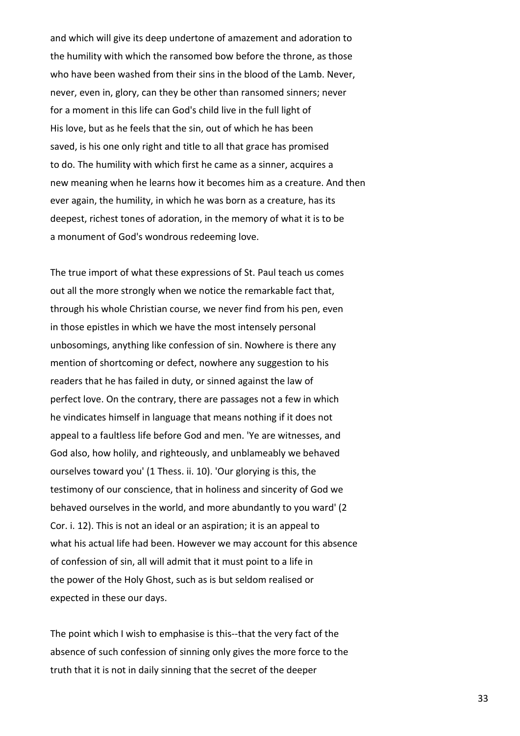and which will give its deep undertone of amazement and adoration to the humility with which the ransomed bow before the throne, as those who have been washed from their sins in the blood of the Lamb. Never, never, even in, glory, can they be other than ransomed sinners; never for a moment in this life can God's child live in the full light of His love, but as he feels that the sin, out of which he has been saved, is his one only right and title to all that grace has promised to do. The humility with which first he came as a sinner, acquires a new meaning when he learns how it becomes him as a creature. And then ever again, the humility, in which he was born as a creature, has its deepest, richest tones of adoration, in the memory of what it is to be a monument of God's wondrous redeeming love.

The true import of what these expressions of St. Paul teach us comes out all the more strongly when we notice the remarkable fact that, through his whole Christian course, we never find from his pen, even in those epistles in which we have the most intensely personal unbosomings, anything like confession of sin. Nowhere is there any mention of shortcoming or defect, nowhere any suggestion to his readers that he has failed in duty, or sinned against the law of perfect love. On the contrary, there are passages not a few in which he vindicates himself in language that means nothing if it does not appeal to a faultless life before God and men. 'Ye are witnesses, and God also, how holily, and righteously, and unblameably we behaved ourselves toward you' (1 Thess. ii. 10). 'Our glorying is this, the testimony of our conscience, that in holiness and sincerity of God we behaved ourselves in the world, and more abundantly to you ward' (2 Cor. i. 12). This is not an ideal or an aspiration; it is an appeal to what his actual life had been. However we may account for this absence of confession of sin, all will admit that it must point to a life in the power of the Holy Ghost, such as is but seldom realised or expected in these our days.

The point which I wish to emphasise is this--that the very fact of the absence of such confession of sinning only gives the more force to the truth that it is not in daily sinning that the secret of the deeper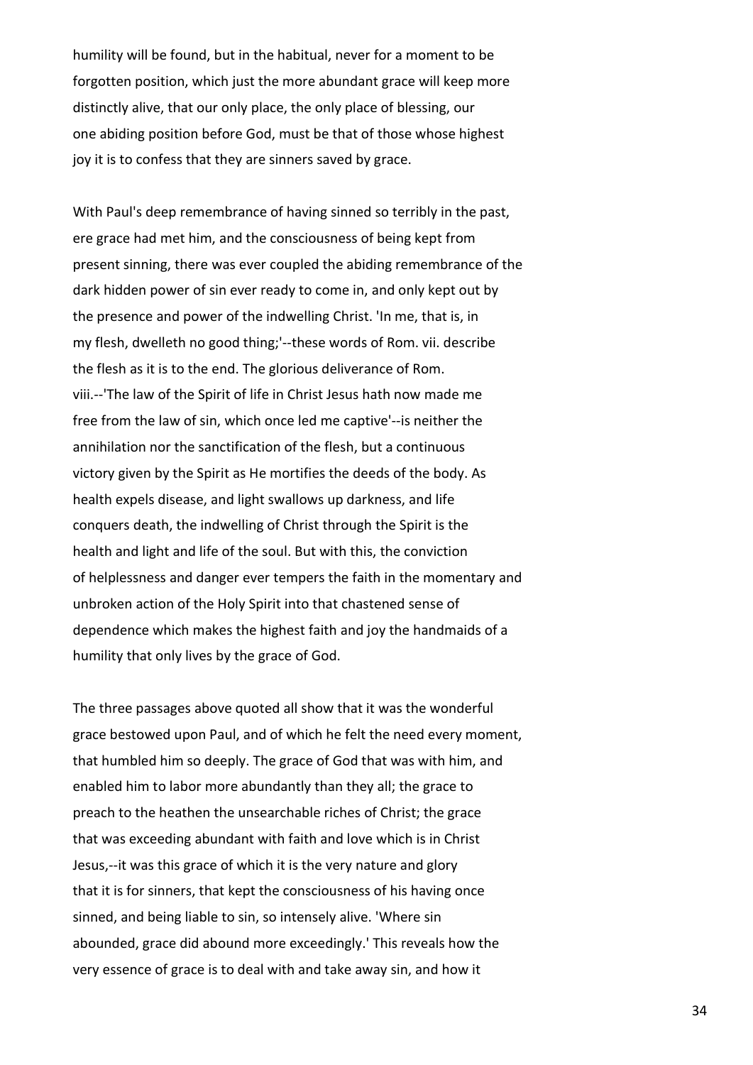humility will be found, but in the habitual, never for a moment to be forgotten position, which just the more abundant grace will keep more distinctly alive, that our only place, the only place of blessing, our one abiding position before God, must be that of those whose highest joy it is to confess that they are sinners saved by grace.

With Paul's deep remembrance of having sinned so terribly in the past, ere grace had met him, and the consciousness of being kept from present sinning, there was ever coupled the abiding remembrance of the dark hidden power of sin ever ready to come in, and only kept out by the presence and power of the indwelling Christ. 'In me, that is, in my flesh, dwelleth no good thing;'--these words of Rom. vii. describe the flesh as it is to the end. The glorious deliverance of Rom. viii.--'The law of the Spirit of life in Christ Jesus hath now made me free from the law of sin, which once led me captive'--is neither the annihilation nor the sanctification of the flesh, but a continuous victory given by the Spirit as He mortifies the deeds of the body. As health expels disease, and light swallows up darkness, and life conquers death, the indwelling of Christ through the Spirit is the health and light and life of the soul. But with this, the conviction of helplessness and danger ever tempers the faith in the momentary and unbroken action of the Holy Spirit into that chastened sense of dependence which makes the highest faith and joy the handmaids of a humility that only lives by the grace of God.

The three passages above quoted all show that it was the wonderful grace bestowed upon Paul, and of which he felt the need every moment, that humbled him so deeply. The grace of God that was with him, and enabled him to labor more abundantly than they all; the grace to preach to the heathen the unsearchable riches of Christ; the grace that was exceeding abundant with faith and love which is in Christ Jesus,--it was this grace of which it is the very nature and glory that it is for sinners, that kept the consciousness of his having once sinned, and being liable to sin, so intensely alive. 'Where sin abounded, grace did abound more exceedingly.' This reveals how the very essence of grace is to deal with and take away sin, and how it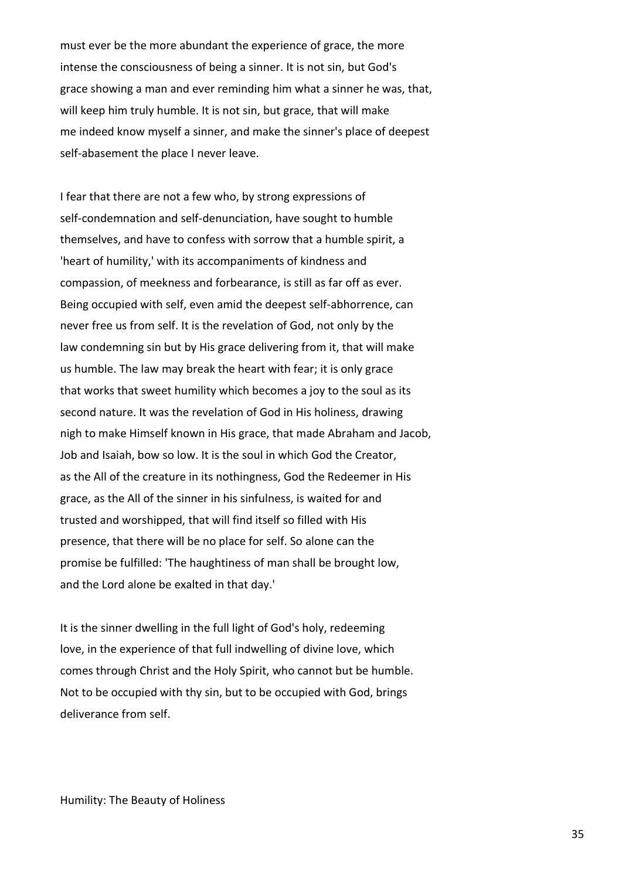must ever be the more abundant the experience of grace, the more intense the consciousness of being a sinner. It is not sin, but God's grace showing a man and ever reminding him what a sinner he was, that, will keep him truly humble. It is not sin, but grace, that will make me indeed know myself a sinner, and make the sinner's place of deepest self-abasement the place I never leave.

I fear that there are not a few who, by strong expressions of self-condemnation and self-denunciation, have sought to humble themselves, and have to confess with sorrow that a humble spirit, a 'heart of humility,' with its accompaniments of kindness and compassion, of meekness and forbearance, is still as far off as ever. Being occupied with self, even amid the deepest self-abhorrence, can never free us from self. It is the revelation of God, not only by the law condemning sin but by His grace delivering from it, that will make us humble. The law may break the heart with fear; it is only grace that works that sweet humility which becomes a joy to the soul as its second nature. It was the revelation of God in His holiness, drawing nigh to make Himself known in His grace, that made Abraham and Jacob, Job and Isaiah, bow so low. It is the soul in which God the Creator, as the All of the creature in its nothingness, God the Redeemer in His grace, as the All of the sinner in his sinfulness, is waited for and trusted and worshipped, that will find itself so filled with His presence, that there will be no place for self. So alone can the promise be fulfilled: 'The haughtiness of man shall be brought low, and the Lord alone be exalted in that day.'

It is the sinner dwelling in the full light of God's holy, redeeming love, in the experience of that full indwelling of divine love, which comes through Christ and the Holy Spirit, who cannot but be humble. Not to be occupied with thy sin, but to be occupied with God, brings deliverance from self.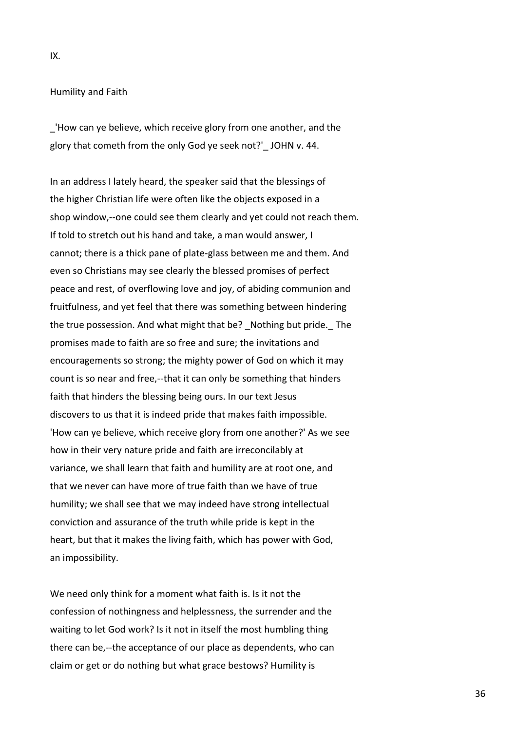IX.

## Humility and Faith

_'How can ye believe, which receive glory from one another, and the glory that cometh from the only God ye seek not?'_ JOHN v. 44.

In an address I lately heard, the speaker said that the blessings of the higher Christian life were often like the objects exposed in a shop window,--one could see them clearly and yet could not reach them. If told to stretch out his hand and take, a man would answer, I cannot; there is a thick pane of plate-glass between me and them. And even so Christians may see clearly the blessed promises of perfect peace and rest, of overflowing love and joy, of abiding communion and fruitfulness, and yet feel that there was something between hindering the true possession. And what might that be? _Nothing but pride._ The promises made to faith are so free and sure; the invitations and encouragements so strong; the mighty power of God on which it may count is so near and free,--that it can only be something that hinders faith that hinders the blessing being ours. In our text Jesus discovers to us that it is indeed pride that makes faith impossible. 'How can ye believe, which receive glory from one another?' As we see how in their very nature pride and faith are irreconcilably at variance, we shall learn that faith and humility are at root one, and that we never can have more of true faith than we have of true humility; we shall see that we may indeed have strong intellectual conviction and assurance of the truth while pride is kept in the heart, but that it makes the living faith, which has power with God, an impossibility.

We need only think for a moment what faith is. Is it not the confession of nothingness and helplessness, the surrender and the waiting to let God work? Is it not in itself the most humbling thing there can be,--the acceptance of our place as dependents, who can claim or get or do nothing but what grace bestows? Humility is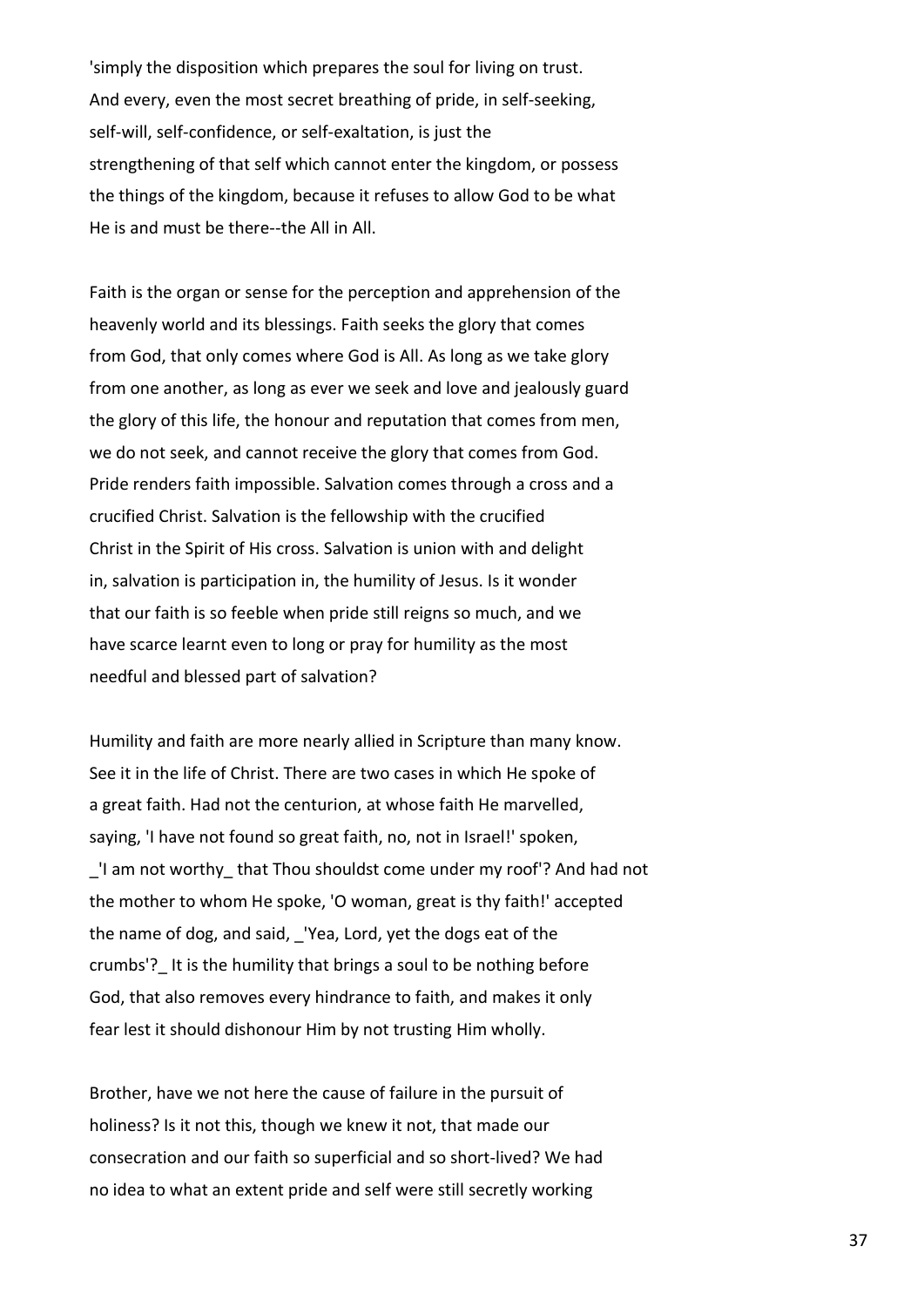'simply the disposition which prepares the soul for living on trust. And every, even the most secret breathing of pride, in self-seeking, self-will, self-confidence, or self-exaltation, is just the strengthening of that self which cannot enter the kingdom, or possess the things of the kingdom, because it refuses to allow God to be what He is and must be there--the All in All.

Faith is the organ or sense for the perception and apprehension of the heavenly world and its blessings. Faith seeks the glory that comes from God, that only comes where God is All. As long as we take glory from one another, as long as ever we seek and love and jealously guard the glory of this life, the honour and reputation that comes from men, we do not seek, and cannot receive the glory that comes from God. Pride renders faith impossible. Salvation comes through a cross and a crucified Christ. Salvation is the fellowship with the crucified Christ in the Spirit of His cross. Salvation is union with and delight in, salvation is participation in, the humility of Jesus. Is it wonder that our faith is so feeble when pride still reigns so much, and we have scarce learnt even to long or pray for humility as the most needful and blessed part of salvation?

Humility and faith are more nearly allied in Scripture than many know. See it in the life of Christ. There are two cases in which He spoke of a great faith. Had not the centurion, at whose faith He marvelled, saying, 'I have not found so great faith, no, not in Israel!' spoken, _'I am not worthy_ that Thou shouldst come under my roof'? And had not the mother to whom He spoke, 'O woman, great is thy faith!' accepted the name of dog, and said, _'Yea, Lord, yet the dogs eat of the crumbs'?_ It is the humility that brings a soul to be nothing before God, that also removes every hindrance to faith, and makes it only fear lest it should dishonour Him by not trusting Him wholly.

Brother, have we not here the cause of failure in the pursuit of holiness? Is it not this, though we knew it not, that made our consecration and our faith so superficial and so short-lived? We had no idea to what an extent pride and self were still secretly working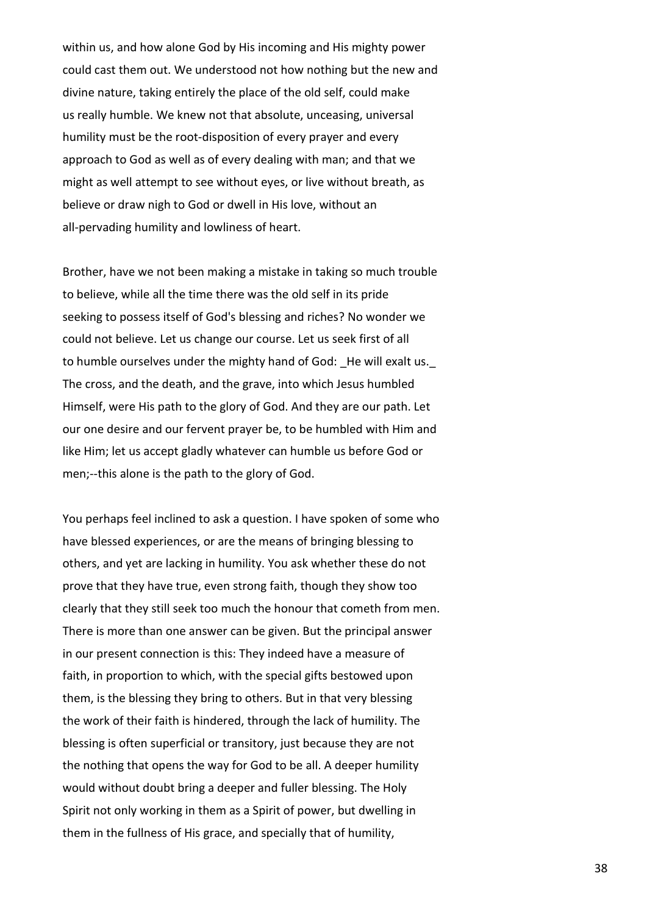within us, and how alone God by His incoming and His mighty power could cast them out. We understood not how nothing but the new and divine nature, taking entirely the place of the old self, could make us really humble. We knew not that absolute, unceasing, universal humility must be the root-disposition of every prayer and every approach to God as well as of every dealing with man; and that we might as well attempt to see without eyes, or live without breath, as believe or draw nigh to God or dwell in His love, without an all-pervading humility and lowliness of heart.

Brother, have we not been making a mistake in taking so much trouble to believe, while all the time there was the old self in its pride seeking to possess itself of God's blessing and riches? No wonder we could not believe. Let us change our course. Let us seek first of all to humble ourselves under the mighty hand of God: _He will exalt us._ The cross, and the death, and the grave, into which Jesus humbled Himself, were His path to the glory of God. And they are our path. Let our one desire and our fervent prayer be, to be humbled with Him and like Him; let us accept gladly whatever can humble us before God or men;--this alone is the path to the glory of God.

You perhaps feel inclined to ask a question. I have spoken of some who have blessed experiences, or are the means of bringing blessing to others, and yet are lacking in humility. You ask whether these do not prove that they have true, even strong faith, though they show too clearly that they still seek too much the honour that cometh from men. There is more than one answer can be given. But the principal answer in our present connection is this: They indeed have a measure of faith, in proportion to which, with the special gifts bestowed upon them, is the blessing they bring to others. But in that very blessing the work of their faith is hindered, through the lack of humility. The blessing is often superficial or transitory, just because they are not the nothing that opens the way for God to be all. A deeper humility would without doubt bring a deeper and fuller blessing. The Holy Spirit not only working in them as a Spirit of power, but dwelling in them in the fullness of His grace, and specially that of humility,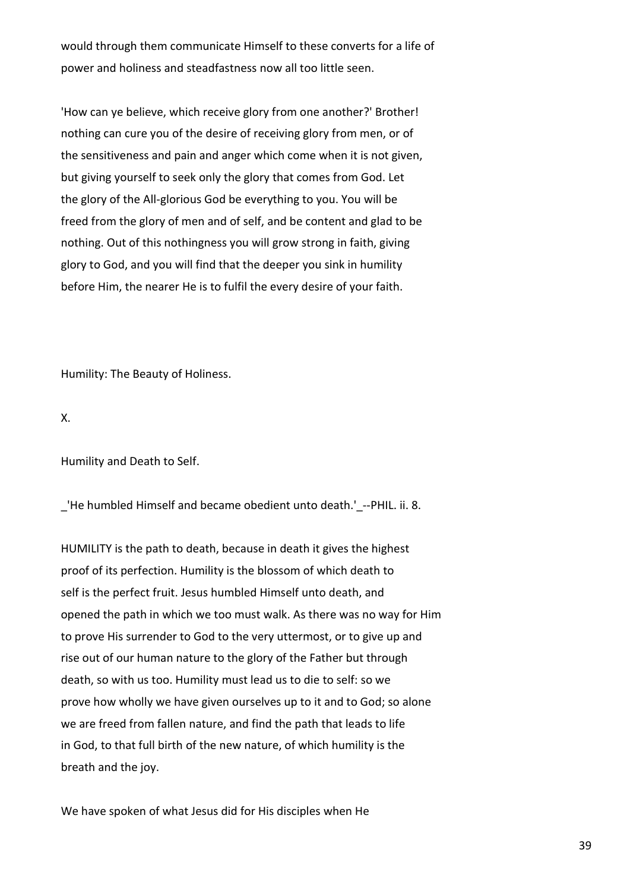would through them communicate Himself to these converts for a life of power and holiness and steadfastness now all too little seen.

'How can ye believe, which receive glory from one another?' Brother! nothing can cure you of the desire of receiving glory from men, or of the sensitiveness and pain and anger which come when it is not given, but giving yourself to seek only the glory that comes from God. Let the glory of the All-glorious God be everything to you. You will be freed from the glory of men and of self, and be content and glad to be nothing. Out of this nothingness you will grow strong in faith, giving glory to God, and you will find that the deeper you sink in humility before Him, the nearer He is to fulfil the every desire of your faith.

Humility: The Beauty of Holiness.

## X.

## Humility and Death to Self.

_'He humbled Himself and became obedient unto death.'_--PHIL. ii. 8.

HUMILITY is the path to death, because in death it gives the highest proof of its perfection. Humility is the blossom of which death to self is the perfect fruit. Jesus humbled Himself unto death, and opened the path in which we too must walk. As there was no way for Him to prove His surrender to God to the very uttermost, or to give up and rise out of our human nature to the glory of the Father but through death, so with us too. Humility must lead us to die to self: so we prove how wholly we have given ourselves up to it and to God; so alone we are freed from fallen nature, and find the path that leads to life in God, to that full birth of the new nature, of which humility is the breath and the joy.

We have spoken of what Jesus did for His disciples when He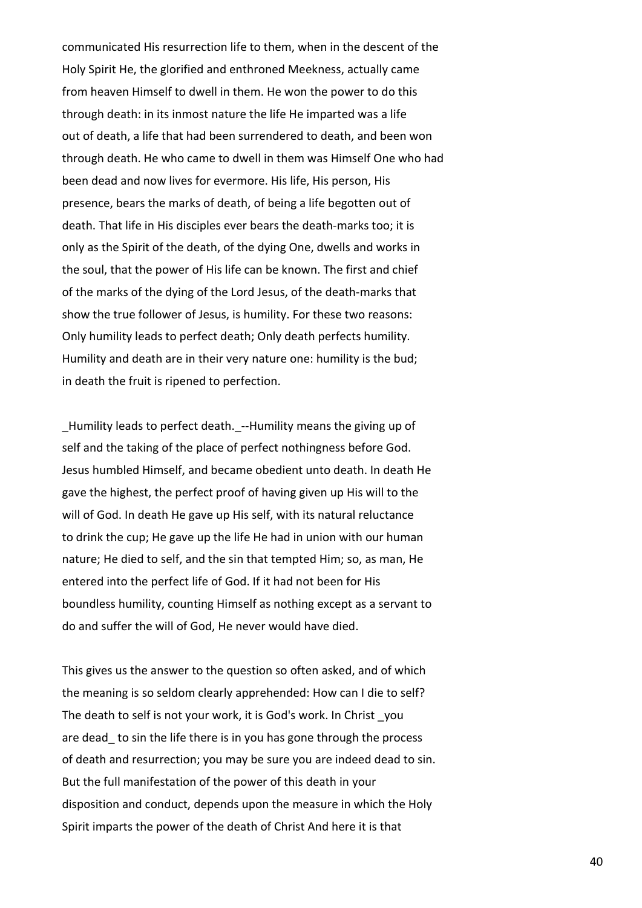communicated His resurrection life to them, when in the descent of the Holy Spirit He, the glorified and enthroned Meekness, actually came from heaven Himself to dwell in them. He won the power to do this through death: in its inmost nature the life He imparted was a life out of death, a life that had been surrendered to death, and been won through death. He who came to dwell in them was Himself One who had been dead and now lives for evermore. His life, His person, His presence, bears the marks of death, of being a life begotten out of death. That life in His disciples ever bears the death-marks too; it is only as the Spirit of the death, of the dying One, dwells and works in the soul, that the power of His life can be known. The first and chief of the marks of the dying of the Lord Jesus, of the death-marks that show the true follower of Jesus, is humility. For these two reasons: Only humility leads to perfect death; Only death perfects humility. Humility and death are in their very nature one: humility is the bud; in death the fruit is ripened to perfection.

_Humility leads to perfect death._--Humility means the giving up of self and the taking of the place of perfect nothingness before God. Jesus humbled Himself, and became obedient unto death. In death He gave the highest, the perfect proof of having given up His will to the will of God. In death He gave up His self, with its natural reluctance to drink the cup; He gave up the life He had in union with our human nature; He died to self, and the sin that tempted Him; so, as man, He entered into the perfect life of God. If it had not been for His boundless humility, counting Himself as nothing except as a servant to do and suffer the will of God, He never would have died.

This gives us the answer to the question so often asked, and of which the meaning is so seldom clearly apprehended: How can I die to self? The death to self is not your work, it is God's work. In Christ _you are dead_ to sin the life there is in you has gone through the process of death and resurrection; you may be sure you are indeed dead to sin. But the full manifestation of the power of this death in your disposition and conduct, depends upon the measure in which the Holy Spirit imparts the power of the death of Christ And here it is that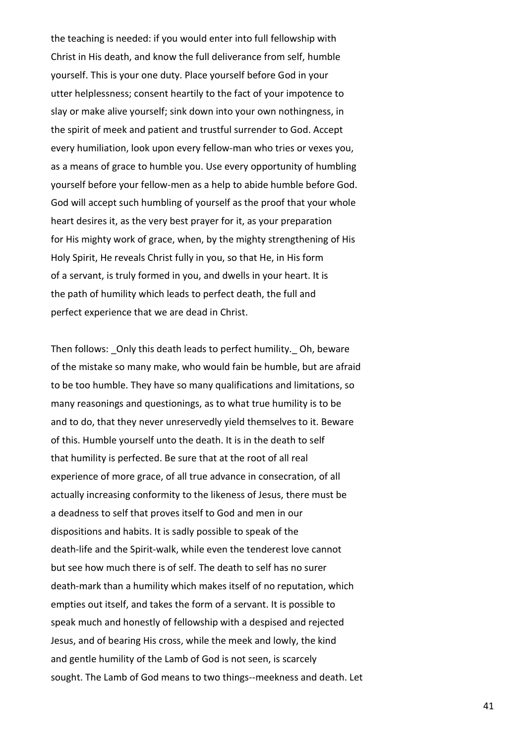the teaching is needed: if you would enter into full fellowship with Christ in His death, and know the full deliverance from self, humble yourself. This is your one duty. Place yourself before God in your utter helplessness; consent heartily to the fact of your impotence to slay or make alive yourself; sink down into your own nothingness, in the spirit of meek and patient and trustful surrender to God. Accept every humiliation, look upon every fellow-man who tries or vexes you, as a means of grace to humble you. Use every opportunity of humbling yourself before your fellow-men as a help to abide humble before God. God will accept such humbling of yourself as the proof that your whole heart desires it, as the very best prayer for it, as your preparation for His mighty work of grace, when, by the mighty strengthening of His Holy Spirit, He reveals Christ fully in you, so that He, in His form of a servant, is truly formed in you, and dwells in your heart. It is the path of humility which leads to perfect death, the full and perfect experience that we are dead in Christ.

Then follows: _Only this death leads to perfect humility._ Oh, beware of the mistake so many make, who would fain be humble, but are afraid to be too humble. They have so many qualifications and limitations, so many reasonings and questionings, as to what true humility is to be and to do, that they never unreservedly yield themselves to it. Beware of this. Humble yourself unto the death. It is in the death to self that humility is perfected. Be sure that at the root of all real experience of more grace, of all true advance in consecration, of all actually increasing conformity to the likeness of Jesus, there must be a deadness to self that proves itself to God and men in our dispositions and habits. It is sadly possible to speak of the death-life and the Spirit-walk, while even the tenderest love cannot but see how much there is of self. The death to self has no surer death-mark than a humility which makes itself of no reputation, which empties out itself, and takes the form of a servant. It is possible to speak much and honestly of fellowship with a despised and rejected Jesus, and of bearing His cross, while the meek and lowly, the kind and gentle humility of the Lamb of God is not seen, is scarcely sought. The Lamb of God means to two things--meekness and death. Let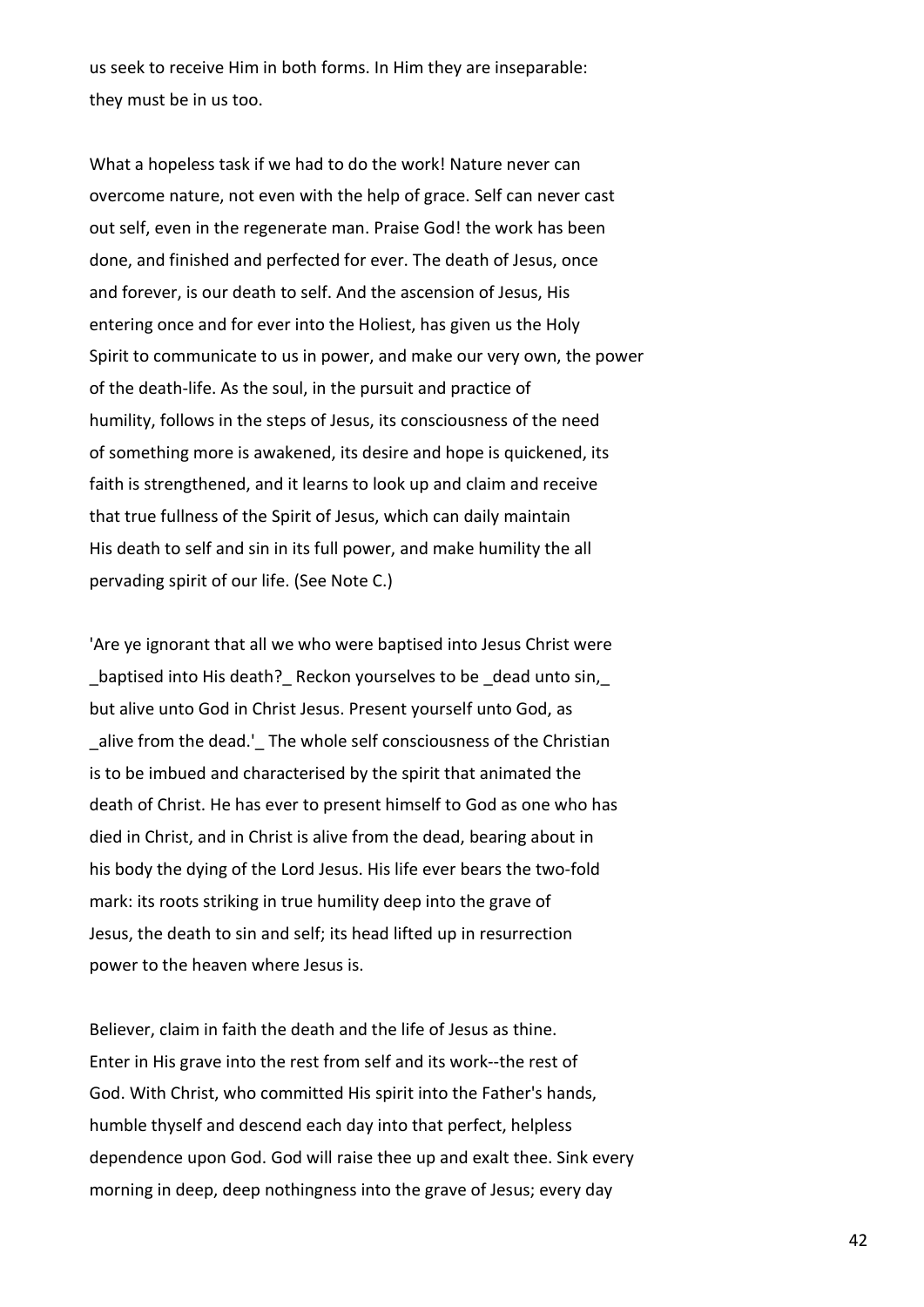us seek to receive Him in both forms. In Him they are inseparable: they must be in us too.

What a hopeless task if we had to do the work! Nature never can overcome nature, not even with the help of grace. Self can never cast out self, even in the regenerate man. Praise God! the work has been done, and finished and perfected for ever. The death of Jesus, once and forever, is our death to self. And the ascension of Jesus, His entering once and for ever into the Holiest, has given us the Holy Spirit to communicate to us in power, and make our very own, the power of the death-life. As the soul, in the pursuit and practice of humility, follows in the steps of Jesus, its consciousness of the need of something more is awakened, its desire and hope is quickened, its faith is strengthened, and it learns to look up and claim and receive that true fullness of the Spirit of Jesus, which can daily maintain His death to self and sin in its full power, and make humility the all pervading spirit of our life. (See Note C.)

'Are ye ignorant that all we who were baptised into Jesus Christ were _baptised into His death?_ Reckon yourselves to be _dead unto sin,_ but alive unto God in Christ Jesus. Present yourself unto God, as _alive from the dead.'_ The whole self consciousness of the Christian is to be imbued and characterised by the spirit that animated the death of Christ. He has ever to present himself to God as one who has died in Christ, and in Christ is alive from the dead, bearing about in his body the dying of the Lord Jesus. His life ever bears the two-fold mark: its roots striking in true humility deep into the grave of Jesus, the death to sin and self; its head lifted up in resurrection power to the heaven where Jesus is.

Believer, claim in faith the death and the life of Jesus as thine. Enter in His grave into the rest from self and its work--the rest of God. With Christ, who committed His spirit into the Father's hands, humble thyself and descend each day into that perfect, helpless dependence upon God. God will raise thee up and exalt thee. Sink every morning in deep, deep nothingness into the grave of Jesus; every day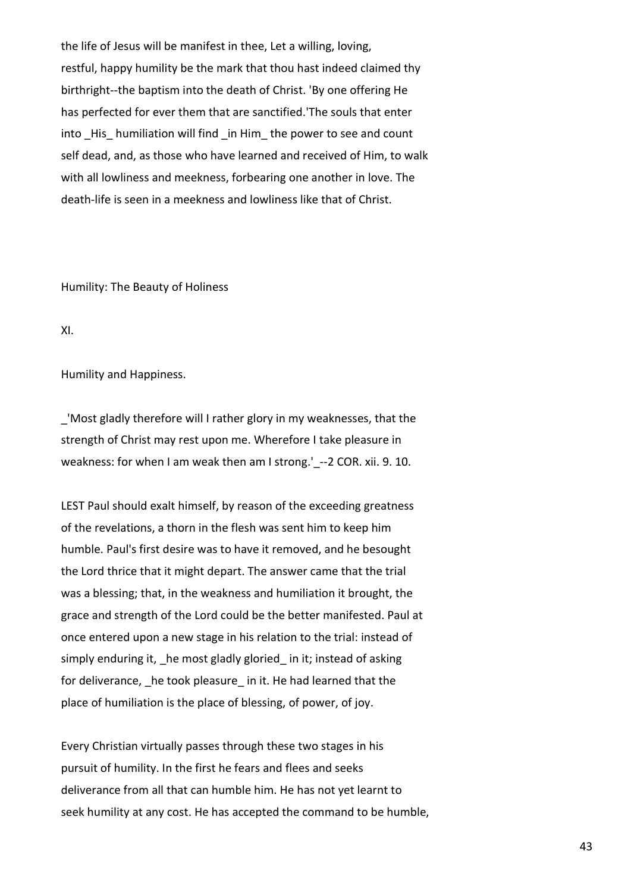the life of Jesus will be manifest in thee, Let a willing, loving, restful, happy humility be the mark that thou hast indeed claimed thy birthright--the baptism into the death of Christ. 'By one offering He has perfected for ever them that are sanctified.'The souls that enter into _His_ humiliation will find _in Him_ the power to see and count self dead, and, as those who have learned and received of Him, to walk with all lowliness and meekness, forbearing one another in love. The death-life is seen in a meekness and lowliness like that of Christ.

Humility: The Beauty of Holiness

XI.

## Humility and Happiness.

_'Most gladly therefore will I rather glory in my weaknesses, that the strength of Christ may rest upon me. Wherefore I take pleasure in weakness: for when I am weak then am I strong.'_--2 COR. xii. 9. 10.

LEST Paul should exalt himself, by reason of the exceeding greatness of the revelations, a thorn in the flesh was sent him to keep him humble. Paul's first desire was to have it removed, and he besought the Lord thrice that it might depart. The answer came that the trial was a blessing; that, in the weakness and humiliation it brought, the grace and strength of the Lord could be the better manifested. Paul at once entered upon a new stage in his relation to the trial: instead of simply enduring it, _he most gladly gloried_ in it; instead of asking for deliverance, _he took pleasure_ in it. He had learned that the place of humiliation is the place of blessing, of power, of joy.

Every Christian virtually passes through these two stages in his pursuit of humility. In the first he fears and flees and seeks deliverance from all that can humble him. He has not yet learnt to seek humility at any cost. He has accepted the command to be humble,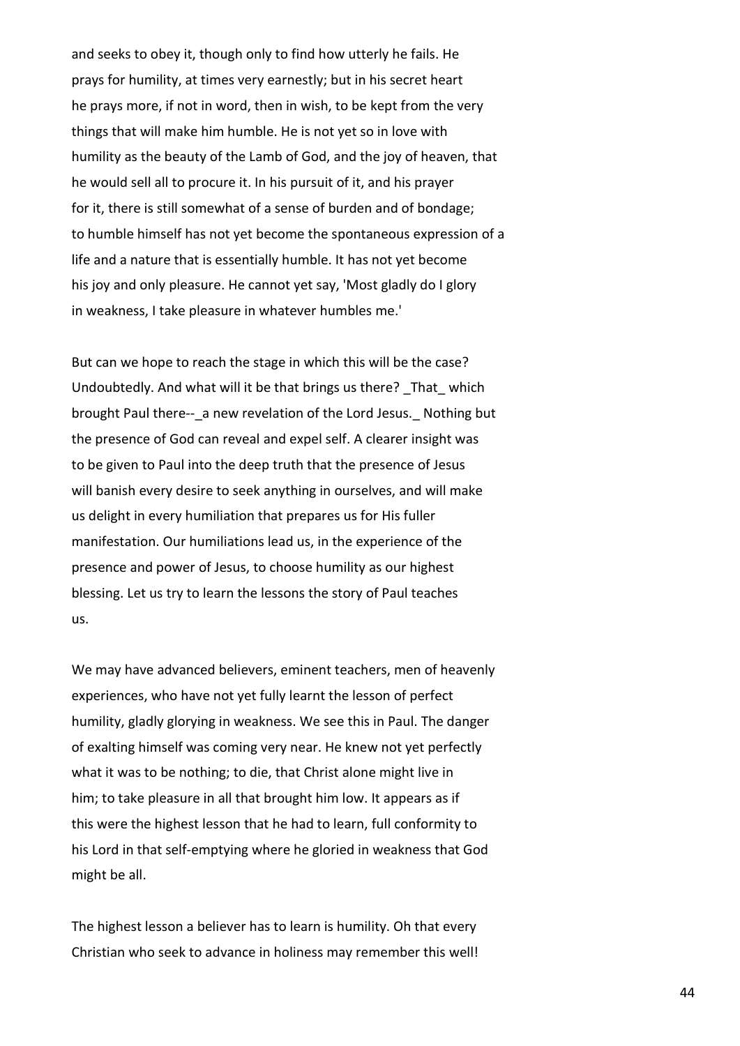and seeks to obey it, though only to find how utterly he fails. He prays for humility, at times very earnestly; but in his secret heart he prays more, if not in word, then in wish, to be kept from the very things that will make him humble. He is not yet so in love with humility as the beauty of the Lamb of God, and the joy of heaven, that he would sell all to procure it. In his pursuit of it, and his prayer for it, there is still somewhat of a sense of burden and of bondage; to humble himself has not yet become the spontaneous expression of a life and a nature that is essentially humble. It has not yet become his joy and only pleasure. He cannot yet say, 'Most gladly do I glory in weakness, I take pleasure in whatever humbles me.'

But can we hope to reach the stage in which this will be the case? Undoubtedly. And what will it be that brings us there? _That_ which brought Paul there--_a new revelation of the Lord Jesus._ Nothing but the presence of God can reveal and expel self. A clearer insight was to be given to Paul into the deep truth that the presence of Jesus will banish every desire to seek anything in ourselves, and will make us delight in every humiliation that prepares us for His fuller manifestation. Our humiliations lead us, in the experience of the presence and power of Jesus, to choose humility as our highest blessing. Let us try to learn the lessons the story of Paul teaches us.

We may have advanced believers, eminent teachers, men of heavenly experiences, who have not yet fully learnt the lesson of perfect humility, gladly glorying in weakness. We see this in Paul. The danger of exalting himself was coming very near. He knew not yet perfectly what it was to be nothing; to die, that Christ alone might live in him; to take pleasure in all that brought him low. It appears as if this were the highest lesson that he had to learn, full conformity to his Lord in that self-emptying where he gloried in weakness that God might be all.

The highest lesson a believer has to learn is humility. Oh that every Christian who seek to advance in holiness may remember this well!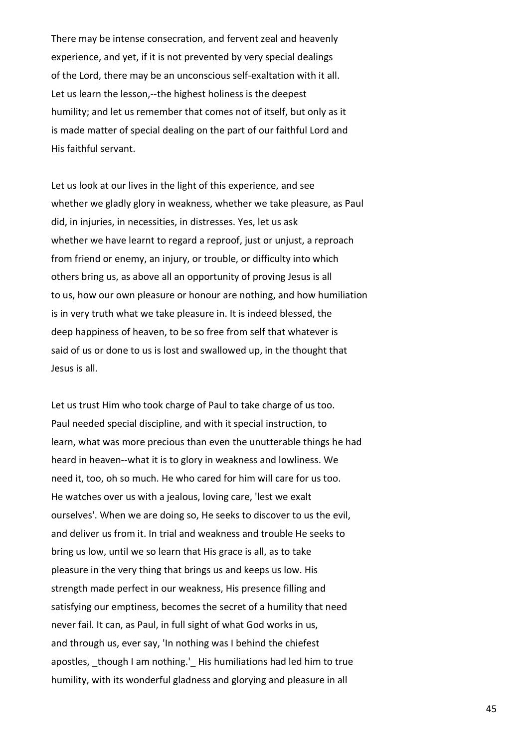There may be intense consecration, and fervent zeal and heavenly experience, and yet, if it is not prevented by very special dealings of the Lord, there may be an unconscious self-exaltation with it all. Let us learn the lesson,--the highest holiness is the deepest humility; and let us remember that comes not of itself, but only as it is made matter of special dealing on the part of our faithful Lord and His faithful servant.

Let us look at our lives in the light of this experience, and see whether we gladly glory in weakness, whether we take pleasure, as Paul did, in injuries, in necessities, in distresses. Yes, let us ask whether we have learnt to regard a reproof, just or unjust, a reproach from friend or enemy, an injury, or trouble, or difficulty into which others bring us, as above all an opportunity of proving Jesus is all to us, how our own pleasure or honour are nothing, and how humiliation is in very truth what we take pleasure in. It is indeed blessed, the deep happiness of heaven, to be so free from self that whatever is said of us or done to us is lost and swallowed up, in the thought that Jesus is all.

Let us trust Him who took charge of Paul to take charge of us too. Paul needed special discipline, and with it special instruction, to learn, what was more precious than even the unutterable things he had heard in heaven--what it is to glory in weakness and lowliness. We need it, too, oh so much. He who cared for him will care for us too. He watches over us with a jealous, loving care, 'lest we exalt ourselves'. When we are doing so, He seeks to discover to us the evil, and deliver us from it. In trial and weakness and trouble He seeks to bring us low, until we so learn that His grace is all, as to take pleasure in the very thing that brings us and keeps us low. His strength made perfect in our weakness, His presence filling and satisfying our emptiness, becomes the secret of a humility that need never fail. It can, as Paul, in full sight of what God works in us, and through us, ever say, 'In nothing was I behind the chiefest apostles, _though I am nothing.'_ His humiliations had led him to true humility, with its wonderful gladness and glorying and pleasure in all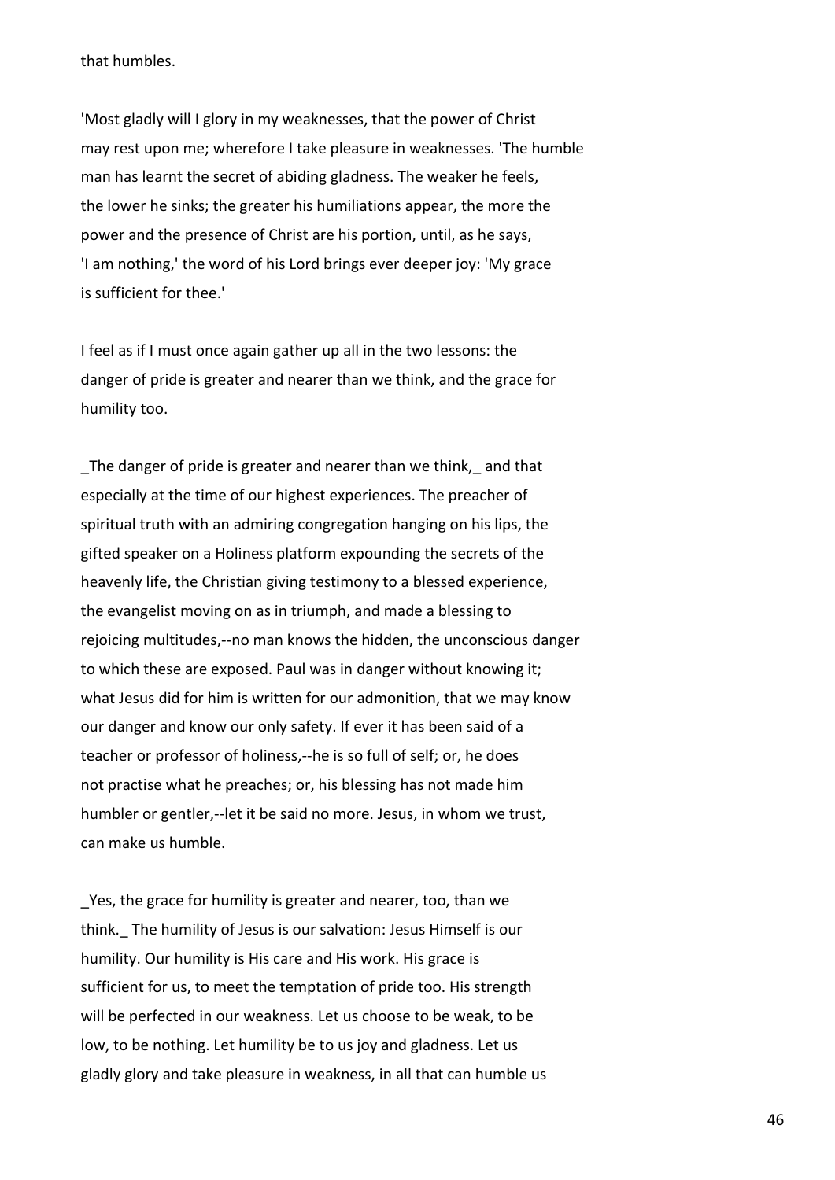that humbles.

'Most gladly will I glory in my weaknesses, that the power of Christ may rest upon me; wherefore I take pleasure in weaknesses. 'The humble man has learnt the secret of abiding gladness. The weaker he feels, the lower he sinks; the greater his humiliations appear, the more the power and the presence of Christ are his portion, until, as he says, 'I am nothing,' the word of his Lord brings ever deeper joy: 'My grace is sufficient for thee.'

I feel as if I must once again gather up all in the two lessons: the danger of pride is greater and nearer than we think, and the grace for humility too.

_The danger of pride is greater and nearer than we think,_ and that especially at the time of our highest experiences. The preacher of spiritual truth with an admiring congregation hanging on his lips, the gifted speaker on a Holiness platform expounding the secrets of the heavenly life, the Christian giving testimony to a blessed experience, the evangelist moving on as in triumph, and made a blessing to rejoicing multitudes,--no man knows the hidden, the unconscious danger to which these are exposed. Paul was in danger without knowing it; what Jesus did for him is written for our admonition, that we may know our danger and know our only safety. If ever it has been said of a teacher or professor of holiness,--he is so full of self; or, he does not practise what he preaches; or, his blessing has not made him humbler or gentler,--let it be said no more. Jesus, in whom we trust, can make us humble.

_Yes, the grace for humility is greater and nearer, too, than we think._ The humility of Jesus is our salvation: Jesus Himself is our humility. Our humility is His care and His work. His grace is sufficient for us, to meet the temptation of pride too. His strength will be perfected in our weakness. Let us choose to be weak, to be low, to be nothing. Let humility be to us joy and gladness. Let us gladly glory and take pleasure in weakness, in all that can humble us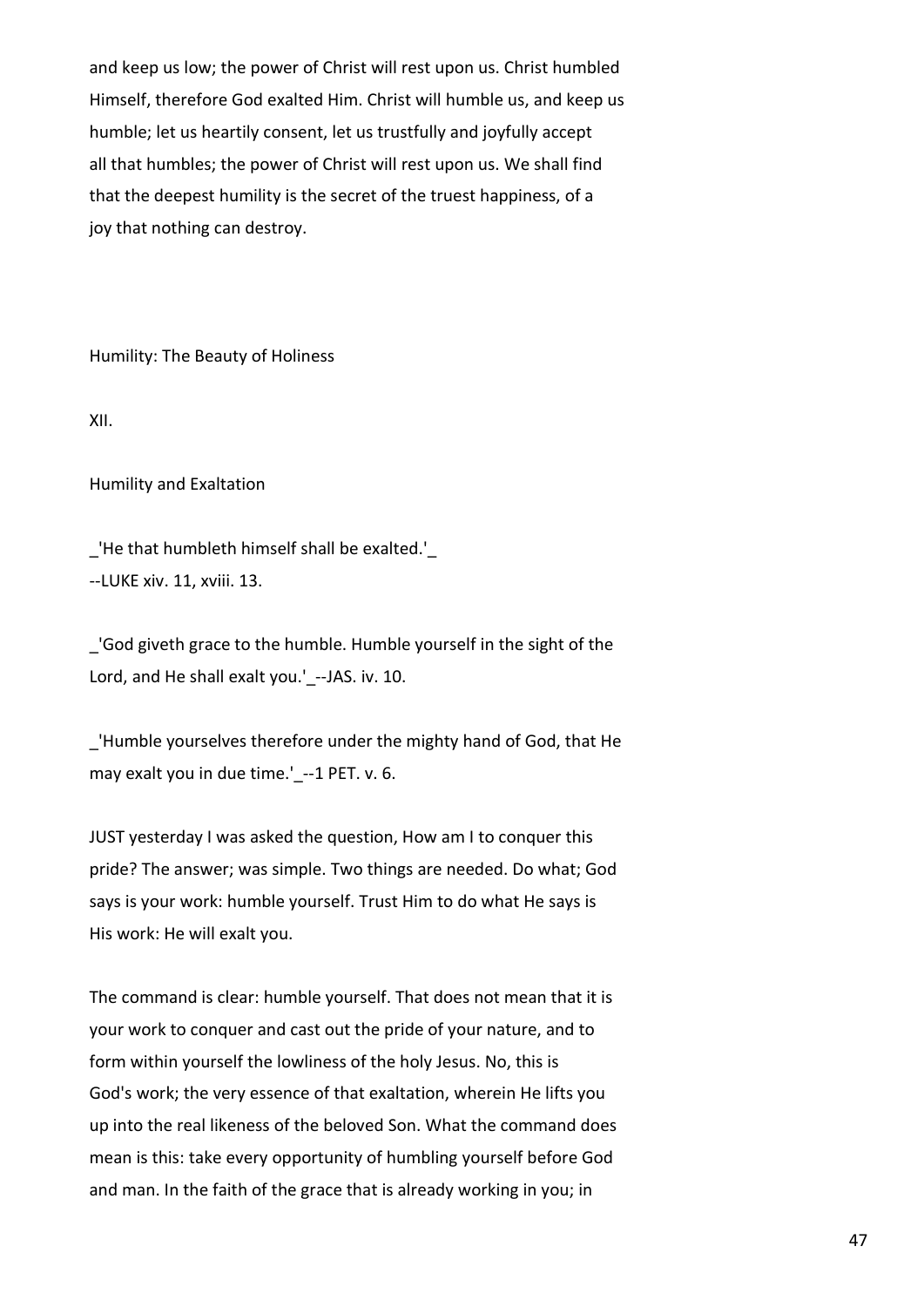and keep us low; the power of Christ will rest upon us. Christ humbled Himself, therefore God exalted Him. Christ will humble us, and keep us humble; let us heartily consent, let us trustfully and joyfully accept all that humbles; the power of Christ will rest upon us. We shall find that the deepest humility is the secret of the truest happiness, of a joy that nothing can destroy.

Humility: The Beauty of Holiness

# XII.

## Humility and Exaltation

_'He that humbleth himself shall be exalted.'_
--LUKE xiv. 11, xviii. 13.

_'God giveth grace to the humble. Humble yourself in the sight of the Lord, and He shall exalt you.'_--JAS. iv. 10.

_'Humble yourselves therefore under the mighty hand of God, that He may exalt you in due time.'_--1 PET. v. 6.

JUST yesterday I was asked the question, How am I to conquer this pride? The answer; was simple. Two things are needed. Do what; God says is your work: humble yourself. Trust Him to do what He says is His work: He will exalt you.

The command is clear: humble yourself. That does not mean that it is your work to conquer and cast out the pride of your nature, and to form within yourself the lowliness of the holy Jesus. No, this is God's work; the very essence of that exaltation, wherein He lifts you up into the real likeness of the beloved Son. What the command does mean is this: take every opportunity of humbling yourself before God and man. In the faith of the grace that is already working in you; in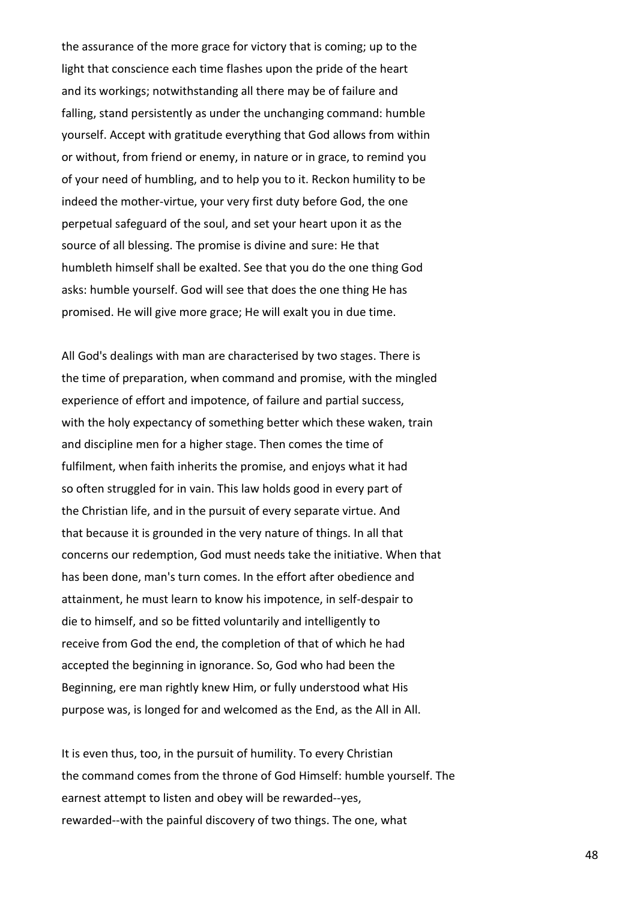the assurance of the more grace for victory that is coming; up to the light that conscience each time flashes upon the pride of the heart and its workings; notwithstanding all there may be of failure and falling, stand persistently as under the unchanging command: humble yourself. Accept with gratitude everything that God allows from within or without, from friend or enemy, in nature or in grace, to remind you of your need of humbling, and to help you to it. Reckon humility to be indeed the mother-virtue, your very first duty before God, the one perpetual safeguard of the soul, and set your heart upon it as the source of all blessing. The promise is divine and sure: He that humbleth himself shall be exalted. See that you do the one thing God asks: humble yourself. God will see that does the one thing He has promised. He will give more grace; He will exalt you in due time.

All God's dealings with man are characterised by two stages. There is the time of preparation, when command and promise, with the mingled experience of effort and impotence, of failure and partial success, with the holy expectancy of something better which these waken, train and discipline men for a higher stage. Then comes the time of fulfilment, when faith inherits the promise, and enjoys what it had so often struggled for in vain. This law holds good in every part of the Christian life, and in the pursuit of every separate virtue. And that because it is grounded in the very nature of things. In all that concerns our redemption, God must needs take the initiative. When that has been done, man's turn comes. In the effort after obedience and attainment, he must learn to know his impotence, in self-despair to die to himself, and so be fitted voluntarily and intelligently to receive from God the end, the completion of that of which he had accepted the beginning in ignorance. So, God who had been the Beginning, ere man rightly knew Him, or fully understood what His purpose was, is longed for and welcomed as the End, as the All in All.

It is even thus, too, in the pursuit of humility. To every Christian the command comes from the throne of God Himself: humble yourself. The earnest attempt to listen and obey will be rewarded--yes, rewarded--with the painful discovery of two things. The one, what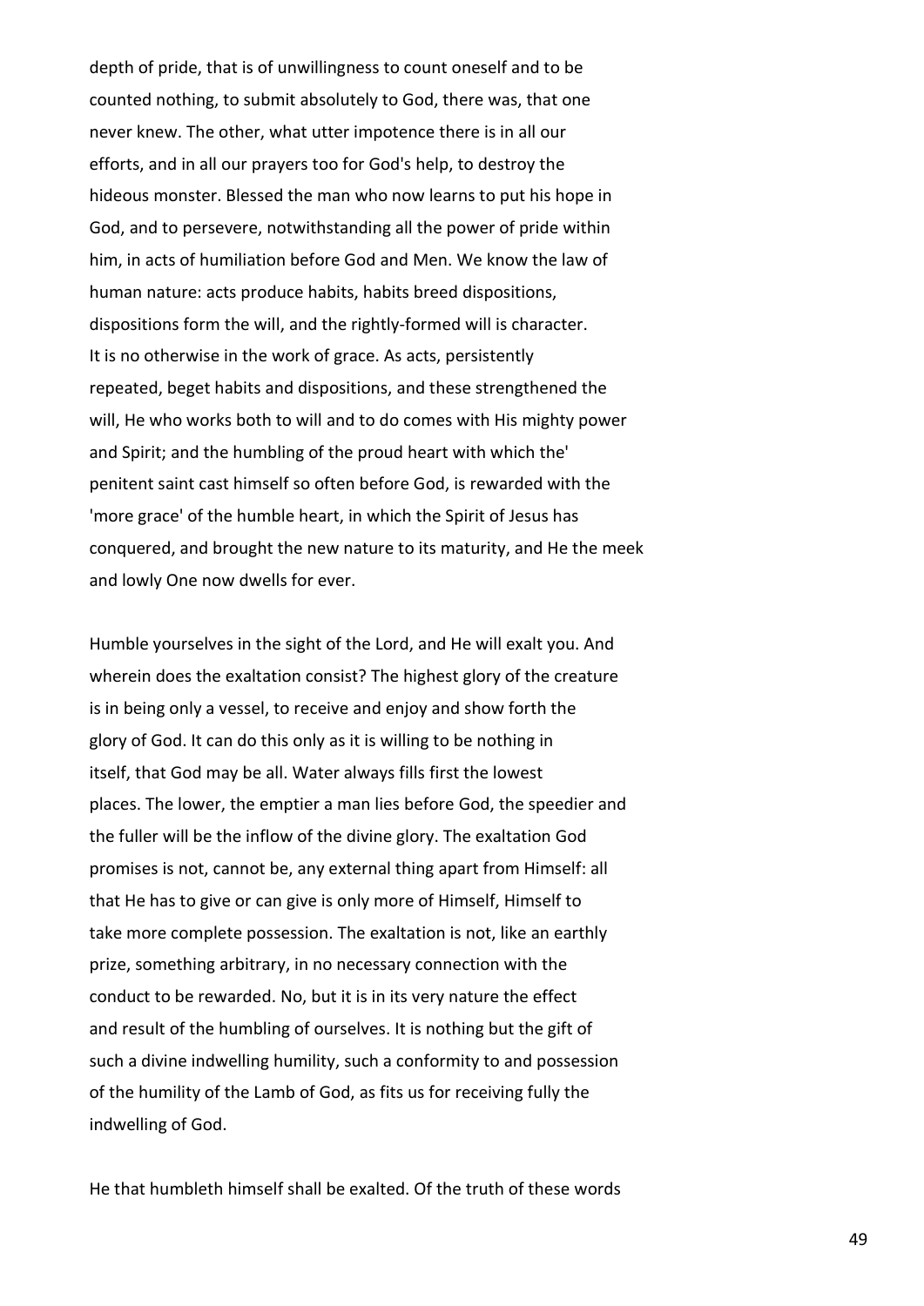depth of pride, that is of unwillingness to count oneself and to be counted nothing, to submit absolutely to God, there was, that one never knew. The other, what utter impotence there is in all our efforts, and in all our prayers too for God's help, to destroy the hideous monster. Blessed the man who now learns to put his hope in God, and to persevere, notwithstanding all the power of pride within him, in acts of humiliation before God and Men. We know the law of human nature: acts produce habits, habits breed dispositions, dispositions form the will, and the rightly-formed will is character. It is no otherwise in the work of grace. As acts, persistently repeated, beget habits and dispositions, and these strengthened the will, He who works both to will and to do comes with His mighty power and Spirit; and the humbling of the proud heart with which the' penitent saint cast himself so often before God, is rewarded with the 'more grace' of the humble heart, in which the Spirit of Jesus has conquered, and brought the new nature to its maturity, and He the meek and lowly One now dwells for ever.

Humble yourselves in the sight of the Lord, and He will exalt you. And wherein does the exaltation consist? The highest glory of the creature is in being only a vessel, to receive and enjoy and show forth the glory of God. It can do this only as it is willing to be nothing in itself, that God may be all. Water always fills first the lowest places. The lower, the emptier a man lies before God, the speedier and the fuller will be the inflow of the divine glory. The exaltation God promises is not, cannot be, any external thing apart from Himself: all that He has to give or can give is only more of Himself, Himself to take more complete possession. The exaltation is not, like an earthly prize, something arbitrary, in no necessary connection with the conduct to be rewarded. No, but it is in its very nature the effect and result of the humbling of ourselves. It is nothing but the gift of such a divine indwelling humility, such a conformity to and possession of the humility of the Lamb of God, as fits us for receiving fully the indwelling of God.

He that humbleth himself shall be exalted. Of the truth of these words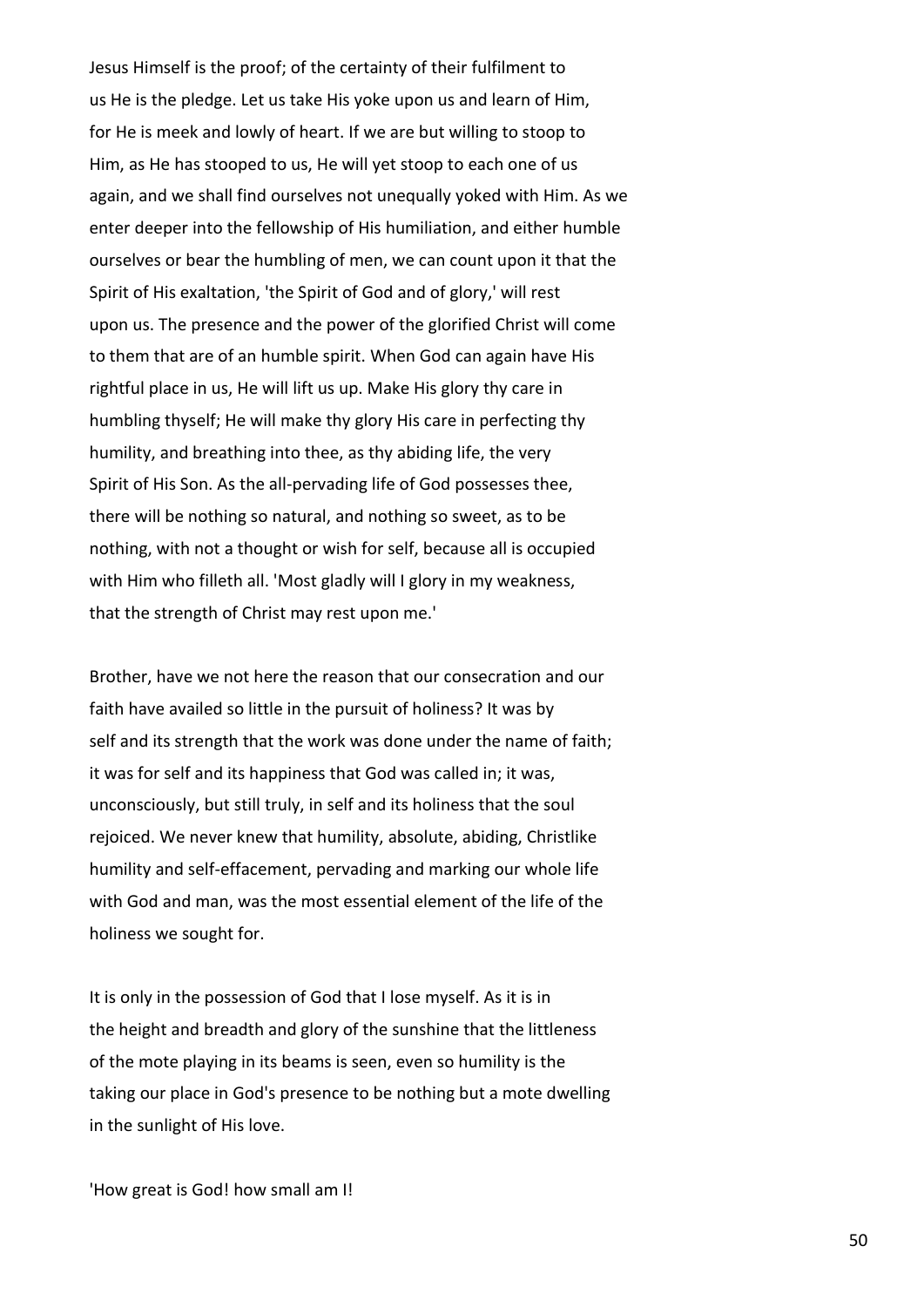Jesus Himself is the proof; of the certainty of their fulfilment to us He is the pledge. Let us take His yoke upon us and learn of Him, for He is meek and lowly of heart. If we are but willing to stoop to Him, as He has stooped to us, He will yet stoop to each one of us again, and we shall find ourselves not unequally yoked with Him. As we enter deeper into the fellowship of His humiliation, and either humble ourselves or bear the humbling of men, we can count upon it that the Spirit of His exaltation, 'the Spirit of God and of glory,' will rest upon us. The presence and the power of the glorified Christ will come to them that are of an humble spirit. When God can again have His rightful place in us, He will lift us up. Make His glory thy care in humbling thyself; He will make thy glory His care in perfecting thy humility, and breathing into thee, as thy abiding life, the very Spirit of His Son. As the all-pervading life of God possesses thee, there will be nothing so natural, and nothing so sweet, as to be nothing, with not a thought or wish for self, because all is occupied with Him who filleth all. 'Most gladly will I glory in my weakness, that the strength of Christ may rest upon me.'

Brother, have we not here the reason that our consecration and our faith have availed so little in the pursuit of holiness? It was by self and its strength that the work was done under the name of faith; it was for self and its happiness that God was called in; it was, unconsciously, but still truly, in self and its holiness that the soul rejoiced. We never knew that humility, absolute, abiding, Christlike humility and self-effacement, pervading and marking our whole life with God and man, was the most essential element of the life of the holiness we sought for.

It is only in the possession of God that I lose myself. As it is in the height and breadth and glory of the sunshine that the littleness of the mote playing in its beams is seen, even so humility is the taking our place in God's presence to be nothing but a mote dwelling in the sunlight of His love.

'How great is God! how small am I!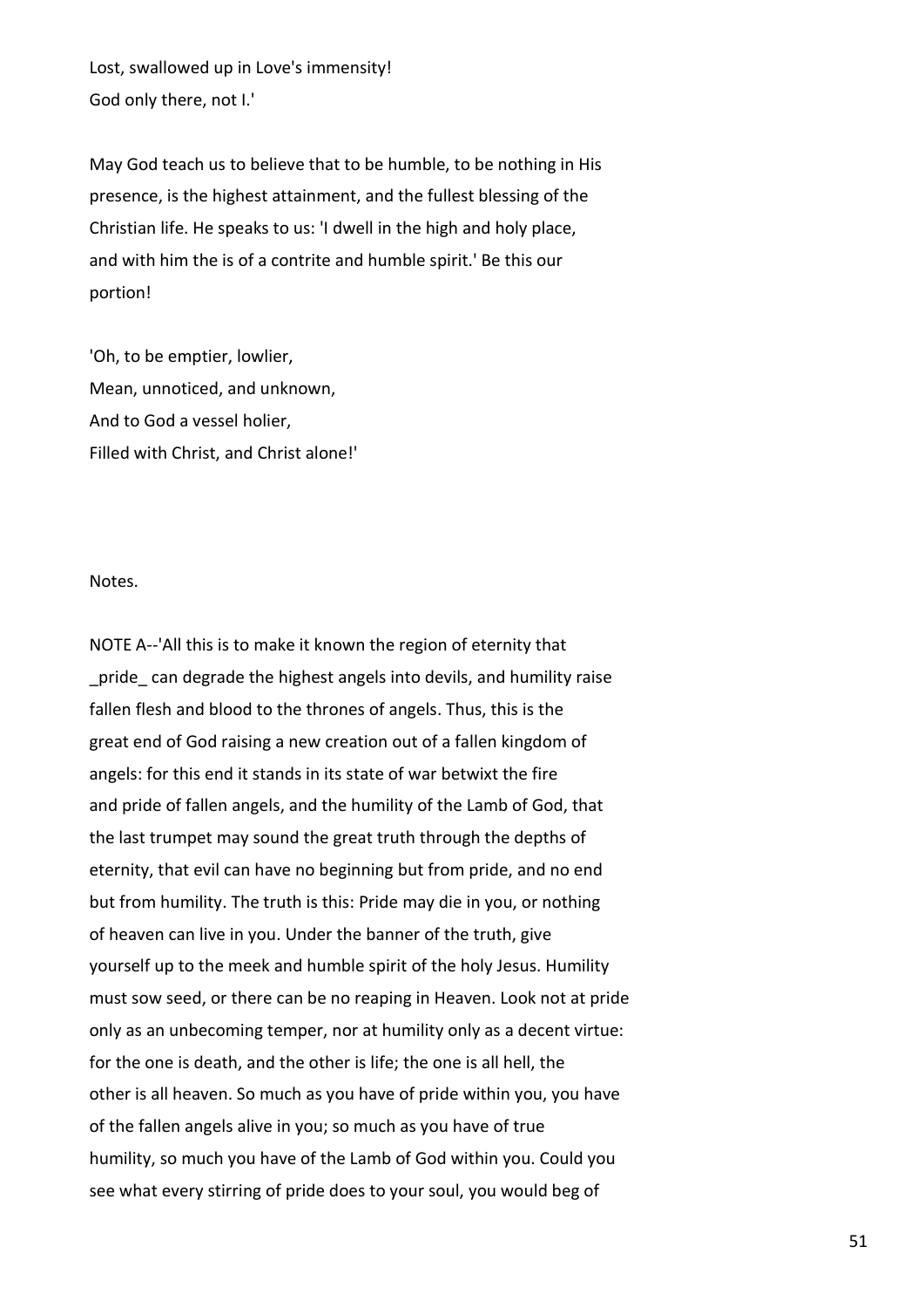Lost, swallowed up in Love's immensity!
God only there, not I.'

May God teach us to believe that to be humble, to be nothing in His presence, is the highest attainment, and the fullest blessing of the Christian life. He speaks to us: 'I dwell in the high and holy place, and with him the is of a contrite and humble spirit.' Be this our portion!

'Oh, to be emptier, lowlier,
Mean, unnoticed, and unknown,
And to God a vessel holier,
Filled with Christ, and Christ alone!'

Notes.

NOTE A--'All this is to make it known the region of eternity that _pride_ can degrade the highest angels into devils, and humility raise fallen flesh and blood to the thrones of angels. Thus, this is the great end of God raising a new creation out of a fallen kingdom of angels: for this end it stands in its state of war betwixt the fire and pride of fallen angels, and the humility of the Lamb of God, that the last trumpet may sound the great truth through the depths of eternity, that evil can have no beginning but from pride, and no end but from humility. The truth is this: Pride may die in you, or nothing of heaven can live in you. Under the banner of the truth, give yourself up to the meek and humble spirit of the holy Jesus. Humility must sow seed, or there can be no reaping in Heaven. Look not at pride only as an unbecoming temper, nor at humility only as a decent virtue: for the one is death, and the other is life; the one is all hell, the other is all heaven. So much as you have of pride within you, you have of the fallen angels alive in you; so much as you have of true humility, so much you have of the Lamb of God within you. Could you see what every stirring of pride does to your soul, you would beg of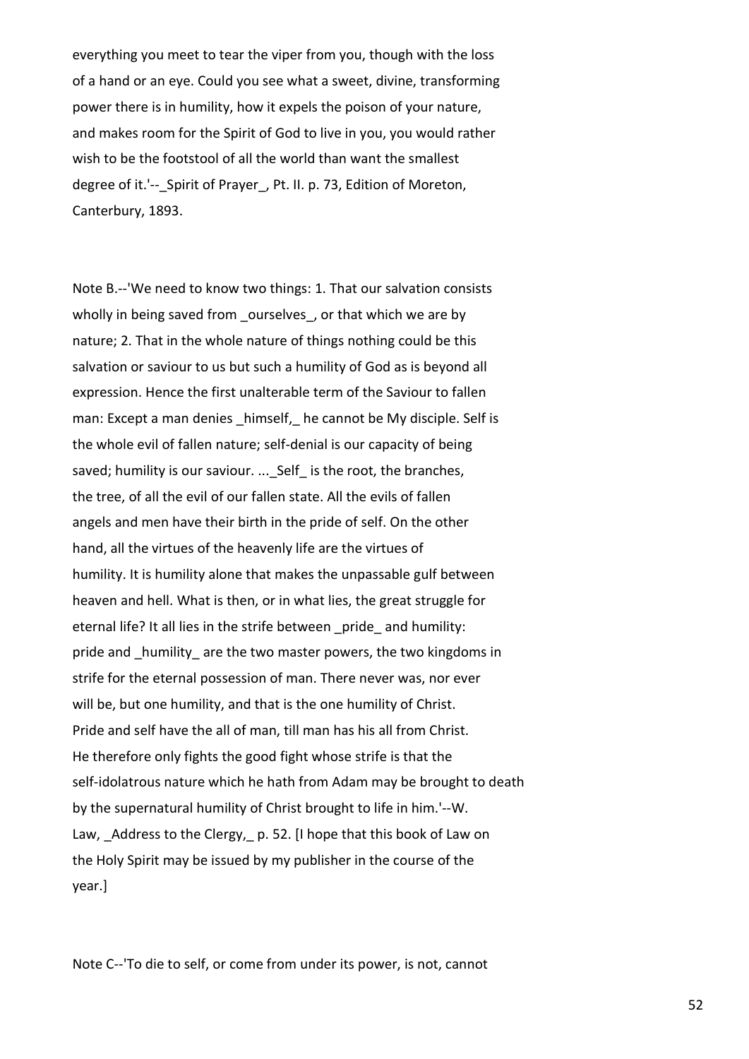everything you meet to tear the viper from you, though with the loss of a hand or an eye. Could you see what a sweet, divine, transforming power there is in humility, how it expels the poison of your nature, and makes room for the Spirit of God to live in you, you would rather wish to be the footstool of all the world than want the smallest degree of it.'--_Spirit of Prayer_, Pt. II. p. 73, Edition of Moreton, Canterbury, 1893.

Note B.--'We need to know two things: 1. That our salvation consists wholly in being saved from _ourselves_, or that which we are by nature; 2. That in the whole nature of things nothing could be this salvation or saviour to us but such a humility of God as is beyond all expression. Hence the first unalterable term of the Saviour to fallen man: Except a man denies _himself,_ he cannot be My disciple. Self is the whole evil of fallen nature; self-denial is our capacity of being saved; humility is our saviour. ..._Self_ is the root, the branches, the tree, of all the evil of our fallen state. All the evils of fallen angels and men have their birth in the pride of self. On the other hand, all the virtues of the heavenly life are the virtues of humility. It is humility alone that makes the unpassable gulf between heaven and hell. What is then, or in what lies, the great struggle for eternal life? It all lies in the strife between _pride_ and humility: pride and _humility_ are the two master powers, the two kingdoms in strife for the eternal possession of man. There never was, nor ever will be, but one humility, and that is the one humility of Christ. Pride and self have the all of man, till man has his all from Christ. He therefore only fights the good fight whose strife is that the self-idolatrous nature which he hath from Adam may be brought to death by the supernatural humility of Christ brought to life in him.'--W. Law, _Address to the Clergy,_ p. 52. [I hope that this book of Law on the Holy Spirit may be issued by my publisher in the course of the year.]

Note C--'To die to self, or come from under its power, is not, cannot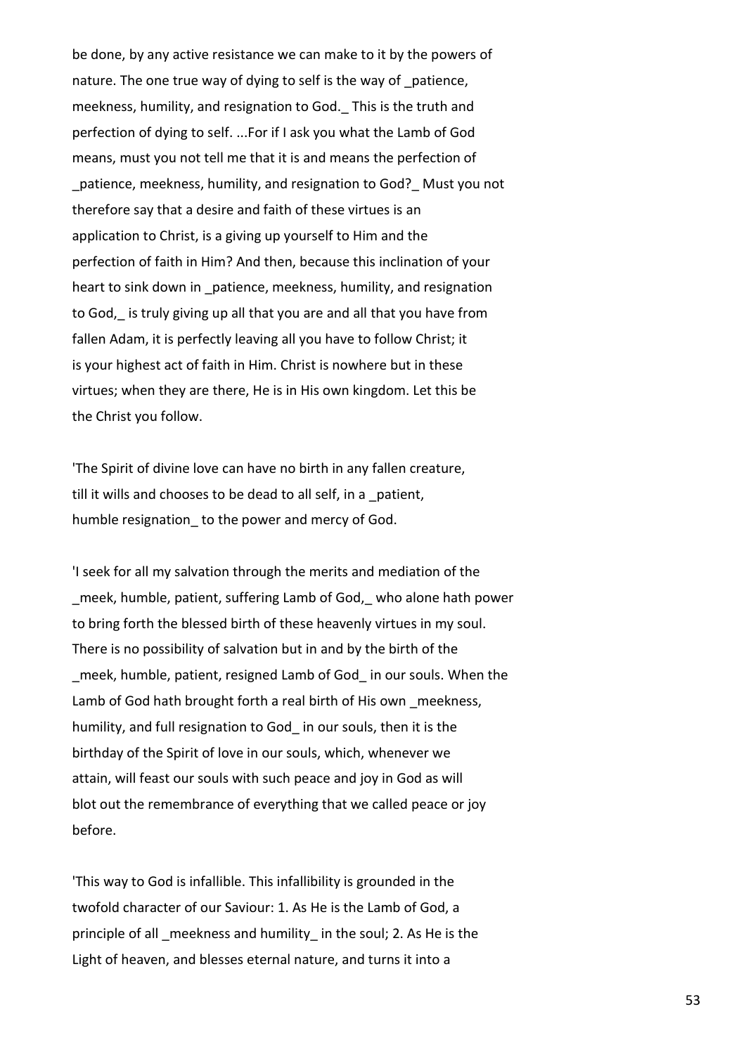be done, by any active resistance we can make to it by the powers of nature. The one true way of dying to self is the way of _patience, meekness, humility, and resignation to God._ This is the truth and perfection of dying to self. ...For if I ask you what the Lamb of God means, must you not tell me that it is and means the perfection of _patience, meekness, humility, and resignation to God?_ Must you not therefore say that a desire and faith of these virtues is an application to Christ, is a giving up yourself to Him and the perfection of faith in Him? And then, because this inclination of your heart to sink down in _patience, meekness, humility, and resignation to God,_ is truly giving up all that you are and all that you have from fallen Adam, it is perfectly leaving all you have to follow Christ; it is your highest act of faith in Him. Christ is nowhere but in these virtues; when they are there, He is in His own kingdom. Let this be the Christ you follow.

'The Spirit of divine love can have no birth in any fallen creature, till it wills and chooses to be dead to all self, in a _patient, humble resignation_ to the power and mercy of God.

'I seek for all my salvation through the merits and mediation of the _meek, humble, patient, suffering Lamb of God,_ who alone hath power to bring forth the blessed birth of these heavenly virtues in my soul. There is no possibility of salvation but in and by the birth of the _meek, humble, patient, resigned Lamb of God_ in our souls. When the Lamb of God hath brought forth a real birth of His own _meekness, humility, and full resignation to God_ in our souls, then it is the birthday of the Spirit of love in our souls, which, whenever we attain, will feast our souls with such peace and joy in God as will blot out the remembrance of everything that we called peace or joy before.

'This way to God is infallible. This infallibility is grounded in the twofold character of our Saviour: 1. As He is the Lamb of God, a principle of all _meekness and humility_ in the soul; 2. As He is the Light of heaven, and blesses eternal nature, and turns it into a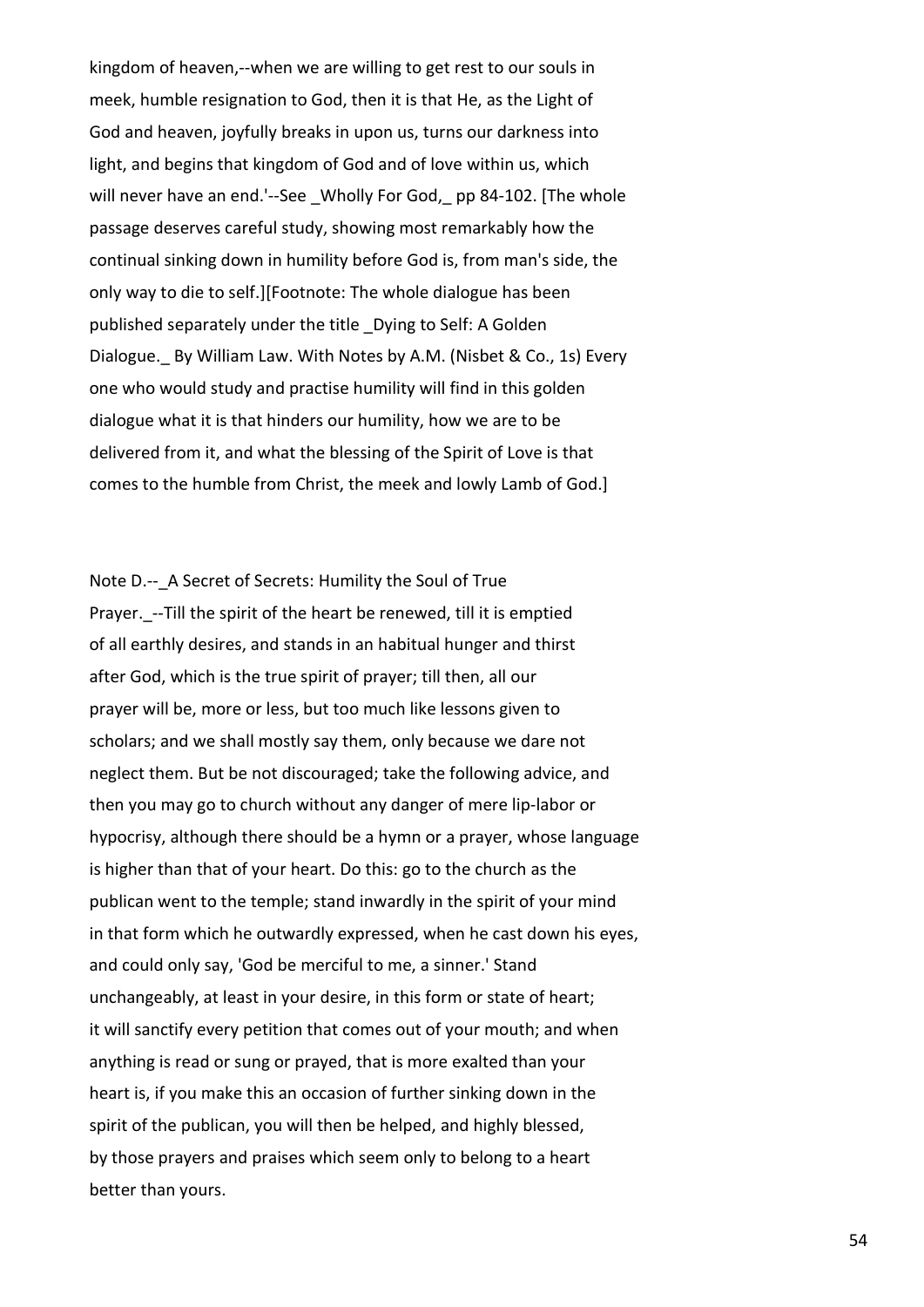kingdom of heaven,--when we are willing to get rest to our souls in meek, humble resignation to God, then it is that He, as the Light of God and heaven, joyfully breaks in upon us, turns our darkness into light, and begins that kingdom of God and of love within us, which will never have an end.'--See _Wholly For God,_ pp 84-102. [The whole passage deserves careful study, showing most remarkably how the continual sinking down in humility before God is, from man's side, the only way to die to self.][Footnote: The whole dialogue has been published separately under the title _Dying to Self: A Golden Dialogue._ By William Law. With Notes by A.M. (Nisbet & Co., 1s) Every one who would study and practise humility will find in this golden dialogue what it is that hinders our humility, how we are to be delivered from it, and what the blessing of the Spirit of Love is that comes to the humble from Christ, the meek and lowly Lamb of God.]

Note D.--_A Secret of Secrets: Humility the Soul of True Prayer._--Till the spirit of the heart be renewed, till it is emptied of all earthly desires, and stands in an habitual hunger and thirst after God, which is the true spirit of prayer; till then, all our prayer will be, more or less, but too much like lessons given to scholars; and we shall mostly say them, only because we dare not neglect them. But be not discouraged; take the following advice, and then you may go to church without any danger of mere lip-labor or hypocrisy, although there should be a hymn or a prayer, whose language is higher than that of your heart. Do this: go to the church as the publican went to the temple; stand inwardly in the spirit of your mind in that form which he outwardly expressed, when he cast down his eyes, and could only say, 'God be merciful to me, a sinner.' Stand unchangeably, at least in your desire, in this form or state of heart; it will sanctify every petition that comes out of your mouth; and when anything is read or sung or prayed, that is more exalted than your heart is, if you make this an occasion of further sinking down in the spirit of the publican, you will then be helped, and highly blessed, by those prayers and praises which seem only to belong to a heart better than yours.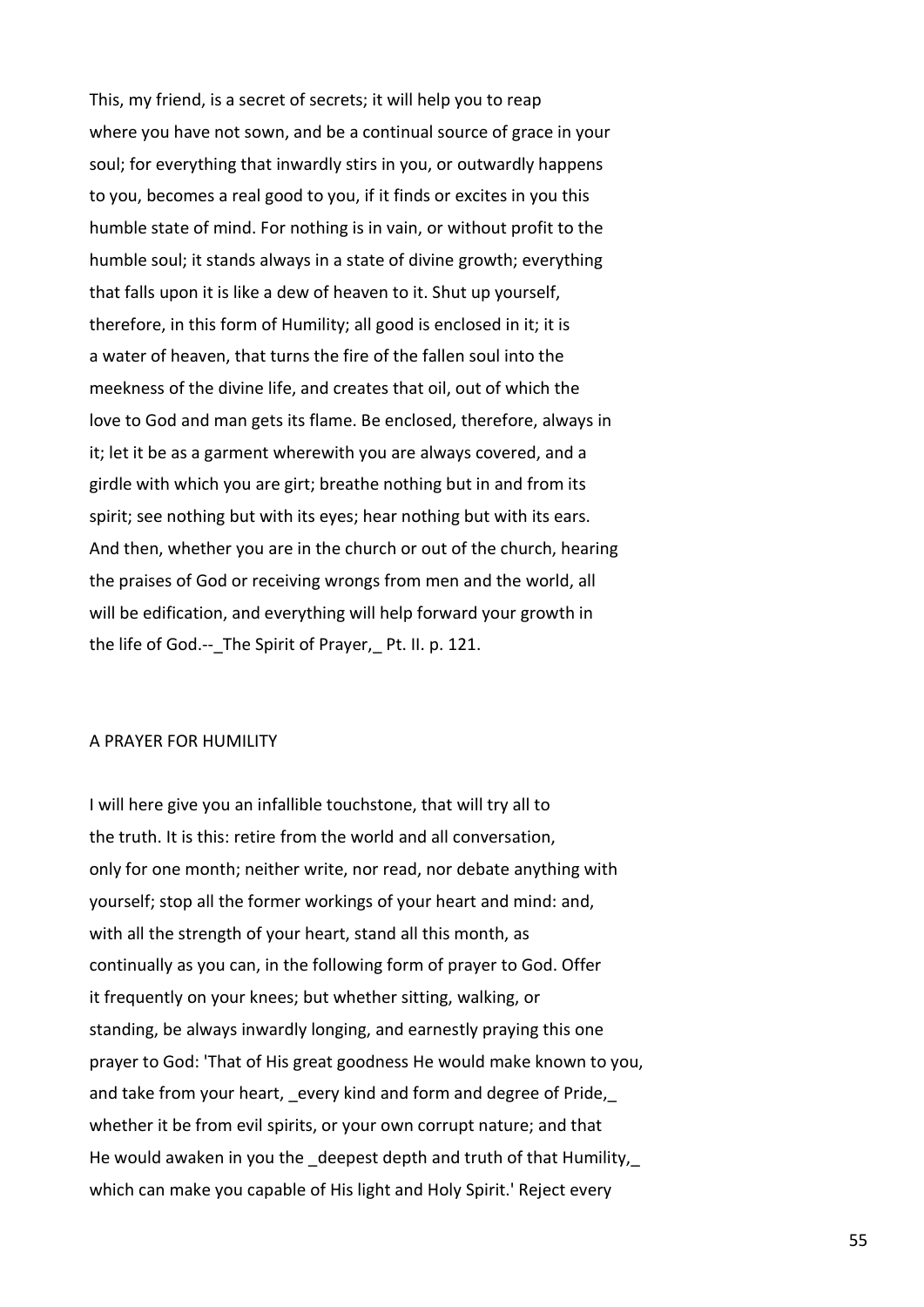This, my friend, is a secret of secrets; it will help you to reap where you have not sown, and be a continual source of grace in your soul; for everything that inwardly stirs in you, or outwardly happens to you, becomes a real good to you, if it finds or excites in you this humble state of mind. For nothing is in vain, or without profit to the humble soul; it stands always in a state of divine growth; everything that falls upon it is like a dew of heaven to it. Shut up yourself, therefore, in this form of Humility; all good is enclosed in it; it is a water of heaven, that turns the fire of the fallen soul into the meekness of the divine life, and creates that oil, out of which the love to God and man gets its flame. Be enclosed, therefore, always in it; let it be as a garment wherewith you are always covered, and a girdle with which you are girt; breathe nothing but in and from its spirit; see nothing but with its eyes; hear nothing but with its ears. And then, whether you are in the church or out of the church, hearing the praises of God or receiving wrongs from men and the world, all will be edification, and everything will help forward your growth in the life of God.--_The Spirit of Prayer,_ Pt. II. p. 121.

## A PRAYER FOR HUMILITY

I will here give you an infallible touchstone, that will try all to the truth. It is this: retire from the world and all conversation, only for one month; neither write, nor read, nor debate anything with yourself; stop all the former workings of your heart and mind: and, with all the strength of your heart, stand all this month, as continually as you can, in the following form of prayer to God. Offer it frequently on your knees; but whether sitting, walking, or standing, be always inwardly longing, and earnestly praying this one prayer to God: 'That of His great goodness He would make known to you, and take from your heart, _every kind and form and degree of Pride,_ whether it be from evil spirits, or your own corrupt nature; and that He would awaken in you the _deepest depth and truth of that Humility,_ which can make you capable of His light and Holy Spirit.' Reject every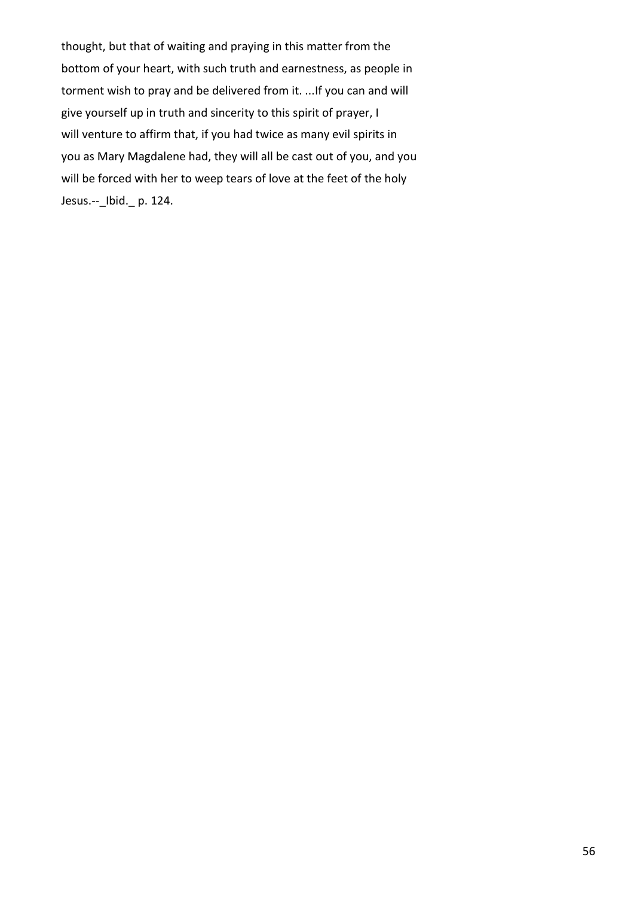thought, but that of waiting and praying in this matter from the bottom of your heart, with such truth and earnestness, as people in torment wish to pray and be delivered from it. ...If you can and will give yourself up in truth and sincerity to this spirit of prayer, I will venture to affirm that, if you had twice as many evil spirits in you as Mary Magdalene had, they will all be cast out of you, and you will be forced with her to weep tears of love at the feet of the holy Jesus.--_Ibid._ p. 124.